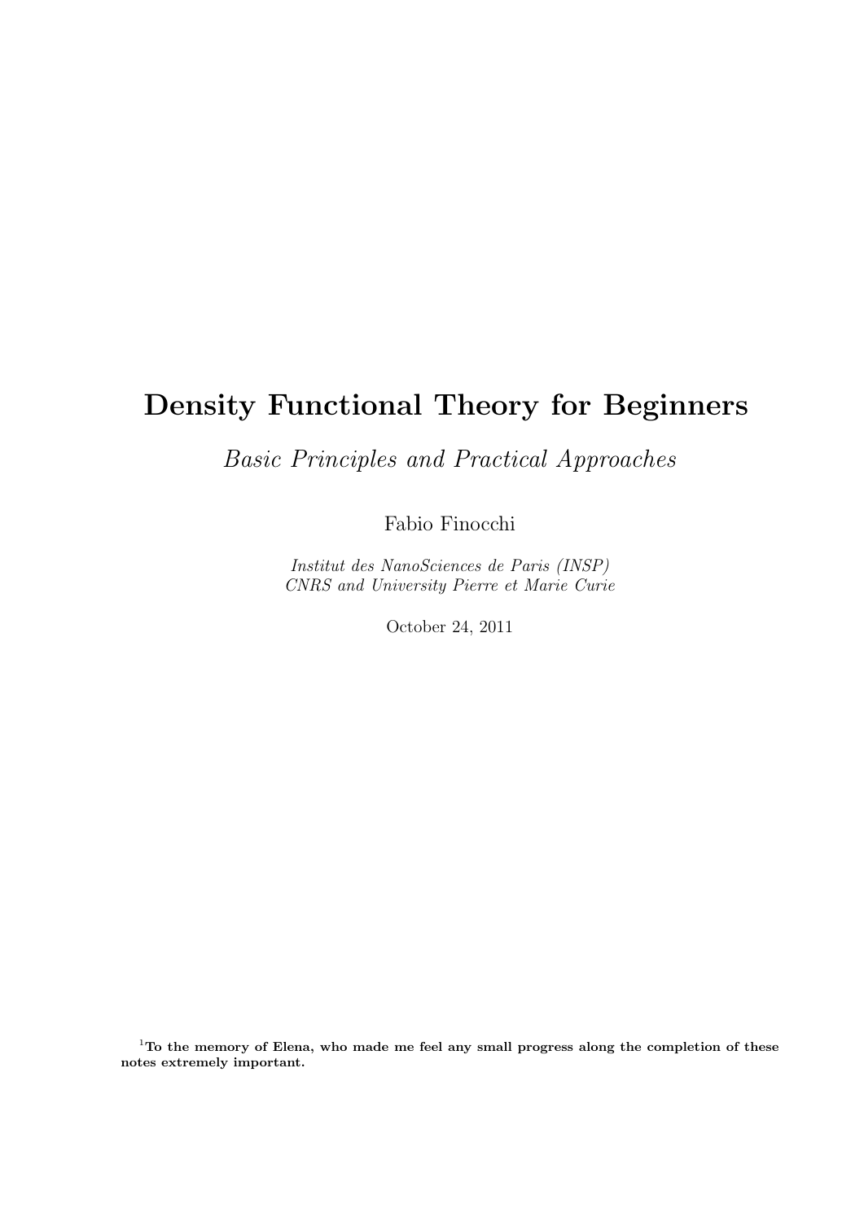# Density Functional Theory for Beginners

*Basic Principles and Practical Approaches*

Fabio Finocchi

*Institut des NanoSciences de Paris (INSP)*
*CNRS and University Pierre et Marie Curie*

October 24, 2011

[1]**To the memory of Elena, who made me feel any small progress along the completion of these notes extremely important.**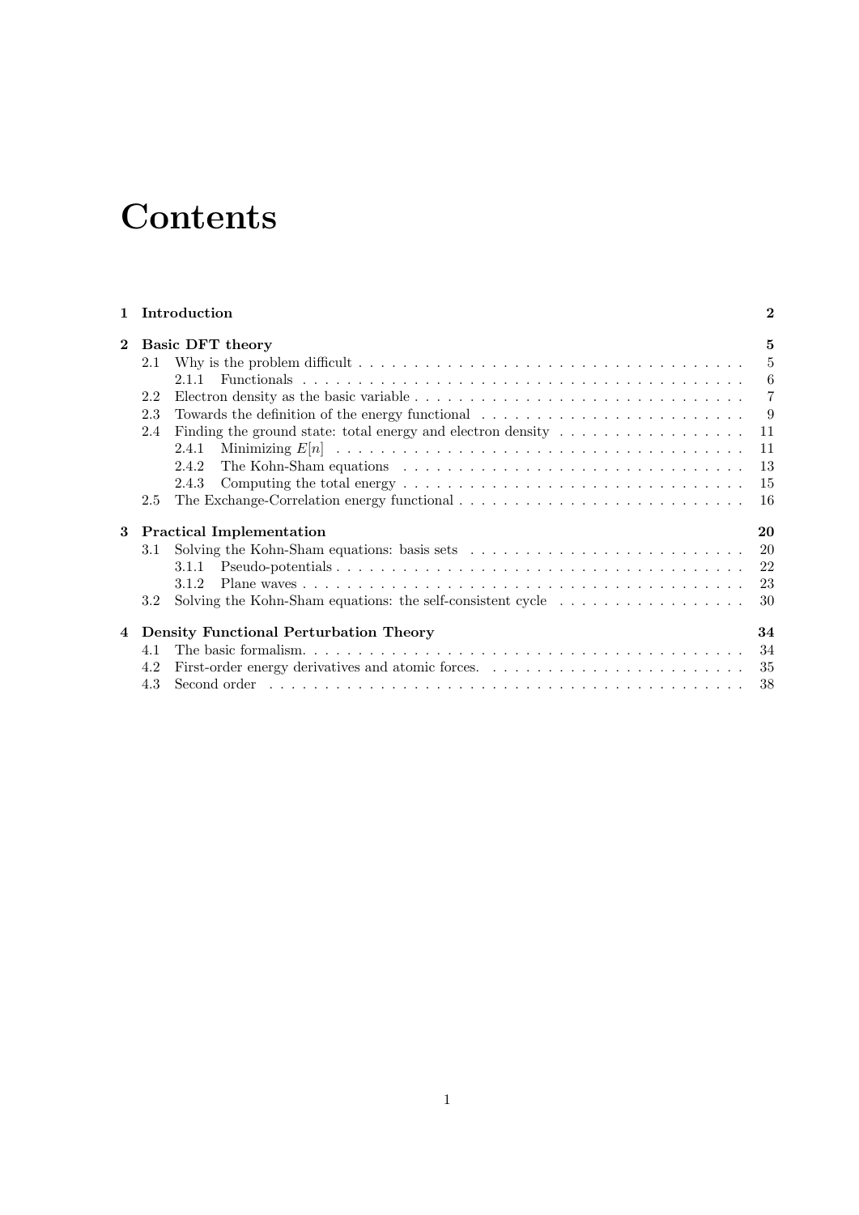# Contents

**1 Introduction** — **2**

**2 Basic DFT theory** — **5**

- 2.1 Why is the problem difficult — 5
  - 2.1.1 Functionals — 6
- 2.2 Electron density as the basic variable — 7
- 2.3 Towards the definition of the energy functional — 9
- 2.4 Finding the ground state: total energy and electron density — 11
  - 2.4.1 Minimizing $E[n]$ — 11
  - 2.4.2 The Kohn-Sham equations — 13
  - 2.4.3 Computing the total energy — 15
- 2.5 The Exchange-Correlation energy functional — 16

**3 Practical Implementation** — **20**

- 3.1 Solving the Kohn-Sham equations: basis sets — 20
  - 3.1.1 Pseudo-potentials — 22
  - 3.1.2 Plane waves — 23
- 3.2 Solving the Kohn-Sham equations: the self-consistent cycle — 30

**4 Density Functional Perturbation Theory** — **34**

- 4.1 The basic formalism. — 34
- 4.2 First-order energy derivatives and atomic forces. — 35
- 4.3 Second order — 38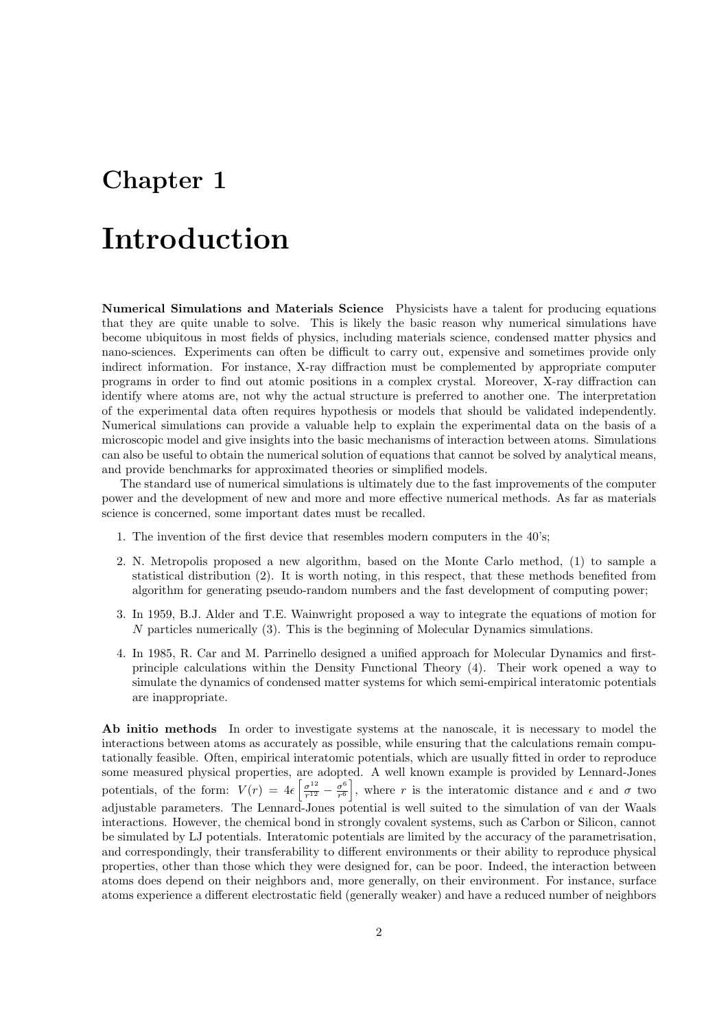# Chapter 1

# Introduction

**Numerical Simulations and Materials Science** Physicists have a talent for producing equations that they are quite unable to solve. This is likely the basic reason why numerical simulations have become ubiquitous in most fields of physics, including materials science, condensed matter physics and nano-sciences. Experiments can often be difficult to carry out, expensive and sometimes provide only indirect information. For instance, X-ray diffraction must be complemented by appropriate computer programs in order to find out atomic positions in a complex crystal. Moreover, X-ray diffraction can identify where atoms are, not why the actual structure is preferred to another one. The interpretation of the experimental data often requires hypothesis or models that should be validated independently. Numerical simulations can provide a valuable help to explain the experimental data on the basis of a microscopic model and give insights into the basic mechanisms of interaction between atoms. Simulations can also be useful to obtain the numerical solution of equations that cannot be solved by analytical means, and provide benchmarks for approximated theories or simplified models.

The standard use of numerical simulations is ultimately due to the fast improvements of the computer power and the development of new and more and more effective numerical methods. As far as materials science is concerned, some important dates must be recalled.

1. The invention of the first device that resembles modern computers in the 40's;
2. N. Metropolis proposed a new algorithm, based on the Monte Carlo method, (1) to sample a statistical distribution (2). It is worth noting, in this respect, that these methods benefited from algorithm for generating pseudo-random numbers and the fast development of computing power;
3. In 1959, B.J. Alder and T.E. Wainwright proposed a way to integrate the equations of motion for $N$ particles numerically (3). This is the beginning of Molecular Dynamics simulations.
4. In 1985, R. Car and M. Parrinello designed a unified approach for Molecular Dynamics and first-principle calculations within the Density Functional Theory (4). Their work opened a way to simulate the dynamics of condensed matter systems for which semi-empirical interatomic potentials are inappropriate.

**Ab initio methods** In order to investigate systems at the nanoscale, it is necessary to model the interactions between atoms as accurately as possible, while ensuring that the calculations remain computationally feasible. Often, empirical interatomic potentials, which are usually fitted in order to reproduce some measured physical properties, are adopted. A well known example is provided by Lennard-Jones potentials, of the form: $V(r) = 4\epsilon\left[\frac{\sigma^{12}}{r^{12}} - \frac{\sigma^{6}}{r^{6}}\right]$, where $r$ is the interatomic distance and $\epsilon$ and $\sigma$ two adjustable parameters. The Lennard-Jones potential is well suited to the simulation of van der Waals interactions. However, the chemical bond in strongly covalent systems, such as Carbon or Silicon, cannot be simulated by LJ potentials. Interatomic potentials are limited by the accuracy of the parametrisation, and correspondingly, their transferability to different environments or their ability to reproduce physical properties, other than those which they were designed for, can be poor. Indeed, the interaction between atoms does depend on their neighbors and, more generally, on their environment. For instance, surface atoms experience a different electrostatic field (generally weaker) and have a reduced number of neighbors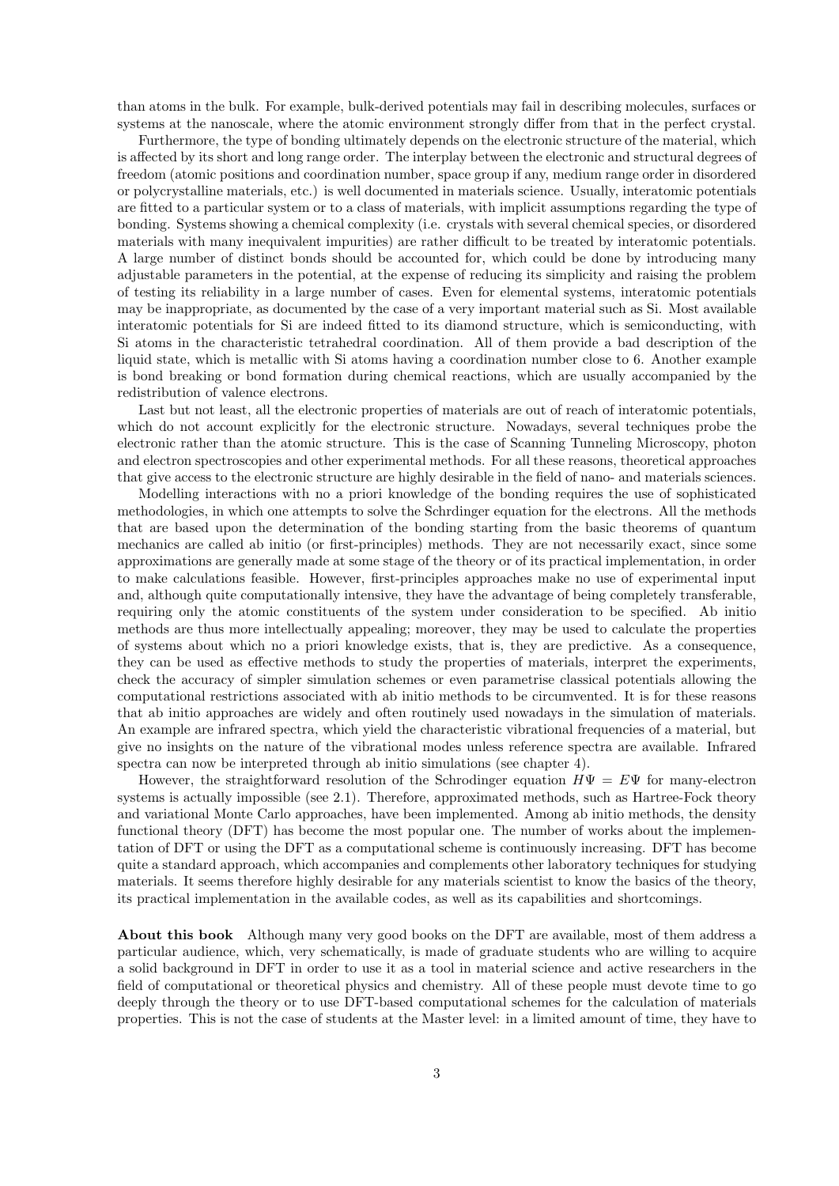than atoms in the bulk. For example, bulk-derived potentials may fail in describing molecules, surfaces or systems at the nanoscale, where the atomic environment strongly differ from that in the perfect crystal.

Furthermore, the type of bonding ultimately depends on the electronic structure of the material, which is affected by its short and long range order. The interplay between the electronic and structural degrees of freedom (atomic positions and coordination number, space group if any, medium range order in disordered or polycrystalline materials, etc.) is well documented in materials science. Usually, interatomic potentials are fitted to a particular system or to a class of materials, with implicit assumptions regarding the type of bonding. Systems showing a chemical complexity (i.e. crystals with several chemical species, or disordered materials with many inequivalent impurities) are rather difficult to be treated by interatomic potentials. A large number of distinct bonds should be accounted for, which could be done by introducing many adjustable parameters in the potential, at the expense of reducing its simplicity and raising the problem of testing its reliability in a large number of cases. Even for elemental systems, interatomic potentials may be inappropriate, as documented by the case of a very important material such as Si. Most available interatomic potentials for Si are indeed fitted to its diamond structure, which is semiconducting, with Si atoms in the characteristic tetrahedral coordination. All of them provide a bad description of the liquid state, which is metallic with Si atoms having a coordination number close to 6. Another example is bond breaking or bond formation during chemical reactions, which are usually accompanied by the redistribution of valence electrons.

Last but not least, all the electronic properties of materials are out of reach of interatomic potentials, which do not account explicitly for the electronic structure. Nowadays, several techniques probe the electronic rather than the atomic structure. This is the case of Scanning Tunneling Microscopy, photon and electron spectroscopies and other experimental methods. For all these reasons, theoretical approaches that give access to the electronic structure are highly desirable in the field of nano- and materials sciences.

Modelling interactions with no a priori knowledge of the bonding requires the use of sophisticated methodologies, in which one attempts to solve the Schrdinger equation for the electrons. All the methods that are based upon the determination of the bonding starting from the basic theorems of quantum mechanics are called ab initio (or first-principles) methods. They are not necessarily exact, since some approximations are generally made at some stage of the theory or of its practical implementation, in order to make calculations feasible. However, first-principles approaches make no use of experimental input and, although quite computationally intensive, they have the advantage of being completely transferable, requiring only the atomic constituents of the system under consideration to be specified. Ab initio methods are thus more intellectually appealing; moreover, they may be used to calculate the properties of systems about which no a priori knowledge exists, that is, they are predictive. As a consequence, they can be used as effective methods to study the properties of materials, interpret the experiments, check the accuracy of simpler simulation schemes or even parametrise classical potentials allowing the computational restrictions associated with ab initio methods to be circumvented. It is for these reasons that ab initio approaches are widely and often routinely used nowadays in the simulation of materials. An example are infrared spectra, which yield the characteristic vibrational frequencies of a material, but give no insights on the nature of the vibrational modes unless reference spectra are available. Infrared spectra can now be interpreted through ab initio simulations (see chapter 4).

However, the straightforward resolution of the Schrodinger equation $H\Psi = E\Psi$ for many-electron systems is actually impossible (see 2.1). Therefore, approximated methods, such as Hartree-Fock theory and variational Monte Carlo approaches, have been implemented. Among ab initio methods, the density functional theory (DFT) has become the most popular one. The number of works about the implementation of DFT or using the DFT as a computational scheme is continuously increasing. DFT has become quite a standard approach, which accompanies and complements other laboratory techniques for studying materials. It seems therefore highly desirable for any materials scientist to know the basics of the theory, its practical implementation in the available codes, as well as its capabilities and shortcomings.

**About this book** Although many very good books on the DFT are available, most of them address a particular audience, which, very schematically, is made of graduate students who are willing to acquire a solid background in DFT in order to use it as a tool in material science and active researchers in the field of computational or theoretical physics and chemistry. All of these people must devote time to go deeply through the theory or to use DFT-based computational schemes for the calculation of materials properties. This is not the case of students at the Master level: in a limited amount of time, they have to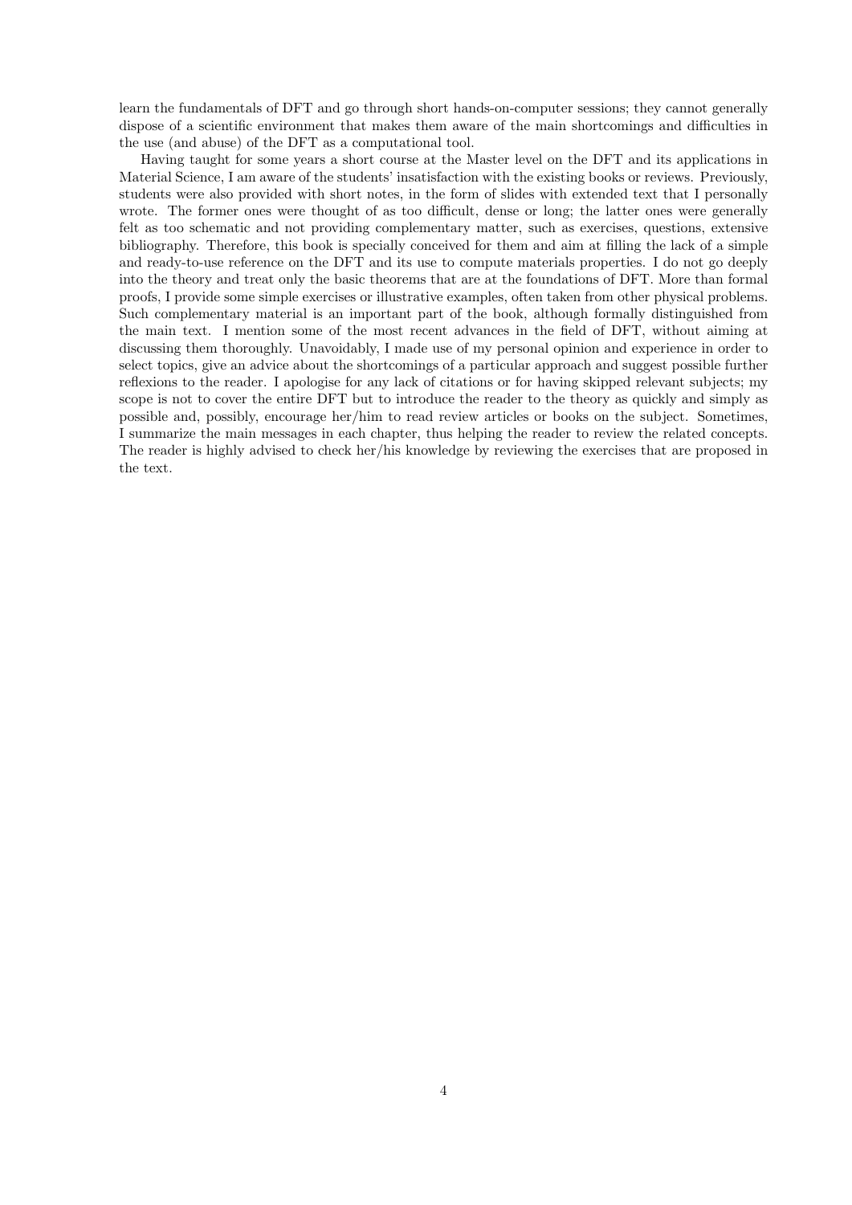learn the fundamentals of DFT and go through short hands-on-computer sessions; they cannot generally dispose of a scientific environment that makes them aware of the main shortcomings and difficulties in the use (and abuse) of the DFT as a computational tool.

Having taught for some years a short course at the Master level on the DFT and its applications in Material Science, I am aware of the students' insatisfaction with the existing books or reviews. Previously, students were also provided with short notes, in the form of slides with extended text that I personally wrote. The former ones were thought of as too difficult, dense or long; the latter ones were generally felt as too schematic and not providing complementary matter, such as exercises, questions, extensive bibliography. Therefore, this book is specially conceived for them and aim at filling the lack of a simple and ready-to-use reference on the DFT and its use to compute materials properties. I do not go deeply into the theory and treat only the basic theorems that are at the foundations of DFT. More than formal proofs, I provide some simple exercises or illustrative examples, often taken from other physical problems. Such complementary material is an important part of the book, although formally distinguished from the main text. I mention some of the most recent advances in the field of DFT, without aiming at discussing them thoroughly. Unavoidably, I made use of my personal opinion and experience in order to select topics, give an advice about the shortcomings of a particular approach and suggest possible further reflexions to the reader. I apologise for any lack of citations or for having skipped relevant subjects; my scope is not to cover the entire DFT but to introduce the reader to the theory as quickly and simply as possible and, possibly, encourage her/him to read review articles or books on the subject. Sometimes, I summarize the main messages in each chapter, thus helping the reader to review the related concepts. The reader is highly advised to check her/his knowledge by reviewing the exercises that are proposed in the text.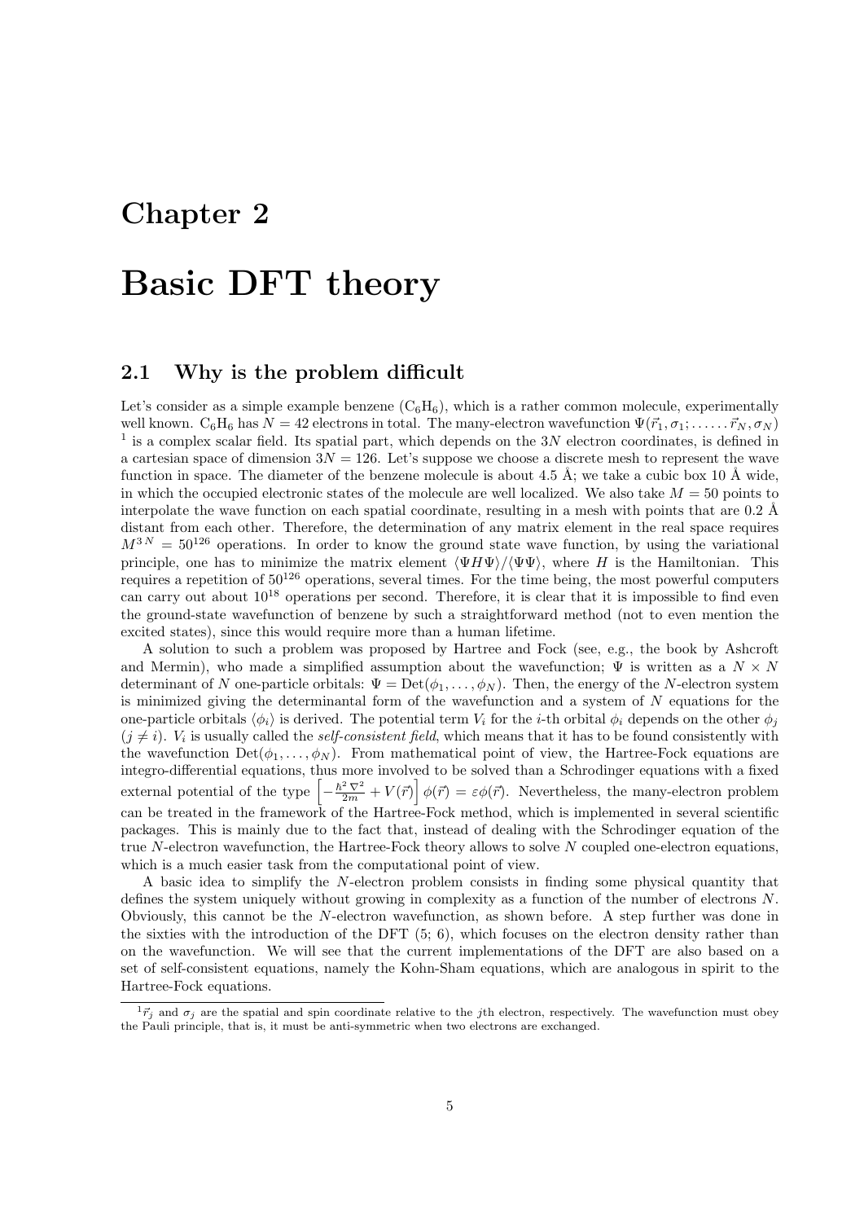# Chapter 2

# Basic DFT theory

## 2.1 Why is the problem difficult

Let's consider as a simple example benzene ($C_6H_6$), which is a rather common molecule, experimentally well known. $C_6H_6$ has $N = 42$ electrons in total. The many-electron wavefunction $\Psi(\vec{r}_1, \sigma_1; \ldots\ldots \vec{r}_N, \sigma_N)$ [1] is a complex scalar field. Its spatial part, which depends on the $3N$ electron coordinates, is defined in a cartesian space of dimension $3N = 126$. Let's suppose we choose a discrete mesh to represent the wave function in space. The diameter of the benzene molecule is about 4.5 Å; we take a cubic box 10 Å wide, in which the occupied electronic states of the molecule are well localized. We also take $M = 50$ points to interpolate the wave function on each spatial coordinate, resulting in a mesh with points that are 0.2 Å distant from each other. Therefore, the determination of any matrix element in the real space requires $M^{3N} = 50^{126}$ operations. In order to know the ground state wave function, by using the variational principle, one has to minimize the matrix element $\langle \Psi H \Psi \rangle / \langle \Psi \Psi \rangle$, where $H$ is the Hamiltonian. This requires a repetition of $50^{126}$ operations, several times. For the time being, the most powerful computers can carry out about $10^{18}$ operations per second. Therefore, it is clear that it is impossible to find even the ground-state wavefunction of benzene by such a straightforward method (not to even mention the excited states), since this would require more than a human lifetime.

A solution to such a problem was proposed by Hartree and Fock (see, e.g., the book by Ashcroft and Mermin), who made a simplified assumption about the wavefunction; $\Psi$ is written as a $N \times N$ determinant of $N$ one-particle orbitals: $\Psi = \mathrm{Det}(\phi_1, \ldots, \phi_N)$. Then, the energy of the $N$-electron system is minimized giving the determinantal form of the wavefunction and a system of $N$ equations for the one-particle orbitals $\langle \phi_i \rangle$ is derived. The potential term $V_i$ for the $i$-th orbital $\phi_i$ depends on the other $\phi_j$ $(j \neq i)$. $V_i$ is usually called the *self-consistent field*, which means that it has to be found consistently with the wavefunction $\mathrm{Det}(\phi_1, \ldots, \phi_N)$. From mathematical point of view, the Hartree-Fock equations are integro-differential equations, thus more involved to be solved than a Schrodinger equations with a fixed external potential of the type $\left[ -\frac{\hbar^2 \nabla^2}{2m} + V(\vec{r}) \right] \phi(\vec{r}) = \varepsilon \phi(\vec{r})$. Nevertheless, the many-electron problem can be treated in the framework of the Hartree-Fock method, which is implemented in several scientific packages. This is mainly due to the fact that, instead of dealing with the Schrodinger equation of the true $N$-electron wavefunction, the Hartree-Fock theory allows to solve $N$ coupled one-electron equations, which is a much easier task from the computational point of view.

A basic idea to simplify the $N$-electron problem consists in finding some physical quantity that defines the system uniquely without growing in complexity as a function of the number of electrons $N$. Obviously, this cannot be the $N$-electron wavefunction, as shown before. A step further was done in the sixties with the introduction of the DFT (5; 6), which focuses on the electron density rather than on the wavefunction. We will see that the current implementations of the DFT are also based on a set of self-consistent equations, namely the Kohn-Sham equations, which are analogous in spirit to the Hartree-Fock equations.

---

[1] $\vec{r}_j$ and $\sigma_j$ are the spatial and spin coordinate relative to the $j$th electron, respectively. The wavefunction must obey the Pauli principle, that is, it must be anti-symmetric when two electrons are exchanged.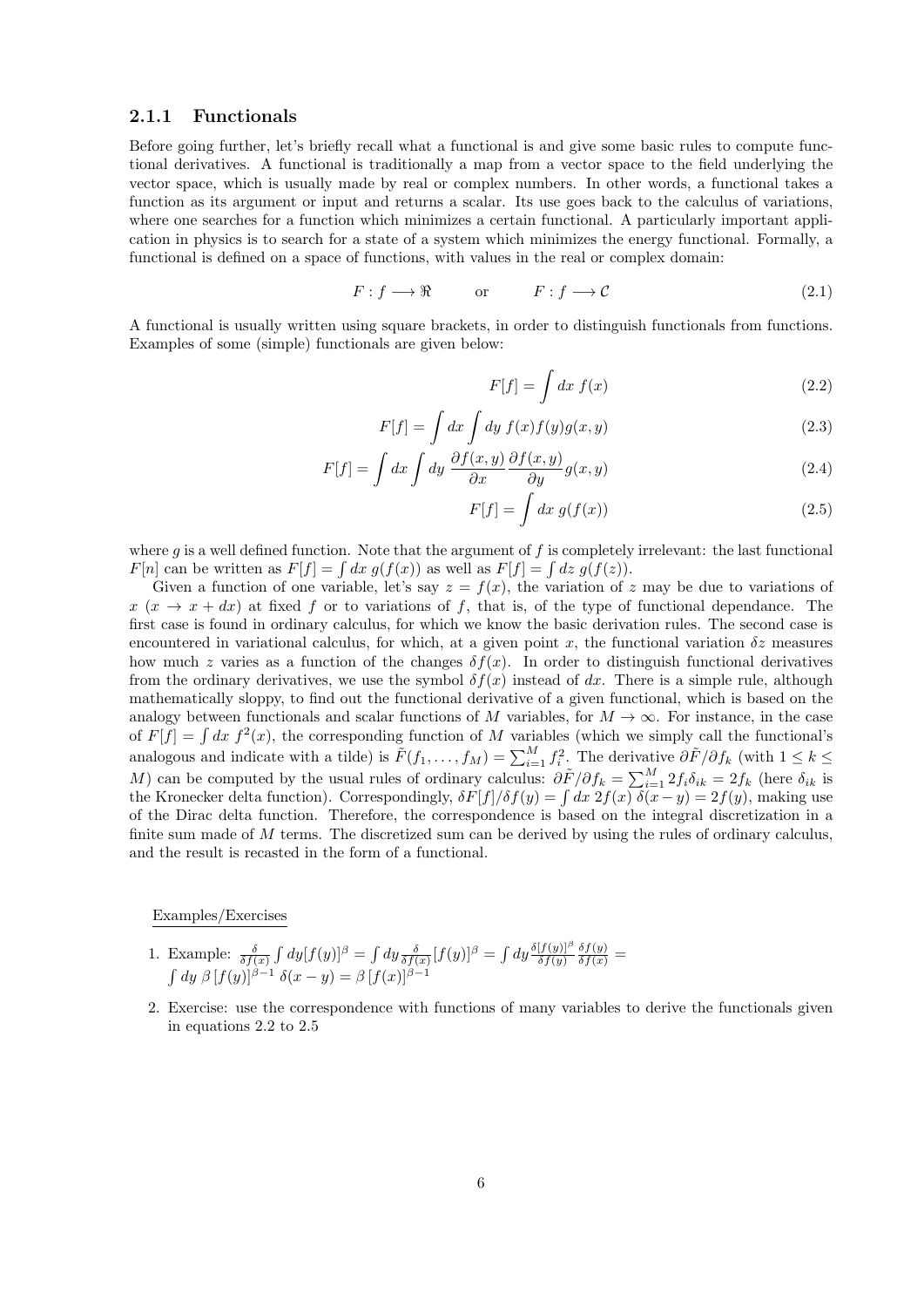### 2.1.1 Functionals

Before going further, let's briefly recall what a functional is and give some basic rules to compute functional derivatives. A functional is traditionally a map from a vector space to the field underlying the vector space, which is usually made by real or complex numbers. In other words, a functional takes a function as its argument or input and returns a scalar. Its use goes back to the calculus of variations, where one searches for a function which minimizes a certain functional. A particularly important application in physics is to search for a state of a system which minimizes the energy functional. Formally, a functional is defined on a space of functions, with values in the real or complex domain:

$$F : f \longrightarrow \Re \qquad \text{or} \qquad F : f \longrightarrow \mathcal{C} \tag{2.1}$$

A functional is usually written using square brackets, in order to distinguish functionals from functions. Examples of some (simple) functionals are given below:

$$F[f] = \int dx \; f(x) \tag{2.2}$$

$$F[f] = \int dx \int dy \; f(x)f(y)g(x,y) \tag{2.3}$$

$$F[f] = \int dx \int dy \; \frac{\partial f(x,y)}{\partial x}\frac{\partial f(x,y)}{\partial y}g(x,y) \tag{2.4}$$

$$F[f] = \int dx \; g(f(x)) \tag{2.5}$$

where $g$ is a well defined function. Note that the argument of $f$ is completely irrelevant: the last functional $F[n]$ can be written as $F[f] = \int dx \; g(f(x))$ as well as $F[f] = \int dz \; g(f(z))$.

Given a function of one variable, let's say $z = f(x)$, the variation of $z$ may be due to variations of $x$ ($x \to x + dx$) at fixed $f$ or to variations of $f$, that is, of the type of functional dependance. The first case is found in ordinary calculus, for which we know the basic derivation rules. The second case is encountered in variational calculus, for which, at a given point $x$, the functional variation $\delta z$ measures how much $z$ varies as a function of the changes $\delta f(x)$. In order to distinguish functional derivatives from the ordinary derivatives, we use the symbol $\delta f(x)$ instead of $dx$. There is a simple rule, although mathematically sloppy, to find out the functional derivative of a given functional, which is based on the analogy between functionals and scalar functions of $M$ variables, for $M \to \infty$. For instance, in the case of $F[f] = \int dx \; f^2(x)$, the corresponding function of $M$ variables (which we simply call the functional's analogous and indicate with a tilde) is $\tilde{F}(f_1, \ldots, f_M) = \sum_{i=1}^{M} f_i^2$. The derivative $\partial\tilde{F}/\partial f_k$ (with $1 \le k \le M$) can be computed by the usual rules of ordinary calculus: $\partial\tilde{F}/\partial f_k = \sum_{i=1}^{M} 2 f_i \delta_{ik} = 2f_k$ (here $\delta_{ik}$ is the Kronecker delta function). Correspondingly, $\delta F[f]/\delta f(y) = \int dx \; 2f(x) \; \delta(x-y) = 2f(y)$, making use of the Dirac delta function. Therefore, the correspondence is based on the integral discretization in a finite sum made of $M$ terms. The discretized sum can be derived by using the rules of ordinary calculus, and the result is recasted in the form of a functional.

Examples/Exercises

1. Example: $\frac{\delta}{\delta f(x)} \int dy [f(y)]^\beta = \int dy \frac{\delta}{\delta f(x)} [f(y)]^\beta = \int dy \frac{\delta [f(y)]^\beta}{\delta f(y)} \frac{\delta f(y)}{\delta f(x)} = \int dy \; \beta \, [f(y)]^{\beta-1} \; \delta(x-y) = \beta \, [f(x)]^{\beta-1}$

2. Exercise: use the correspondence with functions of many variables to derive the functionals given in equations 2.2 to 2.5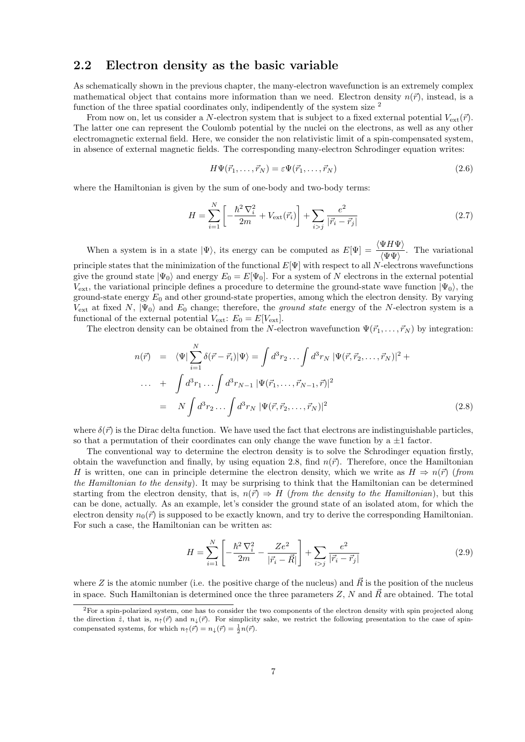## 2.2 Electron density as the basic variable

As schematically shown in the previous chapter, the many-electron wavefunction is an extremely complex mathematical object that contains more information than we need. Electron density $n(\vec{r})$, instead, is a function of the three spatial coordinates only, indipendently of the system size [2]

From now on, let us consider a $N$-electron system that is subject to a fixed external potential $V_{\rm ext}(\vec{r})$. The latter one can represent the Coulomb potential by the nuclei on the electrons, as well as any other electromagnetic external field. Here, we consider the non relativistic limit of a spin-compensated system, in absence of external magnetic fields. The corresponding many-electron Schrodinger equation writes:

$$H\Psi(\vec{r}_1,\ldots,\vec{r}_N) = \varepsilon\Psi(\vec{r}_1,\ldots,\vec{r}_N) \tag{2.6}$$

where the Hamiltonian is given by the sum of one-body and two-body terms:

$$H = \sum_{i=1}^{N}\left[-\frac{\hbar^2\,\nabla_i^2}{2m} + V_{\rm ext}(\vec{r}_i)\right] + \sum_{i>j}\frac{e^2}{|\vec{r}_i - \vec{r}_j|} \tag{2.7}$$

When a system is in a state $|\Psi\rangle$, its energy can be computed as $E[\Psi] = \dfrac{\langle\Psi H\Psi\rangle}{\langle\Psi\Psi\rangle}$. The variational principle states that the minimization of the functional $E[\Psi]$ with respect to all $N$-electrons wavefunctions give the ground state $|\Psi_0\rangle$ and energy $E_0 = E[\Psi_0]$. For a system of $N$ electrons in the external potential $V_{\rm ext}$, the variational principle defines a procedure to determine the ground-state wave function $|\Psi_0\rangle$, the ground-state energy $E_0$ and other ground-state properties, among which the electron density. By varying $V_{\rm ext}$ at fixed $N$, $|\Psi_0\rangle$ and $E_0$ change; therefore, the *ground state* energy of the $N$-electron system is a functional of the external potential $V_{\rm ext}$: $E_0 = E[V_{\rm ext}]$.

The electron density can be obtained from the $N$-electron wavefunction $\Psi(\vec{r}_1,\ldots,\vec{r}_N)$ by integration:

$$\begin{aligned}
n(\vec{r}) &= \langle\Psi|\sum_{i=1}^{N}\delta(\vec{r}-\vec{r}_i)|\Psi\rangle = \int d^3r_2\ldots\int d^3r_N\,|\Psi(\vec{r},\vec{r}_2,\ldots,\vec{r}_N)|^2 + \\
\ldots &+ \int d^3r_1\ldots\int d^3r_{N-1}\,|\Psi(\vec{r}_1,\ldots,\vec{r}_{N-1},\vec{r})|^2 \\
&= N\int d^3r_2\ldots\int d^3r_N\,|\Psi(\vec{r},\vec{r}_2,\ldots,\vec{r}_N)|^2
\end{aligned} \tag{2.8}$$

where $\delta(\vec{r})$ is the Dirac delta function. We have used the fact that electrons are indistinguishable particles, so that a permutation of their coordinates can only change the wave function by a $\pm1$ factor.

The conventional way to determine the electron density is to solve the Schrodinger equation firstly, obtain the wavefunction and finally, by using equation 2.8, find $n(\vec{r})$. Therefore, once the Hamiltonian $H$ is written, one can in principle determine the electron density, which we write as $H \Rightarrow n(\vec{r})$ (*from the Hamiltonian to the density*). It may be surprising to think that the Hamiltonian can be determined starting from the electron density, that is, $n(\vec{r}) \Rightarrow H$ (*from the density to the Hamiltonian*), but this can be done, actually. As an example, let's consider the ground state of an isolated atom, for which the electron density $n_0(\vec{r})$ is supposed to be exactly known, and try to derive the corresponding Hamiltonian. For such a case, the Hamiltonian can be written as:

$$H = \sum_{i=1}^{N}\left[-\frac{\hbar^2\,\nabla_i^2}{2m} - \frac{Ze^2}{|\vec{r}_i - \vec{R}|}\right] + \sum_{i>j}\frac{e^2}{|\vec{r}_i - \vec{r}_j|} \tag{2.9}$$

where $Z$ is the atomic number (i.e. the positive charge of the nucleus) and $\vec{R}$ is the position of the nucleus in space. Such Hamiltonian is determined once the three parameters $Z$, $N$ and $\vec{R}$ are obtained. The total

---

[2] For a spin-polarized system, one has to consider the two components of the electron density with spin projected along the direction $\hat{z}$, that is, $n_\uparrow(\vec{r})$ and $n_\downarrow(\vec{r})$. For simplicity sake, we restrict the following presentation to the case of spin-compensated systems, for which $n_\uparrow(\vec{r}) = n_\downarrow(\vec{r}) = \frac{1}{2}n(\vec{r})$.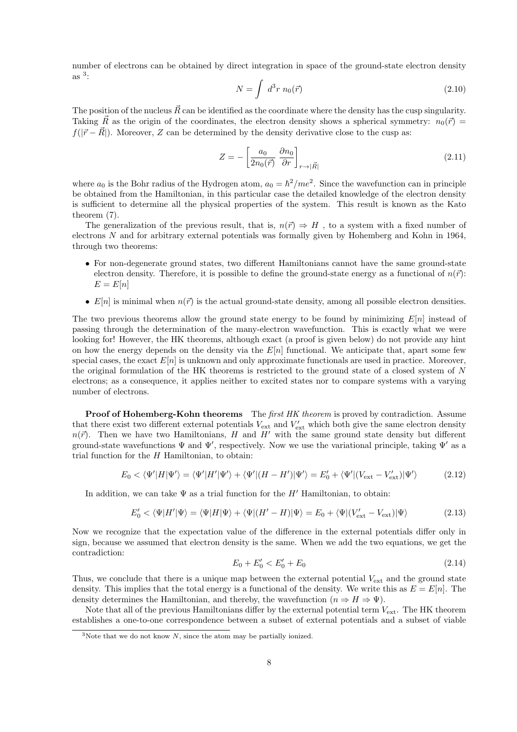number of electrons can be obtained by direct integration in space of the ground-state electron density as [3]:

$$N = \int d^3r \, n_0(\vec{r}) \tag{2.10}$$

The position of the nucleus $\vec{R}$ can be identified as the coordinate where the density has the cusp singularity. Taking $\vec{R}$ as the origin of the coordinates, the electron density shows a spherical symmetry: $n_0(\vec{r}) = f(|\vec{r} - \vec{R}|)$. Moreover, $Z$ can be determined by the density derivative close to the cusp as:

$$Z = -\left[\frac{a_0}{2n_0(\vec{r})} \frac{\partial n_0}{\partial r}\right]_{r \to |\vec{R}|} \tag{2.11}$$

where $a_0$ is the Bohr radius of the Hydrogen atom, $a_0 = \hbar^2/me^2$. Since the wavefunction can in principle be obtained from the Hamiltonian, in this particular case the detailed knowledge of the electron density is sufficient to determine all the physical properties of the system. This result is known as the Kato theorem (7).

The generalization of the previous result, that is, $n(\vec{r}) \Rightarrow H$ , to a system with a fixed number of electrons $N$ and for arbitrary external potentials was formally given by Hohemberg and Kohn in 1964, through two theorems:

- For non-degenerate ground states, two different Hamiltonians cannot have the same ground-state electron density. Therefore, it is possible to define the ground-state energy as a functional of $n(\vec{r})$: $E = E[n]$
- $E[n]$ is minimal when $n(\vec{r})$ is the actual ground-state density, among all possible electron densities.

The two previous theorems allow the ground state energy to be found by minimizing $E[n]$ instead of passing through the determination of the many-electron wavefunction. This is exactly what we were looking for! However, the HK theorems, although exact (a proof is given below) do not provide any hint on how the energy depends on the density via the $E[n]$ functional. We anticipate that, apart some few special cases, the exact $E[n]$ is unknown and only approximate functionals are used in practice. Moreover, the original formulation of the HK theorems is restricted to the ground state of a closed system of $N$ electrons; as a consequence, it applies neither to excited states nor to compare systems with a varying number of electrons.

**Proof of Hohemberg-Kohn theorems** The *first HK theorem* is proved by contradiction. Assume that there exist two different external potentials $V_{\text{ext}}$ and $V'_{\text{ext}}$ which both give the same electron density $n(\vec{r})$. Then we have two Hamiltonians, $H$ and $H'$ with the same ground state density but different ground-state wavefunctions $\Psi$ and $\Psi'$, respectively. Now we use the variational principle, taking $\Psi'$ as a trial function for the $H$ Hamiltonian, to obtain:

$$E_0 < \langle\Psi'|H|\Psi'\rangle = \langle\Psi'|H'|\Psi'\rangle + \langle\Psi'|(H - H')|\Psi'\rangle = E'_0 + \langle\Psi'|(V_{\text{ext}} - V'_{\text{ext}})|\Psi'\rangle \tag{2.12}$$

In addition, we can take $\Psi$ as a trial function for the $H'$ Hamiltonian, to obtain:

$$E'_0 < \langle\Psi|H'|\Psi\rangle = \langle\Psi|H|\Psi\rangle + \langle\Psi|(H' - H)|\Psi\rangle = E_0 + \langle\Psi|(V'_{\text{ext}} - V_{\text{ext}})|\Psi\rangle \tag{2.13}$$

Now we recognize that the expectation value of the difference in the external potentials differ only in sign, because we assumed that electron density is the same. When we add the two equations, we get the contradiction:

$$E_0 + E'_0 < E'_0 + E_0 \tag{2.14}$$

Thus, we conclude that there is a unique map between the external potential $V_{\text{ext}}$ and the ground state density. This implies that the total energy is a functional of the density. We write this as $E = E[n]$. The density determines the Hamiltonian, and thereby, the wavefunction ($n \Rightarrow H \Rightarrow \Psi$).

Note that all of the previous Hamiltonians differ by the external potential term $V_{\text{ext}}$. The HK theorem establishes a one-to-one correspondence between a subset of external potentials and a subset of viable

[3] Note that we do not know $N$, since the atom may be partially ionized.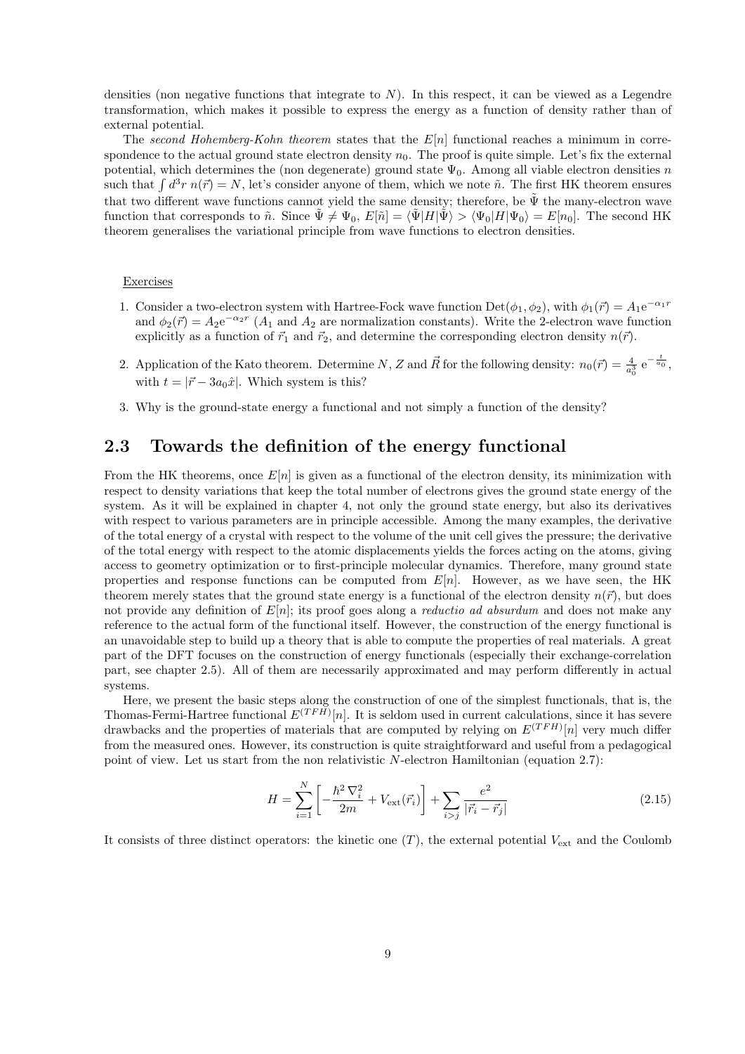densities (non negative functions that integrate to $N$). In this respect, it can be viewed as a Legendre transformation, which makes it possible to express the energy as a function of density rather than of external potential.

The *second Hohemberg-Kohn theorem* states that the $E[n]$ functional reaches a minimum in correspondence to the actual ground state electron density $n_0$. The proof is quite simple. Let's fix the external potential, which determines the (non degenerate) ground state $\Psi_0$. Among all viable electron densities $n$ such that $\int d^3r\, n(\vec{r}) = N$, let's consider anyone of them, which we note $\tilde{n}$. The first HK theorem ensures that two different wave functions cannot yield the same density; therefore, be $\tilde{\Psi}$ the many-electron wave function that corresponds to $\tilde{n}$. Since $\tilde{\Psi} \neq \Psi_0$, $E[\tilde{n}] = \langle \tilde{\Psi}|H|\tilde{\Psi}\rangle > \langle \Psi_0|H|\Psi_0\rangle = E[n_0]$. The second HK theorem generalises the variational principle from wave functions to electron densities.

Exercises

1. Consider a two-electron system with Hartree-Fock wave function $\mathrm{Det}(\phi_1, \phi_2)$, with $\phi_1(\vec{r}) = A_1 \mathrm{e}^{-\alpha_1 r}$ and $\phi_2(\vec{r}) = A_2 \mathrm{e}^{-\alpha_2 r}$ ($A_1$ and $A_2$ are normalization constants). Write the 2-electron wave function explicitly as a function of $\vec{r}_1$ and $\vec{r}_2$, and determine the corresponding electron density $n(\vec{r})$.
2. Application of the Kato theorem. Determine $N$, $Z$ and $\vec{R}$ for the following density: $n_0(\vec{r}) = \frac{4}{a_0^3}\, \mathrm{e}^{-\frac{t}{a_0}}$, with $t = |\vec{r} - 3a_0\hat{x}|$. Which system is this?
3. Why is the ground-state energy a functional and not simply a function of the density?

## 2.3 Towards the definition of the energy functional

From the HK theorems, once $E[n]$ is given as a functional of the electron density, its minimization with respect to density variations that keep the total number of electrons gives the ground state energy of the system. As it will be explained in chapter 4, not only the ground state energy, but also its derivatives with respect to various parameters are in principle accessible. Among the many examples, the derivative of the total energy of a crystal with respect to the volume of the unit cell gives the pressure; the derivative of the total energy with respect to the atomic displacements yields the forces acting on the atoms, giving access to geometry optimization or to first-principle molecular dynamics. Therefore, many ground state properties and response functions can be computed from $E[n]$. However, as we have seen, the HK theorem merely states that the ground state energy is a functional of the electron density $n(\vec{r})$, but does not provide any definition of $E[n]$; its proof goes along a *reductio ad absurdum* and does not make any reference to the actual form of the functional itself. However, the construction of the energy functional is an unavoidable step to build up a theory that is able to compute the properties of real materials. A great part of the DFT focuses on the construction of energy functionals (especially their exchange-correlation part, see chapter 2.5). All of them are necessarily approximated and may perform differently in actual systems.

Here, we present the basic steps along the construction of one of the simplest functionals, that is, the Thomas-Fermi-Hartree functional $E^{(TFH)}[n]$. It is seldom used in current calculations, since it has severe drawbacks and the properties of materials that are computed by relying on $E^{(TFH)}[n]$ very much differ from the measured ones. However, its construction is quite straightforward and useful from a pedagogical point of view. Let us start from the non relativistic $N$-electron Hamiltonian (equation 2.7):

$$H = \sum_{i=1}^{N} \left[ -\frac{\hbar^2\, \nabla_i^2}{2m} + V_{\mathrm{ext}}(\vec{r}_i) \right] + \sum_{i>j} \frac{e^2}{|\vec{r}_i - \vec{r}_j|} \tag{2.15}$$

It consists of three distinct operators: the kinetic one ($T$), the external potential $V_{\mathrm{ext}}$ and the Coulomb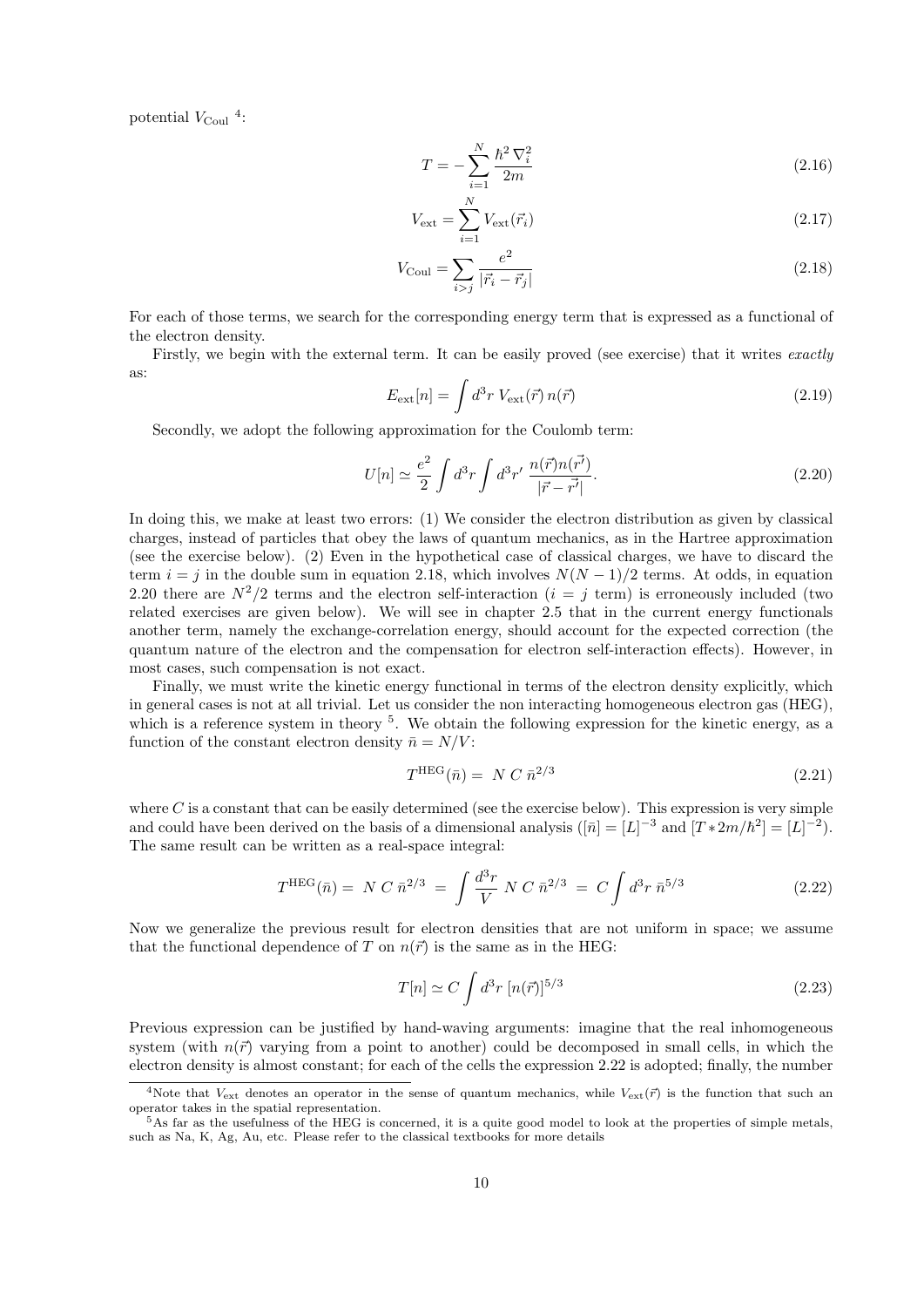potential $V_{\text{Coul}}$ [4]:

$$T = -\sum_{i=1}^{N} \frac{\hbar^2 \nabla_i^2}{2m} \tag{2.16}$$

$$V_{\text{ext}} = \sum_{i=1}^{N} V_{\text{ext}}(\vec{r}_i) \tag{2.17}$$

$$V_{\text{Coul}} = \sum_{i>j} \frac{e^2}{|\vec{r}_i - \vec{r}_j|} \tag{2.18}$$

For each of those terms, we search for the corresponding energy term that is expressed as a functional of the electron density.

Firstly, we begin with the external term. It can be easily proved (see exercise) that it writes *exactly* as:

$$E_{\text{ext}}[n] = \int d^3r \; V_{\text{ext}}(\vec{r}) \, n(\vec{r}) \tag{2.19}$$

Secondly, we adopt the following approximation for the Coulomb term:

$$U[n] \simeq \frac{e^2}{2} \int d^3r \int d^3r' \; \frac{n(\vec{r})n(\vec{r'})}{|\vec{r} - \vec{r'}|}. \tag{2.20}$$

In doing this, we make at least two errors: (1) We consider the electron distribution as given by classical charges, instead of particles that obey the laws of quantum mechanics, as in the Hartree approximation (see the exercise below). (2) Even in the hypothetical case of classical charges, we have to discard the term $i = j$ in the double sum in equation 2.18, which involves $N(N-1)/2$ terms. At odds, in equation 2.20 there are $N^2/2$ terms and the electron self-interaction ($i = j$ term) is erroneously included (two related exercises are given below). We will see in chapter 2.5 that in the current energy functionals another term, namely the exchange-correlation energy, should account for the expected correction (the quantum nature of the electron and the compensation for electron self-interaction effects). However, in most cases, such compensation is not exact.

Finally, we must write the kinetic energy functional in terms of the electron density explicitly, which in general cases is not at all trivial. Let us consider the non interacting homogeneous electron gas (HEG), which is a reference system in theory [5]. We obtain the following expression for the kinetic energy, as a function of the constant electron density $\bar{n} = N/V$:

$$T^{\text{HEG}}(\bar{n}) = \; N \; C \; \bar{n}^{2/3} \tag{2.21}$$

where $C$ is a constant that can be easily determined (see the exercise below). This expression is very simple and could have been derived on the basis of a dimensional analysis ($[\bar{n}] = [L]^{-3}$ and $[T * 2m/\hbar^2] = [L]^{-2}$). The same result can be written as a real-space integral:

$$T^{\text{HEG}}(\bar{n}) = \; N \; C \; \bar{n}^{2/3} \; = \; \int \frac{d^3r}{V} \; N \; C \; \bar{n}^{2/3} \; = \; C \int d^3r \; \bar{n}^{5/3} \tag{2.22}$$

Now we generalize the previous result for electron densities that are not uniform in space; we assume that the functional dependence of $T$ on $n(\vec{r})$ is the same as in the HEG:

$$T[n] \simeq C \int d^3r \; [n(\vec{r})]^{5/3} \tag{2.23}$$

Previous expression can be justified by hand-waving arguments: imagine that the real inhomogeneous system (with $n(\vec{r})$ varying from a point to another) could be decomposed in small cells, in which the electron density is almost constant; for each of the cells the expression 2.22 is adopted; finally, the number

---

[4] Note that $V_{\text{ext}}$ denotes an operator in the sense of quantum mechanics, while $V_{\text{ext}}(\vec{r})$ is the function that such an operator takes in the spatial representation.

[5] As far as the usefulness of the HEG is concerned, it is a quite good model to look at the properties of simple metals, such as Na, K, Ag, Au, etc. Please refer to the classical textbooks for more details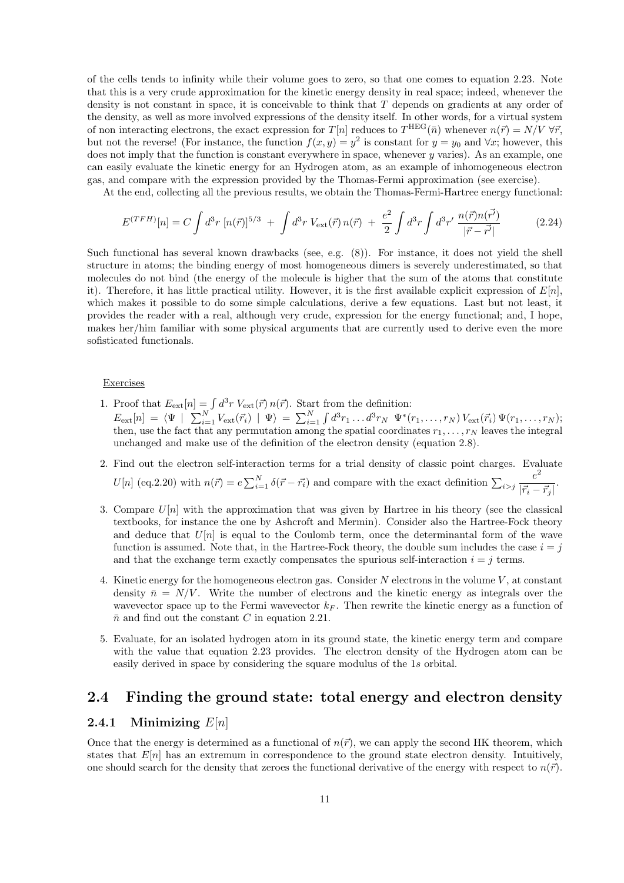of the cells tends to infinity while their volume goes to zero, so that one comes to equation 2.23. Note that this is a very crude approximation for the kinetic energy density in real space; indeed, whenever the density is not constant in space, it is conceivable to think that $T$ depends on gradients at any order of the density, as well as more involved expressions of the density itself. In other words, for a virtual system of non interacting electrons, the exact expression for $T[n]$ reduces to $T^{\mathrm{HEG}}(\bar{n})$ whenever $n(\vec{r}) = N/V \; \forall \vec{r}$, but not the reverse! (For instance, the function $f(x, y) = y^2$ is constant for $y = y_0$ and $\forall x$; however, this does not imply that the function is constant everywhere in space, whenever $y$ varies). As an example, one can easily evaluate the kinetic energy for an Hydrogen atom, as an example of inhomogeneous electron gas, and compare with the expression provided by the Thomas-Fermi approximation (see exercise).

At the end, collecting all the previous results, we obtain the Thomas-Fermi-Hartree energy functional:

$$E^{(TFH)}[n] = C \int d^3r \; [n(\vec{r})]^{5/3} \; + \; \int d^3r \; V_{\mathrm{ext}}(\vec{r}) \, n(\vec{r}) \; + \; \frac{e^2}{2} \int d^3r \int d^3r' \; \frac{n(\vec{r}) n(\vec{r'})}{|\vec{r} - \vec{r'}|} \tag{2.24}$$

Such functional has several known drawbacks (see, e.g. (8)). For instance, it does not yield the shell structure in atoms; the binding energy of most homogeneous dimers is severely underestimated, so that molecules do not bind (the energy of the molecule is higher that the sum of the atoms that constitute it). Therefore, it has little practical utility. However, it is the first available explicit expression of $E[n]$, which makes it possible to do some simple calculations, derive a few equations. Last but not least, it provides the reader with a real, although very crude, expression for the energy functional; and, I hope, makes her/him familiar with some physical arguments that are currently used to derive even the more sofisticated functionals.

Exercises

1. Proof that $E_{\mathrm{ext}}[n] = \int d^3r \; V_{\mathrm{ext}}(\vec{r}) \, n(\vec{r})$. Start from the definition: $E_{\mathrm{ext}}[n] = \langle \Psi \mid \sum_{i=1}^{N} V_{\mathrm{ext}}(\vec{r_i}) \mid \Psi \rangle = \sum_{i=1}^{N} \int d^3r_1 \dots d^3r_N \;\; \Psi^*(r_1, \dots, r_N) \, V_{\mathrm{ext}}(\vec{r_i}) \, \Psi(r_1, \dots, r_N)$; then, use the fact that any permutation among the spatial coordinates $r_1, \dots, r_N$ leaves the integral unchanged and make use of the definition of the electron density (equation 2.8).

2. Find out the electron self-interaction terms for a trial density of classic point charges. Evaluate $U[n]$ (eq.2.20) with $n(\vec{r}) = e \sum_{i=1}^{N} \delta(\vec{r} - \vec{r_i})$ and compare with the exact definition $\sum_{i>j} \dfrac{e^2}{|\vec{r_i} - \vec{r_j}|}$.

3. Compare $U[n]$ with the approximation that was given by Hartree in his theory (see the classical textbooks, for instance the one by Ashcroft and Mermin). Consider also the Hartree-Fock theory and deduce that $U[n]$ is equal to the Coulomb term, once the determinantal form of the wave function is assumed. Note that, in the Hartree-Fock theory, the double sum includes the case $i = j$ and that the exchange term exactly compensates the spurious self-interaction $i = j$ terms.

4. Kinetic energy for the homogeneous electron gas. Consider $N$ electrons in the volume $V$, at constant density $\bar{n} = N/V$. Write the number of electrons and the kinetic energy as integrals over the wavevector space up to the Fermi wavevector $k_F$. Then rewrite the kinetic energy as a function of $\bar{n}$ and find out the constant $C$ in equation 2.21.

5. Evaluate, for an isolated hydrogen atom in its ground state, the kinetic energy term and compare with the value that equation 2.23 provides. The electron density of the Hydrogen atom can be easily derived in space by considering the square modulus of the $1s$ orbital.

## 2.4 Finding the ground state: total energy and electron density

### 2.4.1 Minimizing $E[n]$

Once that the energy is determined as a functional of $n(\vec{r})$, we can apply the second HK theorem, which states that $E[n]$ has an extremum in correspondence to the ground state electron density. Intuitively, one should search for the density that zeroes the functional derivative of the energy with respect to $n(\vec{r})$.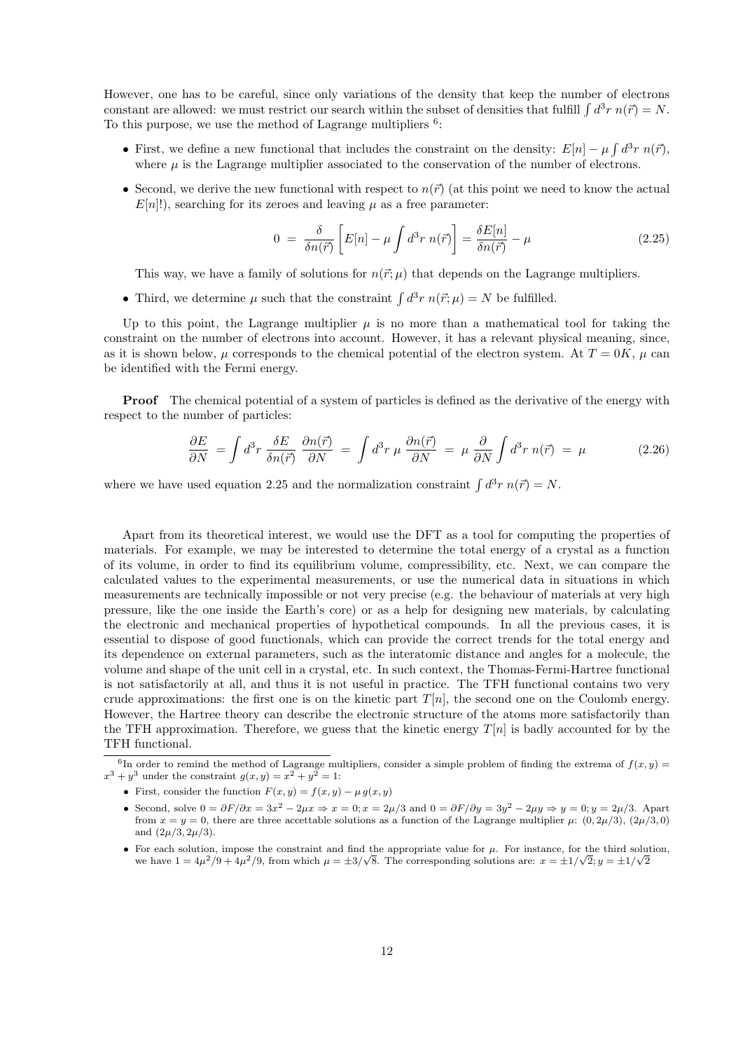However, one has to be careful, since only variations of the density that keep the number of electrons constant are allowed: we must restrict our search within the subset of densities that fulfill $\int d^3r\, n(\vec{r}) = N$. To this purpose, we use the method of Lagrange multipliers [6]:

- First, we define a new functional that includes the constraint on the density: $E[n] - \mu \int d^3r\, n(\vec{r})$, where $\mu$ is the Lagrange multiplier associated to the conservation of the number of electrons.
- Second, we derive the new functional with respect to $n(\vec{r})$ (at this point we need to know the actual $E[n]$!), searching for its zeroes and leaving $\mu$ as a free parameter:

$$0 \;=\; \frac{\delta}{\delta n(\vec{r})}\left[E[n] - \mu \int d^3r\; n(\vec{r})\right] = \frac{\delta E[n]}{\delta n(\vec{r})} - \mu \tag{2.25}$$

  This way, we have a family of solutions for $n(\vec{r};\mu)$ that depends on the Lagrange multipliers.

- Third, we determine $\mu$ such that the constraint $\int d^3r\, n(\vec{r};\mu) = N$ be fulfilled.

Up to this point, the Lagrange multiplier $\mu$ is no more than a mathematical tool for taking the constraint on the number of electrons into account. However, it has a relevant physical meaning, since, as it is shown below, $\mu$ corresponds to the chemical potential of the electron system. At $T = 0K$, $\mu$ can be identified with the Fermi energy.

**Proof** The chemical potential of a system of particles is defined as the derivative of the energy with respect to the number of particles:

$$\frac{\partial E}{\partial N} \;= \int d^3r\; \frac{\delta E}{\delta n(\vec{r})}\;\frac{\partial n(\vec{r})}{\partial N} \;=\; \int d^3r\; \mu\; \frac{\partial n(\vec{r})}{\partial N} \;=\; \mu\,\frac{\partial}{\partial N}\int d^3r\; n(\vec{r}) \;=\; \mu \tag{2.26}$$

where we have used equation 2.25 and the normalization constraint $\int d^3r\, n(\vec{r}) = N$.

Apart from its theoretical interest, we would use the DFT as a tool for computing the properties of materials. For example, we may be interested to determine the total energy of a crystal as a function of its volume, in order to find its equilibrium volume, compressibility, etc. Next, we can compare the calculated values to the experimental measurements, or use the numerical data in situations in which measurements are technically impossible or not very precise (e.g. the behaviour of materials at very high pressure, like the one inside the Earth's core) or as a help for designing new materials, by calculating the electronic and mechanical properties of hypothetical compounds. In all the previous cases, it is essential to dispose of good functionals, which can provide the correct trends for the total energy and its dependence on external parameters, such as the interatomic distance and angles for a molecule, the volume and shape of the unit cell in a crystal, etc. In such context, the Thomas-Fermi-Hartree functional is not satisfactorily at all, and thus it is not useful in practice. The TFH functional contains two very crude approximations: the first one is on the kinetic part $T[n]$, the second one on the Coulomb energy. However, the Hartree theory can describe the electronic structure of the atoms more satisfactorily than the TFH approximation. Therefore, we guess that the kinetic energy $T[n]$ is badly accounted for by the TFH functional.

---

[6] In order to remind the method of Lagrange multipliers, consider a simple problem of finding the extrema of $f(x,y) = x^3 + y^3$ under the constraint $g(x,y) = x^2 + y^2 = 1$:

- First, consider the function $F(x,y) = f(x,y) - \mu\, g(x,y)$
- Second, solve $0 = \partial F/\partial x = 3x^2 - 2\mu x \Rightarrow x = 0; x = 2\mu/3$ and $0 = \partial F/\partial y = 3y^2 - 2\mu y \Rightarrow y = 0; y = 2\mu/3$. Apart from $x = y = 0$, there are three accettable solutions as a function of the Lagrange multiplier $\mu$: $(0, 2\mu/3)$, $(2\mu/3, 0)$ and $(2\mu/3, 2\mu/3)$.
- For each solution, impose the constraint and find the appropriate value for $\mu$. For instance, for the third solution, we have $1 = 4\mu^2/9 + 4\mu^2/9$, from which $\mu = \pm 3/\sqrt{8}$. The corresponding solutions are: $x = \pm 1/\sqrt{2}; y = \pm 1/\sqrt{2}$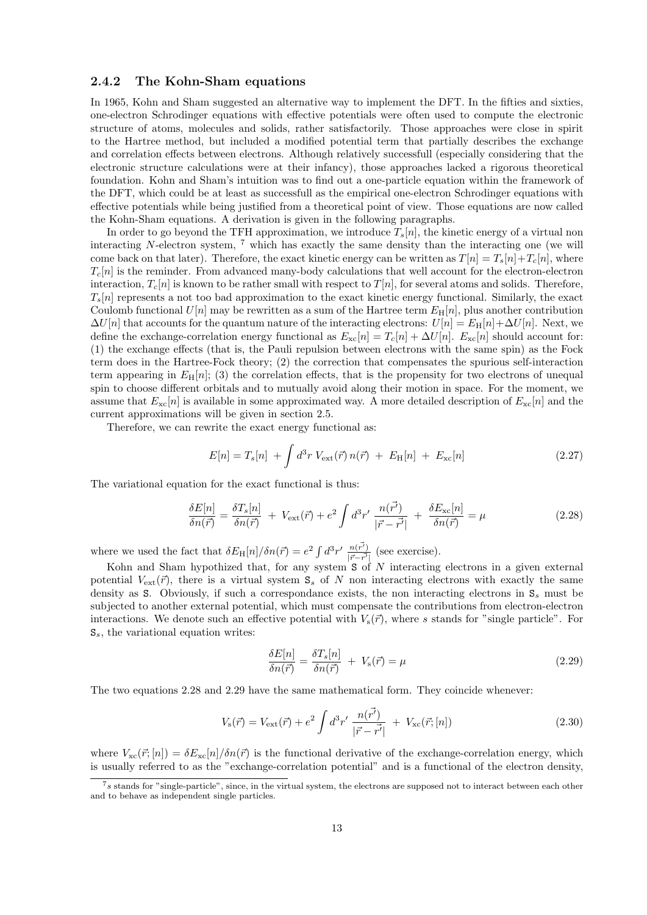### 2.4.2 The Kohn-Sham equations

In 1965, Kohn and Sham suggested an alternative way to implement the DFT. In the fifties and sixties, one-electron Schrodinger equations with effective potentials were often used to compute the electronic structure of atoms, molecules and solids, rather satisfactorily. Those approaches were close in spirit to the Hartree method, but included a modified potential term that partially describes the exchange and correlation effects between electrons. Although relatively successfull (especially considering that the electronic structure calculations were at their infancy), those approaches lacked a rigorous theoretical foundation. Kohn and Sham's intuition was to find out a one-particle equation within the framework of the DFT, which could be at least as successfull as the empirical one-electron Schrodinger equations with effective potentials while being justified from a theoretical point of view. Those equations are now called the Kohn-Sham equations. A derivation is given in the following paragraphs.

In order to go beyond the TFH approximation, we introduce $T_s[n]$, the kinetic energy of a virtual non interacting $N$-electron system, [7] which has exactly the same density than the interacting one (we will come back on that later). Therefore, the exact kinetic energy can be written as $T[n] = T_s[n]+T_c[n]$, where $T_c[n]$ is the reminder. From advanced many-body calculations that well account for the electron-electron interaction, $T_c[n]$ is known to be rather small with respect to $T[n]$, for several atoms and solids. Therefore, $T_s[n]$ represents a not too bad approximation to the exact kinetic energy functional. Similarly, the exact Coulomb functional $U[n]$ may be rewritten as a sum of the Hartree term $E_{\rm H}[n]$, plus another contribution $\Delta U[n]$ that accounts for the quantum nature of the interacting electrons: $U[n] = E_{\rm H}[n]+\Delta U[n]$. Next, we define the exchange-correlation energy functional as $E_{\rm xc}[n] = T_c[n] + \Delta U[n]$. $E_{\rm xc}[n]$ should account for: (1) the exchange effects (that is, the Pauli repulsion between electrons with the same spin) as the Fock term does in the Hartree-Fock theory; (2) the correction that compensates the spurious self-interaction term appearing in $E_{\rm H}[n]$; (3) the correlation effects, that is the propensity for two electrons of unequal spin to choose different orbitals and to mutually avoid along their motion in space. For the moment, we assume that $E_{\rm xc}[n]$ is available in some approximated way. A more detailed description of $E_{\rm xc}[n]$ and the current approximations will be given in section 2.5.

Therefore, we can rewrite the exact energy functional as:

$$E[n] = T_s[n] \ + \int d^3r \ V_{\rm ext}(\vec{r})\, n(\vec{r}) \ + \ E_{\rm H}[n] \ + \ E_{\rm xc}[n] \tag{2.27}$$

The variational equation for the exact functional is thus:

$$\frac{\delta E[n]}{\delta n(\vec{r})} = \frac{\delta T_s[n]}{\delta n(\vec{r})} \ + \ V_{\rm ext}(\vec{r}) + e^2 \int d^3r' \ \frac{n(\vec{r'})}{|\vec{r}-\vec{r'}|} \ + \ \frac{\delta E_{\rm xc}[n]}{\delta n(\vec{r})} = \mu \tag{2.28}$$

where we used the fact that $\delta E_{\rm H}[n]/\delta n(\vec{r}) = e^2 \int d^3r' \ \frac{n(\vec{r'})}{|\vec{r}-\vec{r'}|}$ (see exercise).

Kohn and Sham hypothized that, for any system S of $N$ interacting electrons in a given external potential $V_{\rm ext}(\vec{r})$, there is a virtual system $\texttt{S}_s$ of $N$ non interacting electrons with exactly the same density as S. Obviously, if such a correspondance exists, the non interacting electrons in $\texttt{S}_s$ must be subjected to another external potential, which must compensate the contributions from electron-electron interactions. We denote such an effective potential with $V_{\rm s}(\vec{r})$, where $s$ stands for "single particle". For $\texttt{S}_s$, the variational equation writes:

$$\frac{\delta E[n]}{\delta n(\vec{r})} = \frac{\delta T_s[n]}{\delta n(\vec{r})} \ + \ V_{\rm s}(\vec{r}) = \mu \tag{2.29}$$

The two equations 2.28 and 2.29 have the same mathematical form. They coincide whenever:

$$V_{\rm s}(\vec{r}) = V_{\rm ext}(\vec{r}) + e^2 \int d^3r' \ \frac{n(\vec{r'})}{|\vec{r}-\vec{r'}|} \ + \ V_{\rm xc}(\vec{r};[n]) \tag{2.30}$$

where $V_{\rm xc}(\vec{r};[n]) = \delta E_{\rm xc}[n]/\delta n(\vec{r})$ is the functional derivative of the exchange-correlation energy, which is usually referred to as the "exchange-correlation potential" and is a functional of the electron density,

[7] $s$ stands for "single-particle", since, in the virtual system, the electrons are supposed not to interact between each other and to behave as independent single particles.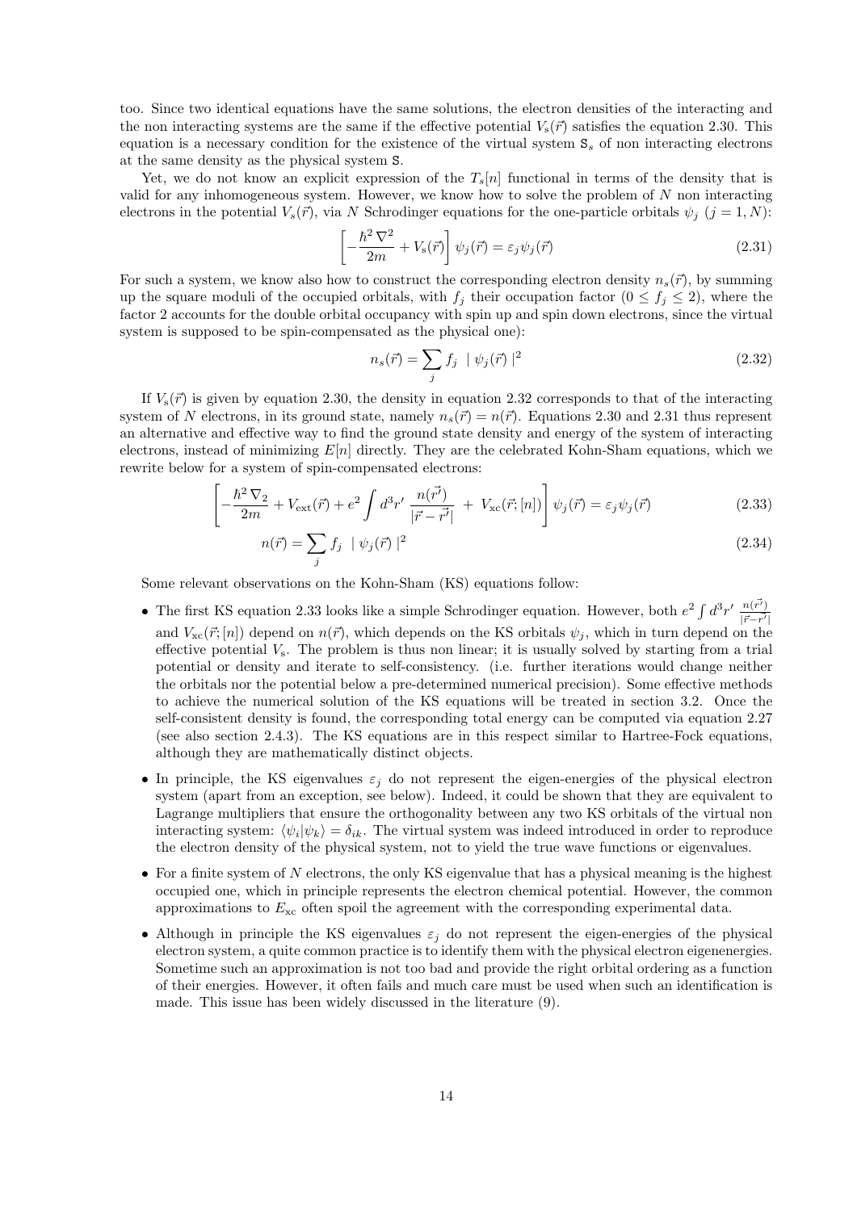too. Since two identical equations have the same solutions, the electron densities of the interacting and the non interacting systems are the same if the effective potential $V_s(\vec{r})$ satisfies the equation 2.30. This equation is a necessary condition for the existence of the virtual system $\mathtt{S}_s$ of non interacting electrons at the same density as the physical system $\mathtt{S}$.

Yet, we do not know an explicit expression of the $T_s[n]$ functional in terms of the density that is valid for any inhomogeneous system. However, we know how to solve the problem of $N$ non interacting electrons in the potential $V_s(\vec{r})$, via $N$ Schrodinger equations for the one-particle orbitals $\psi_j$ ($j = 1, N$):

$$\left[-\frac{\hbar^2\nabla^2}{2m} + V_s(\vec{r})\right]\psi_j(\vec{r}) = \varepsilon_j\psi_j(\vec{r}) \tag{2.31}$$

For such a system, we know also how to construct the corresponding electron density $n_s(\vec{r})$, by summing up the square moduli of the occupied orbitals, with $f_j$ their occupation factor ($0 \leq f_j \leq 2$), where the factor 2 accounts for the double orbital occupancy with spin up and spin down electrons, since the virtual system is supposed to be spin-compensated as the physical one):

$$n_s(\vec{r}) = \sum_j f_j \mid \psi_j(\vec{r}) \mid^2 \tag{2.32}$$

If $V_s(\vec{r})$ is given by equation 2.30, the density in equation 2.32 corresponds to that of the interacting system of $N$ electrons, in its ground state, namely $n_s(\vec{r}) = n(\vec{r})$. Equations 2.30 and 2.31 thus represent an alternative and effective way to find the ground state density and energy of the system of interacting electrons, instead of minimizing $E[n]$ directly. They are the celebrated Kohn-Sham equations, which we rewrite below for a system of spin-compensated electrons:

$$\left[-\frac{\hbar^2\nabla_2}{2m} + V_{\mathrm{ext}}(\vec{r}) + e^2\int d^3r'\,\frac{n(\vec{r'})}{|\vec{r}-\vec{r'}|} \;+\; V_{\mathrm{xc}}(\vec{r};[n])\right]\psi_j(\vec{r}) = \varepsilon_j\psi_j(\vec{r}) \tag{2.33}$$

$$n(\vec{r}) = \sum_j f_j \mid \psi_j(\vec{r}) \mid^2 \tag{2.34}$$

Some relevant observations on the Kohn-Sham (KS) equations follow:

- The first KS equation 2.33 looks like a simple Schrodinger equation. However, both $e^2\int d^3r'\,\frac{n(\vec{r'})}{|\vec{r}-\vec{r'}|}$ and $V_{\mathrm{xc}}(\vec{r};[n])$ depend on $n(\vec{r})$, which depends on the KS orbitals $\psi_j$, which in turn depend on the effective potential $V_s$. The problem is thus non linear; it is usually solved by starting from a trial potential or density and iterate to self-consistency. (i.e. further iterations would change neither the orbitals nor the potential below a pre-determined numerical precision). Some effective methods to achieve the numerical solution of the KS equations will be treated in section 3.2. Once the self-consistent density is found, the corresponding total energy can be computed via equation 2.27 (see also section 2.4.3). The KS equations are in this respect similar to Hartree-Fock equations, although they are mathematically distinct objects.
- In principle, the KS eigenvalues $\varepsilon_j$ do not represent the eigen-energies of the physical electron system (apart from an exception, see below). Indeed, it could be shown that they are equivalent to Lagrange multipliers that ensure the orthogonality between any two KS orbitals of the virtual non interacting system: $\langle\psi_i|\psi_k\rangle = \delta_{ik}$. The virtual system was indeed introduced in order to reproduce the electron density of the physical system, not to yield the true wave functions or eigenvalues.
- For a finite system of $N$ electrons, the only KS eigenvalue that has a physical meaning is the highest occupied one, which in principle represents the electron chemical potential. However, the common approximations to $E_{\mathrm{xc}}$ often spoil the agreement with the corresponding experimental data.
- Although in principle the KS eigenvalues $\varepsilon_j$ do not represent the eigen-energies of the physical electron system, a quite common practice is to identify them with the physical electron eigenenergies. Sometime such an approximation is not too bad and provide the right orbital ordering as a function of their energies. However, it often fails and much care must be used when such an identification is made. This issue has been widely discussed in the literature (9).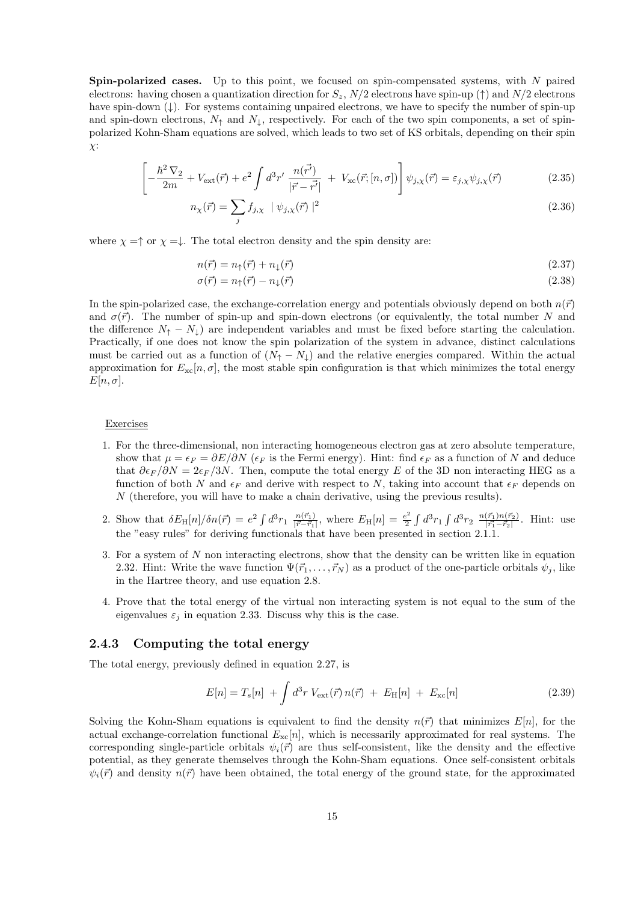**Spin-polarized cases.** Up to this point, we focused on spin-compensated systems, with $N$ paired electrons: having chosen a quantization direction for $S_z$, $N/2$ electrons have spin-up ($\uparrow$) and $N/2$ electrons have spin-down ($\downarrow$). For systems containing unpaired electrons, we have to specify the number of spin-up and spin-down electrons, $N_\uparrow$ and $N_\downarrow$, respectively. For each of the two spin components, a set of spin-polarized Kohn-Sham equations are solved, which leads to two set of KS orbitals, depending on their spin $\chi$:

$$\left[ -\frac{\hbar^2 \nabla_2}{2m} + V_{\rm ext}(\vec{r}) + e^2 \int d^3r' \, \frac{n(\vec{r'})}{|\vec{r}-\vec{r'}|} \; + \; V_{\rm xc}(\vec{r};[n,\sigma]) \right] \psi_{j,\chi}(\vec{r}) = \varepsilon_{j,\chi} \psi_{j,\chi}(\vec{r}) \tag{2.35}$$

$$n_\chi(\vec{r}) = \sum_j f_{j,\chi} \;\; | \, \psi_{j,\chi}(\vec{r}) \, |^2 \tag{2.36}$$

where $\chi = \uparrow$ or $\chi = \downarrow$. The total electron density and the spin density are:

$$n(\vec{r}) = n_\uparrow(\vec{r}) + n_\downarrow(\vec{r}) \tag{2.37}$$

$$\sigma(\vec{r}) = n_\uparrow(\vec{r}) - n_\downarrow(\vec{r}) \tag{2.38}$$

In the spin-polarized case, the exchange-correlation energy and potentials obviously depend on both $n(\vec{r})$ and $\sigma(\vec{r})$. The number of spin-up and spin-down electrons (or equivalently, the total number $N$ and the difference $N_\uparrow - N_\downarrow$) are independent variables and must be fixed before starting the calculation. Practically, if one does not know the spin polarization of the system in advance, distinct calculations must be carried out as a function of $(N_\uparrow - N_\downarrow)$ and the relative energies compared. Within the actual approximation for $E_{\rm xc}[n, \sigma]$, the most stable spin configuration is that which minimizes the total energy $E[n, \sigma]$.

Exercises

1. For the three-dimensional, non interacting homogeneous electron gas at zero absolute temperature, show that $\mu = \epsilon_F = \partial E / \partial N$ ($\epsilon_F$ is the Fermi energy). Hint: find $\epsilon_F$ as a function of $N$ and deduce that $\partial \epsilon_F / \partial N = 2\epsilon_F / 3N$. Then, compute the total energy $E$ of the 3D non interacting HEG as a function of both $N$ and $\epsilon_F$ and derive with respect to $N$, taking into account that $\epsilon_F$ depends on $N$ (therefore, you will have to make a chain derivative, using the previous results).

2. Show that $\delta E_{\rm H}[n] / \delta n(\vec{r}) = e^2 \int d^3r_1 \; \frac{n(\vec{r}_1)}{|\vec{r} - \vec{r}_1|}$, where $E_{\rm H}[n] = \frac{e^2}{2} \int d^3r_1 \int d^3r_2 \; \frac{n(\vec{r}_1) n(\vec{r}_2)}{|\vec{r_1} - \vec{r}_2|}$. Hint: use the "easy rules" for deriving functionals that have been presented in section 2.1.1.

3. For a system of $N$ non interacting electrons, show that the density can be written like in equation 2.32. Hint: Write the wave function $\Psi(\vec{r}_1, \ldots, \vec{r}_N)$ as a product of the one-particle orbitals $\psi_j$, like in the Hartree theory, and use equation 2.8.

4. Prove that the total energy of the virtual non interacting system is not equal to the sum of the eigenvalues $\varepsilon_j$ in equation 2.33. Discuss why this is the case.

### 2.4.3 Computing the total energy

The total energy, previously defined in equation 2.27, is

$$E[n] = T_s[n] \; + \int d^3r \; V_{\rm ext}(\vec{r}) \, n(\vec{r}) \; + \; E_{\rm H}[n] \; + \; E_{\rm xc}[n] \tag{2.39}$$

Solving the Kohn-Sham equations is equivalent to find the density $n(\vec{r})$ that minimizes $E[n]$, for the actual exchange-correlation functional $E_{\rm xc}[n]$, which is necessarily approximated for real systems. The corresponding single-particle orbitals $\psi_i(\vec{r})$ are thus self-consistent, like the density and the effective potential, as they generate themselves through the Kohn-Sham equations. Once self-consistent orbitals $\psi_i(\vec{r})$ and density $n(\vec{r})$ have been obtained, the total energy of the ground state, for the approximated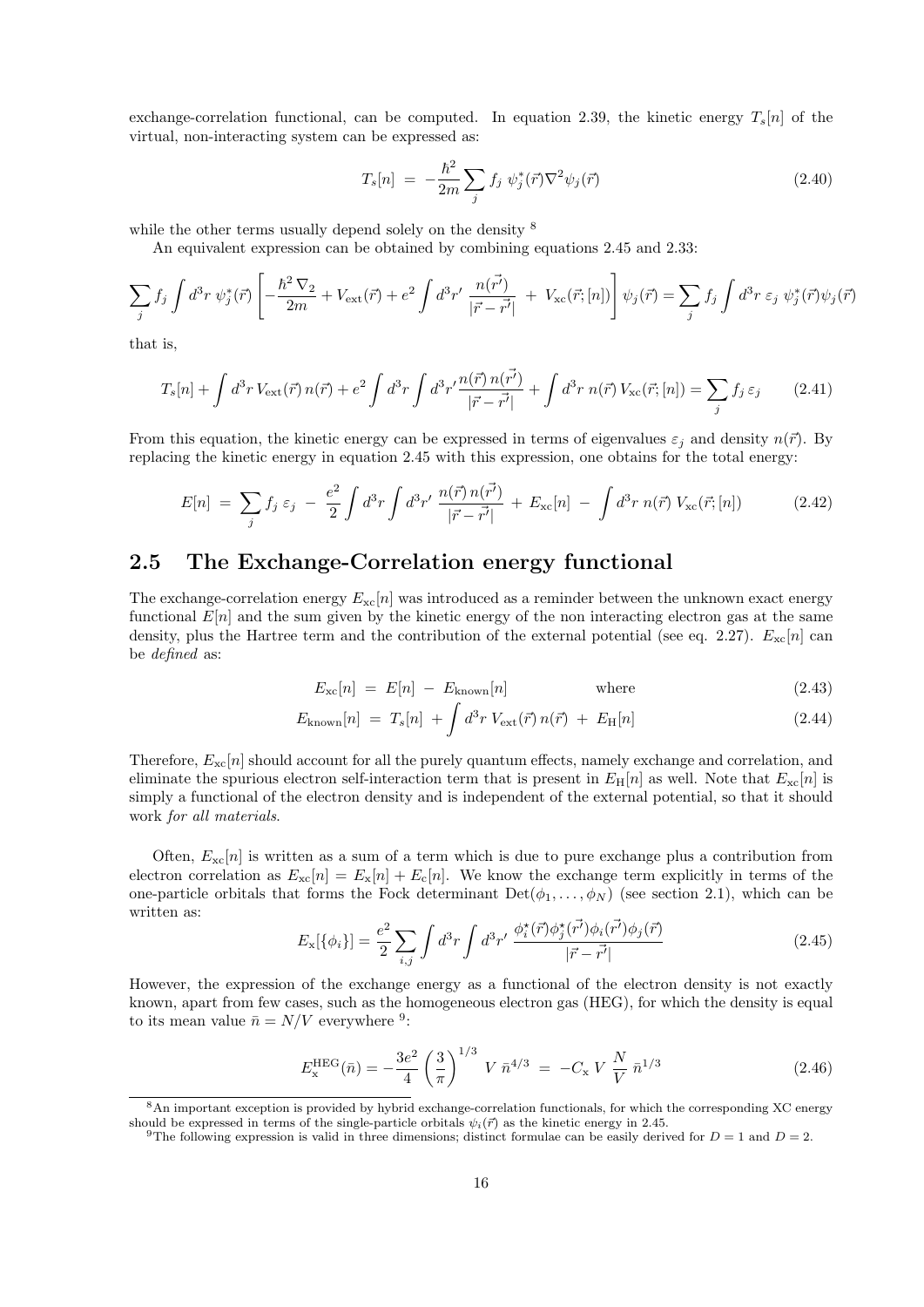exchange-correlation functional, can be computed. In equation 2.39, the kinetic energy $T_s[n]$ of the virtual, non-interacting system can be expressed as:

$$T_s[n] \;=\; -\frac{\hbar^2}{2m}\sum_j f_j\;\psi_j^*(\vec{r})\nabla^2\psi_j(\vec{r}) \tag{2.40}$$

while the other terms usually depend solely on the density [8]

An equivalent expression can be obtained by combining equations 2.45 and 2.33:

$$\sum_j f_j \int d^3r\;\psi_j^*(\vec{r})\left[-\frac{\hbar^2\,\nabla_2}{2m} + V_{\rm ext}(\vec{r}) + e^2\int d^3r'\;\frac{n(\vec{r'})}{|\vec{r}-\vec{r'}|} \;+\; V_{\rm xc}(\vec{r};[n])\right]\psi_j(\vec{r}) = \sum_j f_j \int d^3r\;\varepsilon_j\;\psi_j^*(\vec{r})\psi_j(\vec{r})$$

that is,

$$T_s[n] + \int d^3r\,V_{\rm ext}(\vec{r})\,n(\vec{r}) + e^2\int d^3r\int d^3r'\frac{n(\vec{r})\,n(\vec{r'})}{|\vec{r}-\vec{r'}|} + \int d^3r\;n(\vec{r})\,V_{\rm xc}(\vec{r};[n]) = \sum_j f_j\,\varepsilon_j \tag{2.41}$$

From this equation, the kinetic energy can be expressed in terms of eigenvalues $\varepsilon_j$ and density $n(\vec{r})$. By replacing the kinetic energy in equation 2.45 with this expression, one obtains for the total energy:

$$E[n] \;=\; \sum_j f_j\;\varepsilon_j \;-\; \frac{e^2}{2}\int d^3r\int d^3r'\;\frac{n(\vec{r})\,n(\vec{r'})}{|\vec{r}-\vec{r'}|} \;+\; E_{\rm xc}[n] \;-\; \int d^3r\;n(\vec{r})\;V_{\rm xc}(\vec{r};[n]) \tag{2.42}$$

## 2.5 The Exchange-Correlation energy functional

The exchange-correlation energy $E_{\rm xc}[n]$ was introduced as a reminder between the unknown exact energy functional $E[n]$ and the sum given by the kinetic energy of the non interacting electron gas at the same density, plus the Hartree term and the contribution of the external potential (see eq. 2.27). $E_{\rm xc}[n]$ can be *defined* as:

$$E_{\rm xc}[n] \;=\; E[n] \;-\; E_{\rm known}[n] \qquad\qquad \text{where} \tag{2.43}$$

$$E_{\rm known}[n] \;=\; T_s[n] \;+\int d^3r\;V_{\rm ext}(\vec{r})\,n(\vec{r}) \;+\; E_{\rm H}[n] \tag{2.44}$$

Therefore, $E_{\rm xc}[n]$ should account for all the purely quantum effects, namely exchange and correlation, and eliminate the spurious electron self-interaction term that is present in $E_{\rm H}[n]$ as well. Note that $E_{\rm xc}[n]$ is simply a functional of the electron density and is independent of the external potential, so that it should work *for all materials*.

Often, $E_{\rm xc}[n]$ is written as a sum of a term which is due to pure exchange plus a contribution from electron correlation as $E_{\rm xc}[n] = E_{\rm x}[n] + E_{\rm c}[n]$. We know the exchange term explicitly in terms of the one-particle orbitals that forms the Fock determinant ${\rm Det}(\phi_1,\ldots,\phi_N)$ (see section 2.1), which can be written as:

$$E_{\rm x}[\{\phi_i\}] = \frac{e^2}{2}\sum_{i,j}\int d^3r\int d^3r'\;\frac{\phi_i^\star(\vec{r})\phi_j^\star(\vec{r'})\phi_i(\vec{r'})\phi_j(\vec{r})}{|\vec{r}-\vec{r'}|} \tag{2.45}$$

However, the expression of the exchange energy as a functional of the electron density is not exactly known, apart from few cases, such as the homogeneous electron gas (HEG), for which the density is equal to its mean value $\bar{n} = N/V$ everywhere [9]:

$$E_{\rm x}^{\rm HEG}(\bar{n}) = -\frac{3e^2}{4}\left(\frac{3}{\pi}\right)^{1/3}\;V\;\bar{n}^{4/3} \;=\; -C_{\rm x}\;V\;\frac{N}{V}\;\bar{n}^{1/3} \tag{2.46}$$

---

[8] An important exception is provided by hybrid exchange-correlation functionals, for which the corresponding XC energy should be expressed in terms of the single-particle orbitals $\psi_i(\vec{r})$ as the kinetic energy in 2.45.

[9] The following expression is valid in three dimensions; distinct formulae can be easily derived for $D = 1$ and $D = 2$.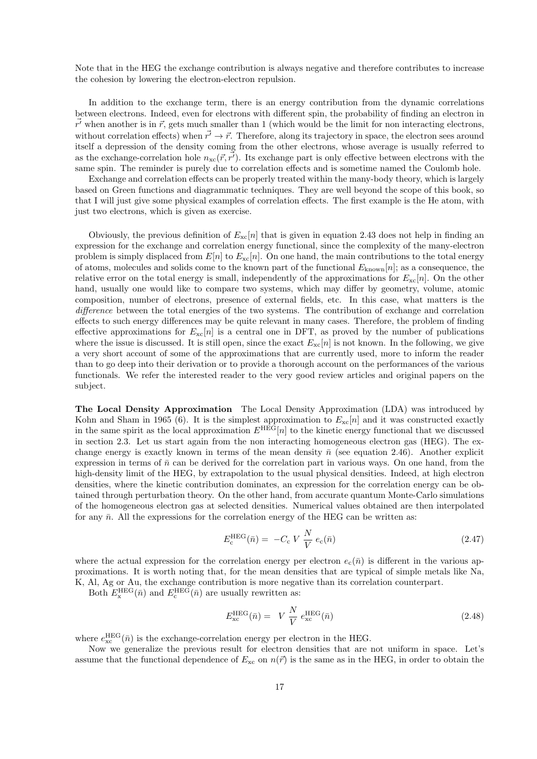Note that in the HEG the exchange contribution is always negative and therefore contributes to increase the cohesion by lowering the electron-electron repulsion.

In addition to the exchange term, there is an energy contribution from the dynamic correlations between electrons. Indeed, even for electrons with different spin, the probability of finding an electron in $\vec{r'}$ when another is in $\vec{r}$, gets much smaller than 1 (which would be the limit for non interacting electrons, without correlation effects) when $\vec{r'} \to \vec{r}$. Therefore, along its trajectory in space, the electron sees around itself a depression of the density coming from the other electrons, whose average is usually referred to as the exchange-correlation hole $n_{\rm xc}(\vec{r}, \vec{r'})$. Its exchange part is only effective between electrons with the same spin. The reminder is purely due to correlation effects and is sometime named the Coulomb hole.

Exchange and correlation effects can be properly treated within the many-body theory, which is largely based on Green functions and diagrammatic techniques. They are well beyond the scope of this book, so that I will just give some physical examples of correlation effects. The first example is the He atom, with just two electrons, which is given as exercise.

Obviously, the previous definition of $E_{\rm xc}[n]$ that is given in equation 2.43 does not help in finding an expression for the exchange and correlation energy functional, since the complexity of the many-electron problem is simply displaced from $E[n]$ to $E_{\rm xc}[n]$. On one hand, the main contributions to the total energy of atoms, molecules and solids come to the known part of the functional $E_{\rm known}[n]$; as a consequence, the relative error on the total energy is small, independently of the approximations for $E_{\rm xc}[n]$. On the other hand, usually one would like to compare two systems, which may differ by geometry, volume, atomic composition, number of electrons, presence of external fields, etc. In this case, what matters is the *difference* between the total energies of the two systems. The contribution of exchange and correlation effects to such energy differences may be quite relevant in many cases. Therefore, the problem of finding effective approximations for $E_{\rm xc}[n]$ is a central one in DFT, as proved by the number of publications where the issue is discussed. It is still open, since the exact $E_{\rm xc}[n]$ is not known. In the following, we give a very short account of some of the approximations that are currently used, more to inform the reader than to go deep into their derivation or to provide a thorough account on the performances of the various functionals. We refer the interested reader to the very good review articles and original papers on the subject.

**The Local Density Approximation** The Local Density Approximation (LDA) was introduced by Kohn and Sham in 1965 (6). It is the simplest approximation to $E_{\rm xc}[n]$ and it was constructed exactly in the same spirit as the local approximation $E^{\rm HEG}[n]$ to the kinetic energy functional that we discussed in section 2.3. Let us start again from the non interacting homogeneous electron gas (HEG). The exchange energy is exactly known in terms of the mean density $\bar{n}$ (see equation 2.46). Another explicit expression in terms of $\bar{n}$ can be derived for the correlation part in various ways. On one hand, from the high-density limit of the HEG, by extrapolation to the usual physical densities. Indeed, at high electron densities, where the kinetic contribution dominates, an expression for the correlation energy can be obtained through perturbation theory. On the other hand, from accurate quantum Monte-Carlo simulations of the homogeneous electron gas at selected densities. Numerical values obtained are then interpolated for any $\bar{n}$. All the expressions for the correlation energy of the HEG can be written as:

$$E_{\rm c}^{\rm HEG}(\bar{n}) = \; -C_{\rm c}\; V\; \frac{N}{V}\; e_{\rm c}(\bar{n}) \tag{2.47}$$

where the actual expression for the correlation energy per electron $e_{\rm c}(\bar{n})$ is different in the various approximations. It is worth noting that, for the mean densities that are typical of simple metals like Na, K, Al, Ag or Au, the exchange contribution is more negative than its correlation counterpart.

Both $E_{\rm x}^{\rm HEG}(\bar{n})$ and $E_{\rm c}^{\rm HEG}(\bar{n})$ are usually rewritten as:

$$E_{\rm xc}^{\rm HEG}(\bar{n}) = \; V\; \frac{N}{V}\; e_{\rm xc}^{\rm HEG}(\bar{n}) \tag{2.48}$$

where $e_{\rm xc}^{\rm HEG}(\bar{n})$ is the exchange-correlation energy per electron in the HEG.

Now we generalize the previous result for electron densities that are not uniform in space. Let's assume that the functional dependence of $E_{\rm xc}$ on $n(\vec{r})$ is the same as in the HEG, in order to obtain the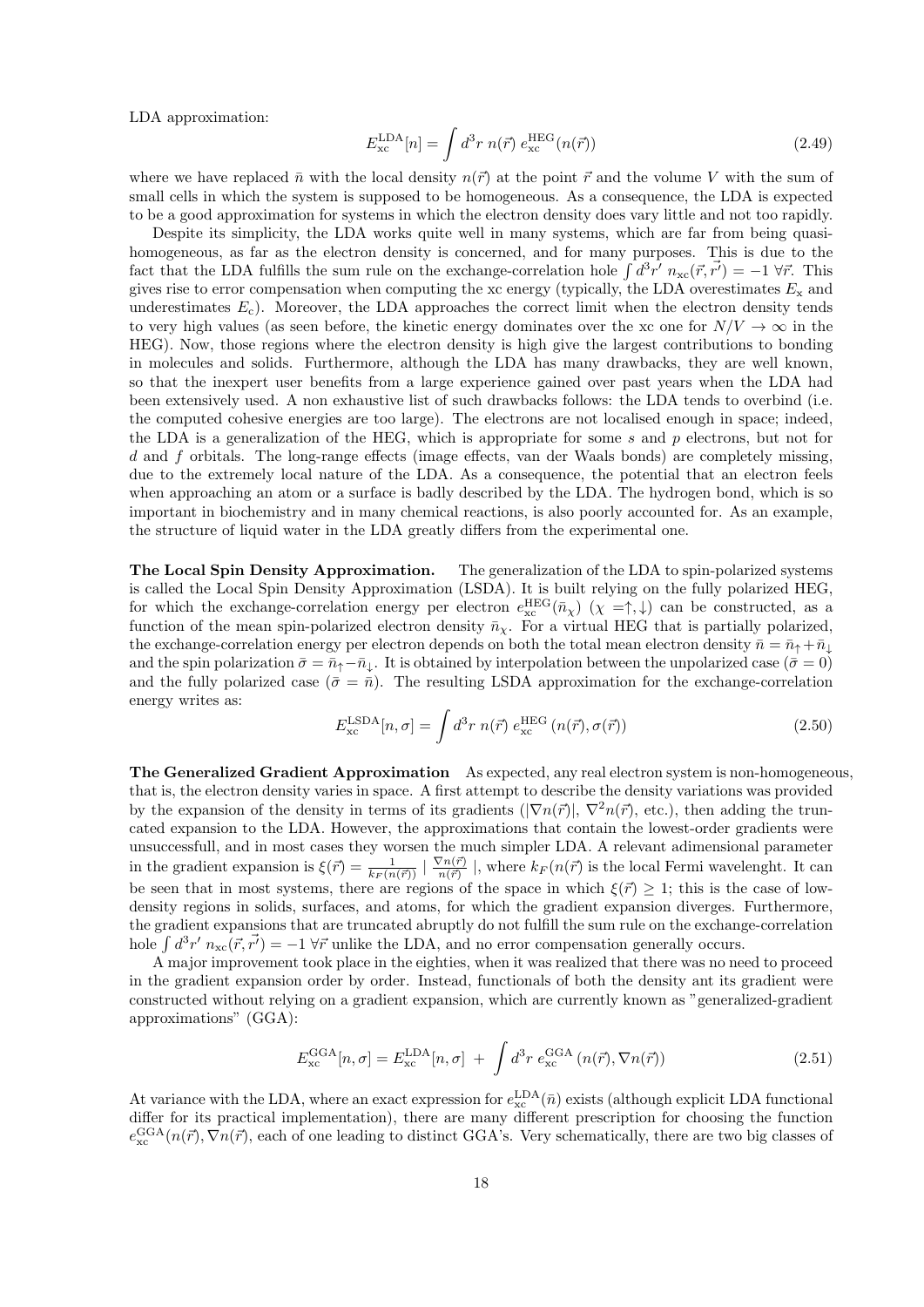LDA approximation:

$$E_{\rm xc}^{\rm LDA}[n] = \int d^3r \; n(\vec{r}) \; e_{\rm xc}^{\rm HEG}(n(\vec{r})) \tag{2.49}$$

where we have replaced $\bar{n}$ with the local density $n(\vec{r})$ at the point $\vec{r}$ and the volume $V$ with the sum of small cells in which the system is supposed to be homogeneous. As a consequence, the LDA is expected to be a good approximation for systems in which the electron density does vary little and not too rapidly.

Despite its simplicity, the LDA works quite well in many systems, which are far from being quasi-homogeneous, as far as the electron density is concerned, and for many purposes. This is due to the fact that the LDA fulfills the sum rule on the exchange-correlation hole $\int d^3r' \; n_{\rm xc}(\vec{r}, \vec{r'}) = -1 \; \forall \vec{r}$. This gives rise to error compensation when computing the xc energy (typically, the LDA overestimates $E_{\rm x}$ and underestimates $E_{\rm c}$). Moreover, the LDA approaches the correct limit when the electron density tends to very high values (as seen before, the kinetic energy dominates over the xc one for $N/V \to \infty$ in the HEG). Now, those regions where the electron density is high give the largest contributions to bonding in molecules and solids. Furthermore, although the LDA has many drawbacks, they are well known, so that the inexpert user benefits from a large experience gained over past years when the LDA had been extensively used. A non exhaustive list of such drawbacks follows: the LDA tends to overbind (i.e. the computed cohesive energies are too large). The electrons are not localised enough in space; indeed, the LDA is a generalization of the HEG, which is appropriate for some $s$ and $p$ electrons, but not for $d$ and $f$ orbitals. The long-range effects (image effects, van der Waals bonds) are completely missing, due to the extremely local nature of the LDA. As a consequence, the potential that an electron feels when approaching an atom or a surface is badly described by the LDA. The hydrogen bond, which is so important in biochemistry and in many chemical reactions, is also poorly accounted for. As an example, the structure of liquid water in the LDA greatly differs from the experimental one.

**The Local Spin Density Approximation.** The generalization of the LDA to spin-polarized systems is called the Local Spin Density Approximation (LSDA). It is built relying on the fully polarized HEG, for which the exchange-correlation energy per electron $e_{\rm xc}^{\rm HEG}(\bar{n}_\chi)$ ($\chi = \uparrow, \downarrow$) can be constructed, as a function of the mean spin-polarized electron density $\bar{n}_\chi$. For a virtual HEG that is partially polarized, the exchange-correlation energy per electron depends on both the total mean electron density $\bar{n} = \bar{n}_\uparrow + \bar{n}_\downarrow$ and the spin polarization $\bar{\sigma} = \bar{n}_\uparrow - \bar{n}_\downarrow$. It is obtained by interpolation between the unpolarized case ($\bar{\sigma} = 0$) and the fully polarized case ($\bar{\sigma} = \bar{n}$). The resulting LSDA approximation for the exchange-correlation energy writes as:

$$E_{\rm xc}^{\rm LSDA}[n, \sigma] = \int d^3r \; n(\vec{r}) \; e_{\rm xc}^{\rm HEG} \left( n(\vec{r}), \sigma(\vec{r}) \right) \tag{2.50}$$

**The Generalized Gradient Approximation** As expected, any real electron system is non-homogeneous, that is, the electron density varies in space. A first attempt to describe the density variations was provided by the expansion of the density in terms of its gradients ($|\nabla n(\vec{r})|$, $\nabla^2 n(\vec{r})$, etc.), then adding the truncated expansion to the LDA. However, the approximations that contain the lowest-order gradients were unsuccessfull, and in most cases they worsen the much simpler LDA. A relevant adimensional parameter in the gradient expansion is $\xi(\vec{r}) = \frac{1}{k_F(n(\vec{r}))} \mid \frac{\nabla n(\vec{r})}{n(\vec{r})} \mid$, where $k_F(n(\vec{r})$ is the local Fermi wavelenght. It can be seen that in most systems, there are regions of the space in which $\xi(\vec{r}) \geq 1$; this is the case of low-density regions in solids, surfaces, and atoms, for which the gradient expansion diverges. Furthermore, the gradient expansions that are truncated abruptly do not fulfill the sum rule on the exchange-correlation hole $\int d^3r' \; n_{\rm xc}(\vec{r}, \vec{r'}) = -1 \; \forall \vec{r}$ unlike the LDA, and no error compensation generally occurs.

A major improvement took place in the eighties, when it was realized that there was no need to proceed in the gradient expansion order by order. Instead, functionals of both the density ant its gradient were constructed without relying on a gradient expansion, which are currently known as "generalized-gradient approximations" (GGA):

$$E_{\rm xc}^{\rm GGA}[n, \sigma] = E_{\rm xc}^{\rm LDA}[n, \sigma] \; + \; \int d^3r \; e_{\rm xc}^{\rm GGA} \left( n(\vec{r}), \nabla n(\vec{r}) \right) \tag{2.51}$$

At variance with the LDA, where an exact expression for $e_{\rm xc}^{\rm LDA}(\bar{n})$ exists (although explicit LDA functional differ for its practical implementation), there are many different prescription for choosing the function $e_{\rm xc}^{\rm GGA}(n(\vec{r}), \nabla n(\vec{r})$, each of one leading to distinct GGA's. Very schematically, there are two big classes of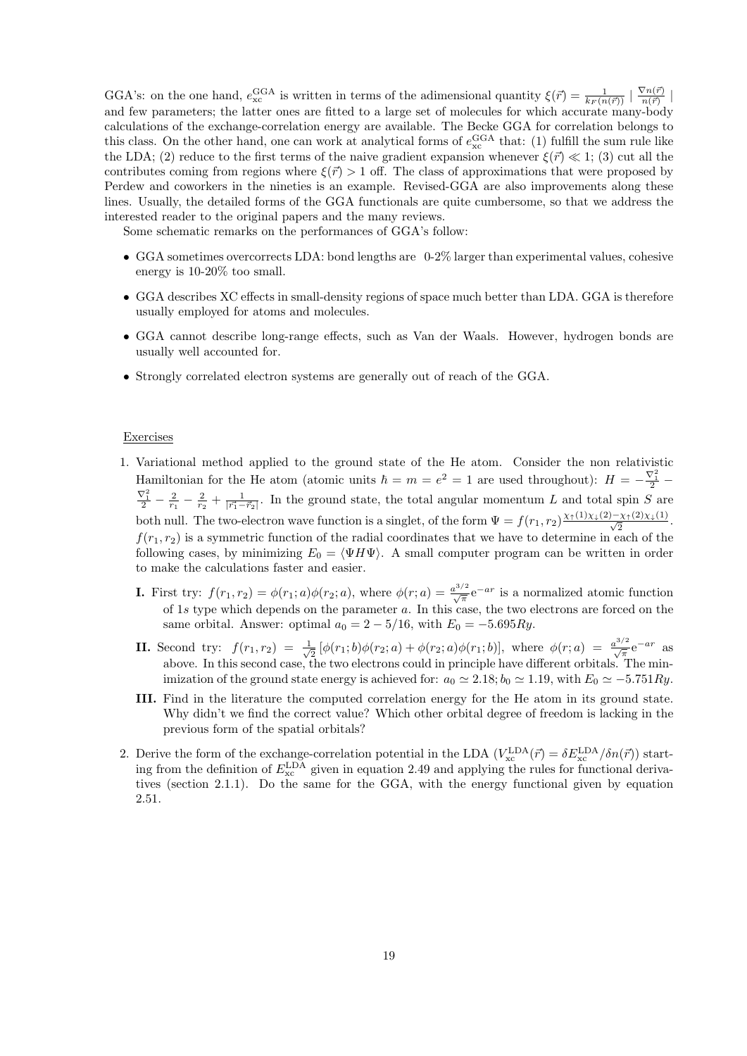GGA's: on the one hand, $e_{\rm xc}^{\rm GGA}$ is written in terms of the adimensional quantity $\xi(\vec{r}) = \frac{1}{k_F(n(\vec{r}))} \mid \frac{\nabla n(\vec{r})}{n(\vec{r})} \mid$ and few parameters; the latter ones are fitted to a large set of molecules for which accurate many-body calculations of the exchange-correlation energy are available. The Becke GGA for correlation belongs to this class. On the other hand, one can work at analytical forms of $e_{\rm xc}^{\rm GGA}$ that: (1) fulfill the sum rule like the LDA; (2) reduce to the first terms of the naive gradient expansion whenever $\xi(\vec{r}) \ll 1$; (3) cut all the contributes coming from regions where $\xi(\vec{r}) > 1$ off. The class of approximations that were proposed by Perdew and coworkers in the nineties is an example. Revised-GGA are also improvements along these lines. Usually, the detailed forms of the GGA functionals are quite cumbersome, so that we address the interested reader to the original papers and the many reviews.

Some schematic remarks on the performances of GGA's follow:

- GGA sometimes overcorrects LDA: bond lengths are 0-2% larger than experimental values, cohesive energy is 10-20% too small.
- GGA describes XC effects in small-density regions of space much better than LDA. GGA is therefore usually employed for atoms and molecules.
- GGA cannot describe long-range effects, such as Van der Waals. However, hydrogen bonds are usually well accounted for.
- Strongly correlated electron systems are generally out of reach of the GGA.

Exercises

1. Variational method applied to the ground state of the He atom. Consider the non relativistic Hamiltonian for the He atom (atomic units $\hbar = m = e^2 = 1$ are used throughout): $H = -\frac{\nabla_1^2}{2} - \frac{\nabla_1^2}{2} - \frac{2}{r_1} - \frac{2}{r_2} + \frac{1}{|\vec{r_1} - \vec{r_2}|}$. In the ground state, the total angular momentum $L$ and total spin $S$ are both null. The two-electron wave function is a singlet, of the form $\Psi = f(r_1, r_2)\frac{\chi_\uparrow(1)\chi_\downarrow(2) - \chi_\uparrow(2)\chi_\downarrow(1)}{\sqrt{2}}$. $f(r_1, r_2)$ is a symmetric function of the radial coordinates that we have to determine in each of the following cases, by minimizing $E_0 = \langle \Psi H \Psi \rangle$. A small computer program can be written in order to make the calculations faster and easier.

   **I.** First try: $f(r_1, r_2) = \phi(r_1; a)\phi(r_2; a)$, where $\phi(r; a) = \frac{a^{3/2}}{\sqrt{\pi}} {\rm e}^{-ar}$ is a normalized atomic function of $1s$ type which depends on the parameter $a$. In this case, the two electrons are forced on the same orbital. Answer: optimal $a_0 = 2 - 5/16$, with $E_0 = -5.695 Ry$.

   **II.** Second try: $f(r_1, r_2) = \frac{1}{\sqrt{2}} [\phi(r_1; b)\phi(r_2; a) + \phi(r_2; a)\phi(r_1; b)]$, where $\phi(r; a) = \frac{a^{3/2}}{\sqrt{\pi}} {\rm e}^{-ar}$ as above. In this second case, the two electrons could in principle have different orbitals. The minimization of the ground state energy is achieved for: $a_0 \simeq 2.18; b_0 \simeq 1.19$, with $E_0 \simeq -5.751 Ry$.

   **III.** Find in the literature the computed correlation energy for the He atom in its ground state. Why didn't we find the correct value? Which other orbital degree of freedom is lacking in the previous form of the spatial orbitals?

2. Derive the form of the exchange-correlation potential in the LDA ($V_{\rm xc}^{\rm LDA}(\vec{r}) = \delta E_{\rm xc}^{\rm LDA} / \delta n(\vec{r})$) starting from the definition of $E_{\rm xc}^{\rm LDA}$ given in equation 2.49 and applying the rules for functional derivatives (section 2.1.1). Do the same for the GGA, with the energy functional given by equation 2.51.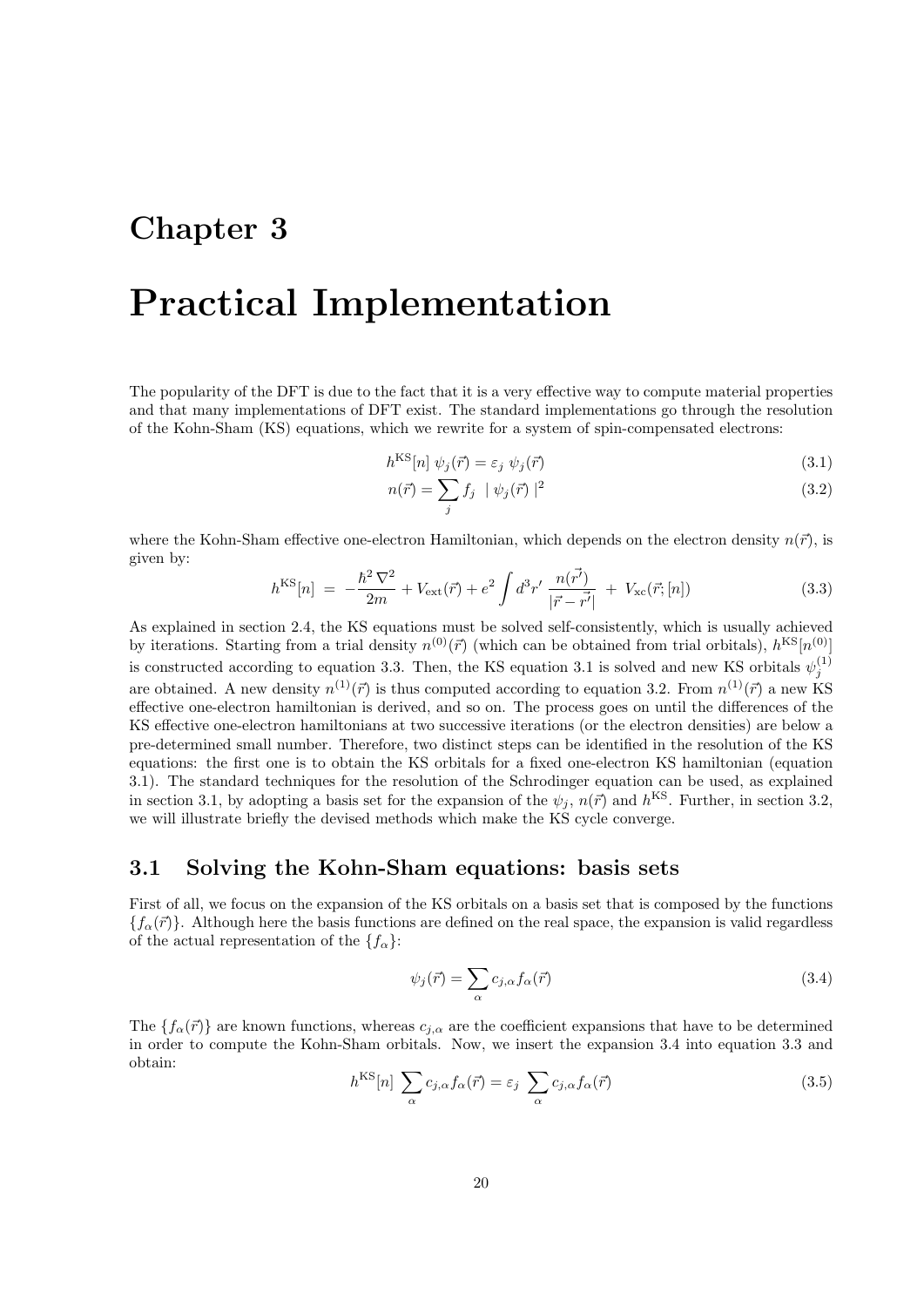# Chapter 3

# Practical Implementation

The popularity of the DFT is due to the fact that it is a very effective way to compute material properties and that many implementations of DFT exist. The standard implementations go through the resolution of the Kohn-Sham (KS) equations, which we rewrite for a system of spin-compensated electrons:

$$h^{\text{KS}}[n]\ \psi_j(\vec{r}) = \varepsilon_j\ \psi_j(\vec{r}) \tag{3.1}$$

$$n(\vec{r}) = \sum_j f_j\ \mid \psi_j(\vec{r}) \mid^2 \tag{3.2}$$

where the Kohn-Sham effective one-electron Hamiltonian, which depends on the electron density $n(\vec{r})$, is given by:

$$h^{\text{KS}}[n]\ =\ -\frac{\hbar^2\,\nabla^2}{2m} + V_{\text{ext}}(\vec{r}) + e^2 \int d^3r'\ \frac{n(\vec{r'})}{|\vec{r}-\vec{r'}|}\ +\ V_{\text{xc}}(\vec{r};[n]) \tag{3.3}$$

As explained in section 2.4, the KS equations must be solved self-consistently, which is usually achieved by iterations. Starting from a trial density $n^{(0)}(\vec{r})$ (which can be obtained from trial orbitals), $h^{\text{KS}}[n^{(0)}]$ is constructed according to equation 3.3. Then, the KS equation 3.1 is solved and new KS orbitals $\psi_j^{(1)}$ are obtained. A new density $n^{(1)}(\vec{r})$ is thus computed according to equation 3.2. From $n^{(1)}(\vec{r})$ a new KS effective one-electron hamiltonian is derived, and so on. The process goes on until the differences of the KS effective one-electron hamiltonians at two successive iterations (or the electron densities) are below a pre-determined small number. Therefore, two distinct steps can be identified in the resolution of the KS equations: the first one is to obtain the KS orbitals for a fixed one-electron KS hamiltonian (equation 3.1). The standard techniques for the resolution of the Schrodinger equation can be used, as explained in section 3.1, by adopting a basis set for the expansion of the $\psi_j$, $n(\vec{r})$ and $h^{\text{KS}}$. Further, in section 3.2, we will illustrate briefly the devised methods which make the KS cycle converge.

## 3.1 Solving the Kohn-Sham equations: basis sets

First of all, we focus on the expansion of the KS orbitals on a basis set that is composed by the functions $\{f_\alpha(\vec{r})\}$. Although here the basis functions are defined on the real space, the expansion is valid regardless of the actual representation of the $\{f_\alpha\}$:

$$\psi_j(\vec{r}) = \sum_\alpha c_{j,\alpha} f_\alpha(\vec{r}) \tag{3.4}$$

The $\{f_\alpha(\vec{r})\}$ are known functions, whereas $c_{j,\alpha}$ are the coefficient expansions that have to be determined in order to compute the Kohn-Sham orbitals. Now, we insert the expansion 3.4 into equation 3.3 and obtain:

$$h^{\text{KS}}[n]\ \sum_\alpha c_{j,\alpha} f_\alpha(\vec{r}) = \varepsilon_j\ \sum_\alpha c_{j,\alpha} f_\alpha(\vec{r}) \tag{3.5}$$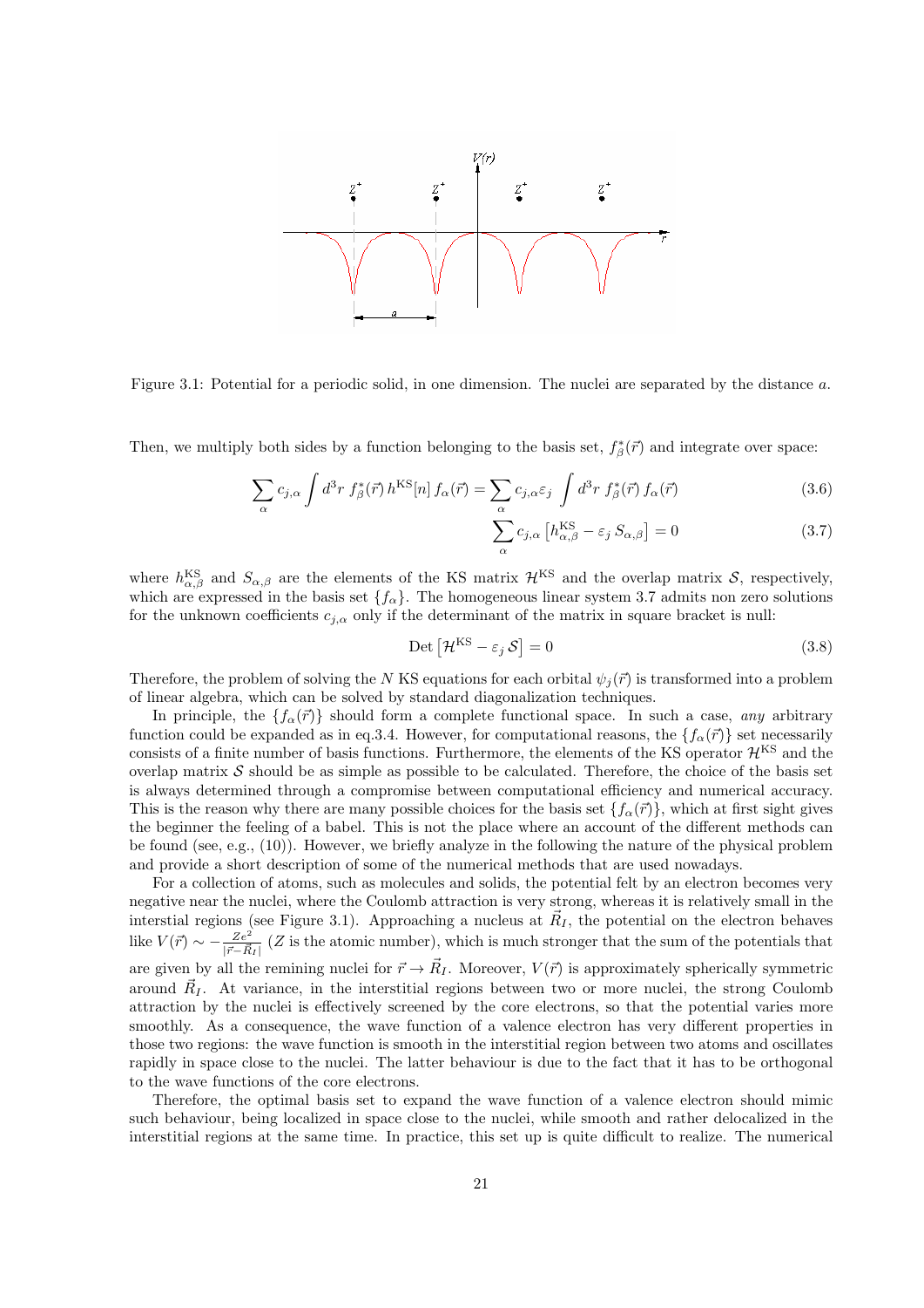Figure 3.1: Potential for a periodic solid, in one dimension. The nuclei are separated by the distance $a$.

Then, we multiply both sides by a function belonging to the basis set, $f^*_\beta(\vec{r})$ and integrate over space:

$$\sum_\alpha c_{j,\alpha} \int d^3r \; f^*_\beta(\vec{r})\, h^{\rm KS}[n]\, f_\alpha(\vec{r}) = \sum_\alpha c_{j,\alpha}\varepsilon_j \int d^3r \; f^*_\beta(\vec{r})\, f_\alpha(\vec{r}) \tag{3.6}$$

$$\sum_\alpha c_{j,\alpha} \left[ h^{\rm KS}_{\alpha,\beta} - \varepsilon_j \, S_{\alpha,\beta} \right] = 0 \tag{3.7}$$

where $h^{\rm KS}_{\alpha,\beta}$ and $S_{\alpha,\beta}$ are the elements of the KS matrix $\mathcal{H}^{\rm KS}$ and the overlap matrix $\mathcal{S}$, respectively, which are expressed in the basis set $\{f_\alpha\}$. The homogeneous linear system 3.7 admits non zero solutions for the unknown coefficients $c_{j,\alpha}$ only if the determinant of the matrix in square bracket is null:

$$\text{Det}\left[\mathcal{H}^{\rm KS} - \varepsilon_j \, \mathcal{S}\right] = 0 \tag{3.8}$$

Therefore, the problem of solving the $N$ KS equations for each orbital $\psi_j(\vec{r})$ is transformed into a problem of linear algebra, which can be solved by standard diagonalization techniques.

In principle, the $\{f_\alpha(\vec{r})\}$ should form a complete functional space. In such a case, *any* arbitrary function could be expanded as in eq.3.4. However, for computational reasons, the $\{f_\alpha(\vec{r})\}$ set necessarily consists of a finite number of basis functions. Furthermore, the elements of the KS operator $\mathcal{H}^{\rm KS}$ and the overlap matrix $\mathcal{S}$ should be as simple as possible to be calculated. Therefore, the choice of the basis set is always determined through a compromise between computational efficiency and numerical accuracy. This is the reason why there are many possible choices for the basis set $\{f_\alpha(\vec{r})\}$, which at first sight gives the beginner the feeling of a babel. This is not the place where an account of the different methods can be found (see, e.g., (10)). However, we briefly analyze in the following the nature of the physical problem and provide a short description of some of the numerical methods that are used nowadays.

For a collection of atoms, such as molecules and solids, the potential felt by an electron becomes very negative near the nuclei, where the Coulomb attraction is very strong, whereas it is relatively small in the interstial regions (see Figure 3.1). Approaching a nucleus at $\vec{R}_I$, the potential on the electron behaves like $V(\vec{r}) \sim -\frac{Ze^2}{|\vec{r}-\vec{R}_I|}$ ($Z$ is the atomic number), which is much stronger that the sum of the potentials that are given by all the remining nuclei for $\vec{r} \to \vec{R}_I$. Moreover, $V(\vec{r})$ is approximately spherically symmetric around $\vec{R}_I$. At variance, in the interstitial regions between two or more nuclei, the strong Coulomb attraction by the nuclei is effectively screened by the core electrons, so that the potential varies more smoothly. As a consequence, the wave function of a valence electron has very different properties in those two regions: the wave function is smooth in the interstitial region between two atoms and oscillates rapidly in space close to the nuclei. The latter behaviour is due to the fact that it has to be orthogonal to the wave functions of the core electrons.

Therefore, the optimal basis set to expand the wave function of a valence electron should mimic such behaviour, being localized in space close to the nuclei, while smooth and rather delocalized in the interstitial regions at the same time. In practice, this set up is quite difficult to realize. The numerical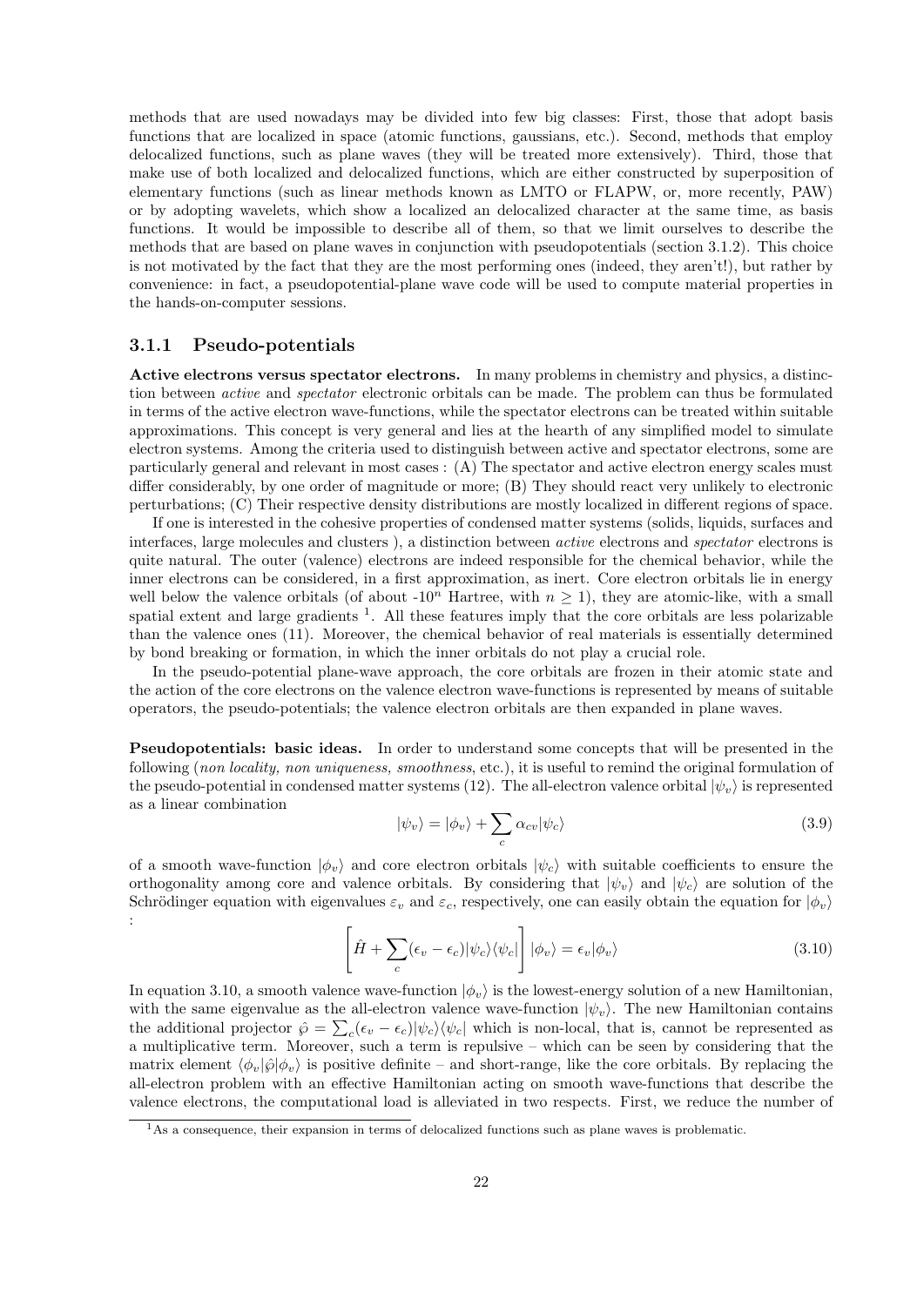methods that are used nowadays may be divided into few big classes: First, those that adopt basis functions that are localized in space (atomic functions, gaussians, etc.). Second, methods that employ delocalized functions, such as plane waves (they will be treated more extensively). Third, those that make use of both localized and delocalized functions, which are either constructed by superposition of elementary functions (such as linear methods known as LMTO or FLAPW, or, more recently, PAW) or by adopting wavelets, which show a localized an delocalized character at the same time, as basis functions. It would be impossible to describe all of them, so that we limit ourselves to describe the methods that are based on plane waves in conjunction with pseudopotentials (section 3.1.2). This choice is not motivated by the fact that they are the most performing ones (indeed, they aren't!), but rather by convenience: in fact, a pseudopotential-plane wave code will be used to compute material properties in the hands-on-computer sessions.

### 3.1.1 Pseudo-potentials

**Active electrons versus spectator electrons.** In many problems in chemistry and physics, a distinction between *active* and *spectator* electronic orbitals can be made. The problem can thus be formulated in terms of the active electron wave-functions, while the spectator electrons can be treated within suitable approximations. This concept is very general and lies at the hearth of any simplified model to simulate electron systems. Among the criteria used to distinguish between active and spectator electrons, some are particularly general and relevant in most cases : (A) The spectator and active electron energy scales must differ considerably, by one order of magnitude or more; (B) They should react very unlikely to electronic perturbations; (C) Their respective density distributions are mostly localized in different regions of space.

If one is interested in the cohesive properties of condensed matter systems (solids, liquids, surfaces and interfaces, large molecules and clusters ), a distinction between *active* electrons and *spectator* electrons is quite natural. The outer (valence) electrons are indeed responsible for the chemical behavior, while the inner electrons can be considered, in a first approximation, as inert. Core electron orbitals lie in energy well below the valence orbitals (of about $-10^n$ Hartree, with $n \geq 1$), they are atomic-like, with a small spatial extent and large gradients [1]. All these features imply that the core orbitals are less polarizable than the valence ones (11). Moreover, the chemical behavior of real materials is essentially determined by bond breaking or formation, in which the inner orbitals do not play a crucial role.

In the pseudo-potential plane-wave approach, the core orbitals are frozen in their atomic state and the action of the core electrons on the valence electron wave-functions is represented by means of suitable operators, the pseudo-potentials; the valence electron orbitals are then expanded in plane waves.

**Pseudopotentials: basic ideas.** In order to understand some concepts that will be presented in the following (*non locality, non uniqueness, smoothness*, etc.), it is useful to remind the original formulation of the pseudo-potential in condensed matter systems (12). The all-electron valence orbital $|\psi_v\rangle$ is represented as a linear combination

$$|\psi_v\rangle = |\phi_v\rangle + \sum_c \alpha_{cv}|\psi_c\rangle \tag{3.9}$$

of a smooth wave-function $|\phi_v\rangle$ and core electron orbitals $|\psi_c\rangle$ with suitable coefficients to ensure the orthogonality among core and valence orbitals. By considering that $|\psi_v\rangle$ and $|\psi_c\rangle$ are solution of the Schrödinger equation with eigenvalues $\varepsilon_v$ and $\varepsilon_c$, respectively, one can easily obtain the equation for $|\phi_v\rangle$ :

$$\left[\hat{H} + \sum_c (\epsilon_v - \epsilon_c)|\psi_c\rangle\langle\psi_c|\right]|\phi_v\rangle = \epsilon_v|\phi_v\rangle \tag{3.10}$$

In equation 3.10, a smooth valence wave-function $|\phi_v\rangle$ is the lowest-energy solution of a new Hamiltonian, with the same eigenvalue as the all-electron valence wave-function $|\psi_v\rangle$. The new Hamiltonian contains the additional projector $\hat{\wp} = \sum_c(\epsilon_v - \epsilon_c)|\psi_c\rangle\langle\psi_c|$ which is non-local, that is, cannot be represented as a multiplicative term. Moreover, such a term is repulsive – which can be seen by considering that the matrix element $\langle\phi_v|\hat{\wp}|\phi_v\rangle$ is positive definite – and short-range, like the core orbitals. By replacing the all-electron problem with an effective Hamiltonian acting on smooth wave-functions that describe the valence electrons, the computational load is alleviated in two respects. First, we reduce the number of

[1] As a consequence, their expansion in terms of delocalized functions such as plane waves is problematic.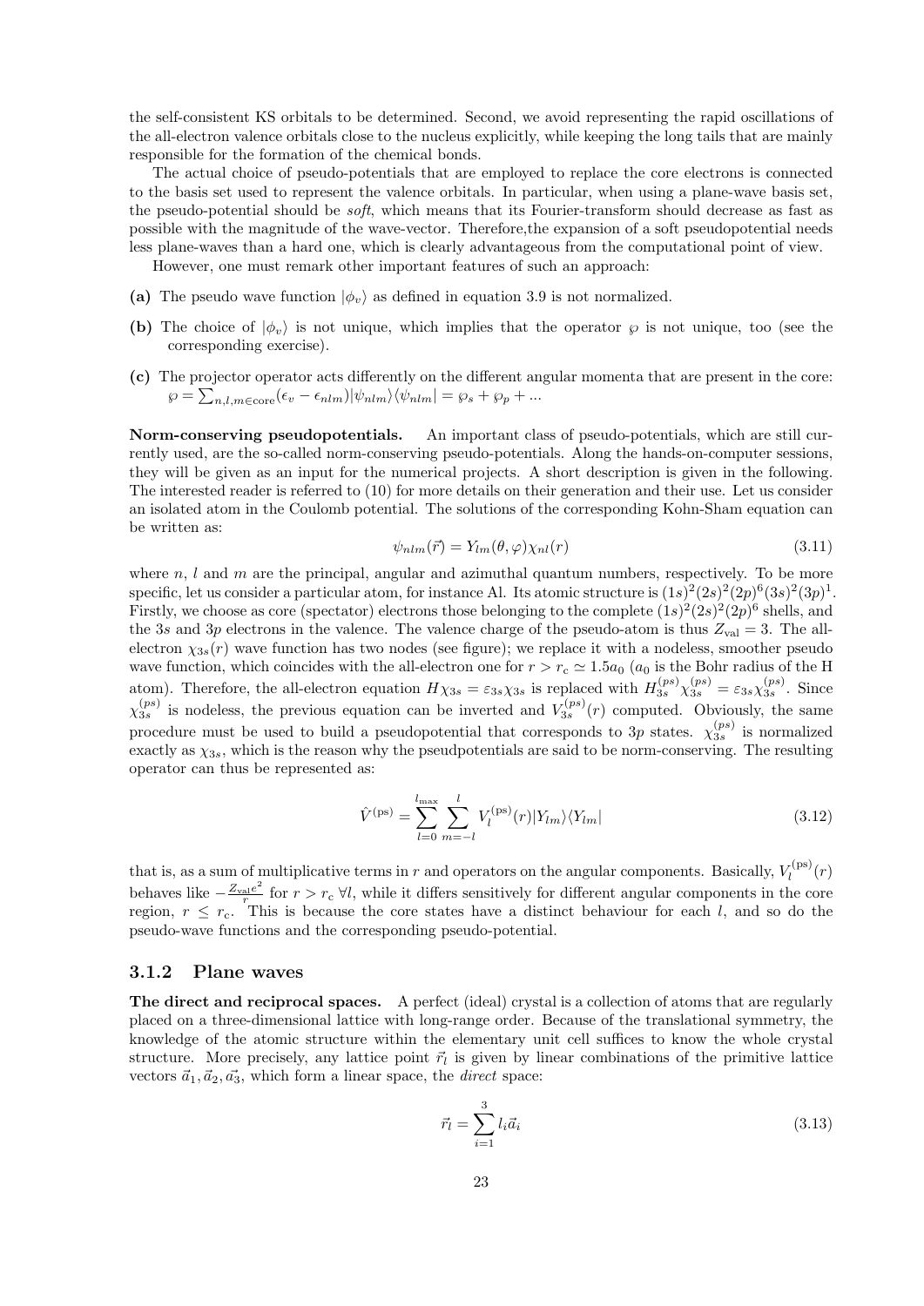the self-consistent KS orbitals to be determined. Second, we avoid representing the rapid oscillations of the all-electron valence orbitals close to the nucleus explicitly, while keeping the long tails that are mainly responsible for the formation of the chemical bonds.

The actual choice of pseudo-potentials that are employed to replace the core electrons is connected to the basis set used to represent the valence orbitals. In particular, when using a plane-wave basis set, the pseudo-potential should be *soft*, which means that its Fourier-transform should decrease as fast as possible with the magnitude of the wave-vector. Therefore,the expansion of a soft pseudopotential needs less plane-waves than a hard one, which is clearly advantageous from the computational point of view.

However, one must remark other important features of such an approach:

**(a)** The pseudo wave function $|\phi_v\rangle$ as defined in equation 3.9 is not normalized.

**(b)** The choice of $|\phi_v\rangle$ is not unique, which implies that the operator $\wp$ is not unique, too (see the corresponding exercise).

**(c)** The projector operator acts differently on the different angular momenta that are present in the core: $\wp = \sum_{n,l,m\in\mathrm{core}}(\epsilon_v - \epsilon_{nlm})|\psi_{nlm}\rangle\langle\psi_{nlm}| = \wp_s + \wp_p + ...$

**Norm-conserving pseudopotentials.** An important class of pseudo-potentials, which are still currently used, are the so-called norm-conserving pseudo-potentials. Along the hands-on-computer sessions, they will be given as an input for the numerical projects. A short description is given in the following. The interested reader is referred to (10) for more details on their generation and their use. Let us consider an isolated atom in the Coulomb potential. The solutions of the corresponding Kohn-Sham equation can be written as:

$$\psi_{nlm}(\vec{r}) = Y_{lm}(\theta,\varphi)\chi_{nl}(r) \tag{3.11}$$

where $n$, $l$ and $m$ are the principal, angular and azimuthal quantum numbers, respectively. To be more specific, let us consider a particular atom, for instance Al. Its atomic structure is $(1s)^2(2s)^2(2p)^6(3s)^2(3p)^1$. Firstly, we choose as core (spectator) electrons those belonging to the complete $(1s)^2(2s)^2(2p)^6$ shells, and the $3s$ and $3p$ electrons in the valence. The valence charge of the pseudo-atom is thus $Z_{\mathrm{val}} = 3$. The all-electron $\chi_{3s}(r)$ wave function has two nodes (see figure); we replace it with a nodeless, smoother pseudo wave function, which coincides with the all-electron one for $r > r_c \simeq 1.5a_0$ ($a_0$ is the Bohr radius of the H atom). Therefore, the all-electron equation $H\chi_{3s} = \varepsilon_{3s}\chi_{3s}$ is replaced with $H_{3s}^{(ps)}\chi_{3s}^{(ps)} = \varepsilon_{3s}\chi_{3s}^{(ps)}$. Since $\chi_{3s}^{(ps)}$ is nodeless, the previous equation can be inverted and $V_{3s}^{(ps)}(r)$ computed. Obviously, the same procedure must be used to build a pseudopotential that corresponds to $3p$ states. $\chi_{3s}^{(ps)}$ is normalized exactly as $\chi_{3s}$, which is the reason why the pseudpotentials are said to be norm-conserving. The resulting operator can thus be represented as:

$$\hat{V}^{(\mathrm{ps})} = \sum_{l=0}^{l_{\max}}\sum_{m=-l}^{l} V_l^{(\mathrm{ps})}(r)|Y_{lm}\rangle\langle Y_{lm}| \tag{3.12}$$

that is, as a sum of multiplicative terms in $r$ and operators on the angular components. Basically, $V_l^{(\mathrm{ps})}(r)$ behaves like $-\frac{Z_{\mathrm{val}}e^2}{r}$ for $r > r_c$ $\forall l$, while it differs sensitively for different angular components in the core region, $r \leq r_c$. This is because the core states have a distinct behaviour for each $l$, and so do the pseudo-wave functions and the corresponding pseudo-potential.

### 3.1.2 Plane waves

**The direct and reciprocal spaces.** A perfect (ideal) crystal is a collection of atoms that are regularly placed on a three-dimensional lattice with long-range order. Because of the translational symmetry, the knowledge of the atomic structure within the elementary unit cell suffices to know the whole crystal structure. More precisely, any lattice point $\vec{r}_l$ is given by linear combinations of the primitive lattice vectors $\vec{a}_1, \vec{a}_2, \vec{a_3}$, which form a linear space, the *direct* space:

$$\vec{r}_l = \sum_{i=1}^{3} l_i\vec{a}_i \tag{3.13}$$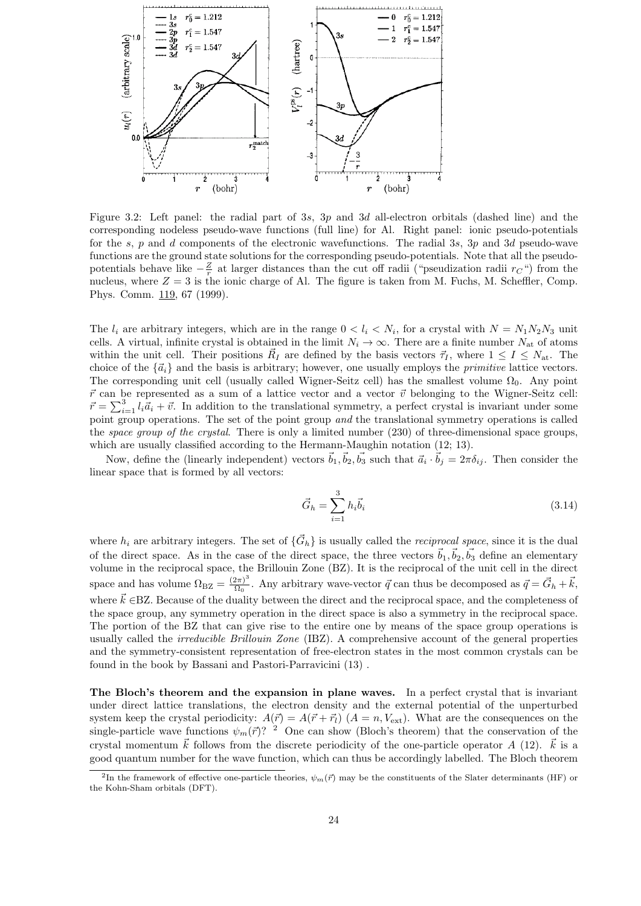Figure 3.2: Left panel: the radial part of 3$s$, 3$p$ and 3$d$ all-electron orbitals (dashed line) and the corresponding nodeless pseudo-wave functions (full line) for Al. Right panel: ionic pseudo-potentials for the $s$, $p$ and $d$ components of the electronic wavefunctions. The radial 3$s$, 3$p$ and 3$d$ pseudo-wave functions are the ground state solutions for the corresponding pseudo-potentials. Note that all the pseudo-potentials behave like $-\frac{Z}{r}$ at larger distances than the cut off radii ("pseudization radii $r_C$") from the nucleus, where $Z = 3$ is the ionic charge of Al. The figure is taken from M. Fuchs, M. Scheffler, Comp. Phys. Comm. 119, 67 (1999).

The $l_i$ are arbitrary integers, which are in the range $0 < l_i < N_i$, for a crystal with $N = N_1N_2N_3$ unit cells. A virtual, infinite crystal is obtained in the limit $N_i \to \infty$. There are a finite number $N_{\rm at}$ of atoms within the unit cell. Their positions $\vec{R}_I$ are defined by the basis vectors $\vec{\tau}_I$, where $1 \leq I \leq N_{\rm at}$. The choice of the $\{\vec{a}_i\}$ and the basis is arbitrary; however, one usually employs the *primitive* lattice vectors. The corresponding unit cell (usually called Wigner-Seitz cell) has the smallest volume $\Omega_0$. Any point $\vec{r}$ can be represented as a sum of a lattice vector and a vector $\vec{v}$ belonging to the Wigner-Seitz cell: $\vec{r} = \sum_{i=1}^{3} l_i\vec{a}_i + \vec{v}$. In addition to the translational symmetry, a perfect crystal is invariant under some point group operations. The set of the point group *and* the translational symmetry operations is called the *space group of the crystal*. There is only a limited number (230) of three-dimensional space groups, which are usually classified according to the Hermann-Maughin notation (12; 13).

Now, define the (linearly independent) vectors $\vec{b}_1, \vec{b}_2, \vec{b}_3$ such that $\vec{a}_i \cdot \vec{b}_j = 2\pi\delta_{ij}$. Then consider the linear space that is formed by all vectors:

$$\vec{G}_h = \sum_{i=1}^{3} h_i\vec{b}_i \tag{3.14}$$

where $h_i$ are arbitrary integers. The set of $\{\vec{G}_h\}$ is usually called the *reciprocal space*, since it is the dual of the direct space. As in the case of the direct space, the three vectors $\vec{b}_1, \vec{b}_2, \vec{b}_3$ define an elementary volume in the reciprocal space, the Brillouin Zone (BZ). It is the reciprocal of the unit cell in the direct space and has volume $\Omega_{\rm BZ} = \frac{(2\pi)^3}{\Omega_0}$. Any arbitrary wave-vector $\vec{q}$ can thus be decomposed as $\vec{q} = \vec{G}_h + \vec{k}$, where $\vec{k} \in$BZ. Because of the duality between the direct and the reciprocal space, and the completeness of the space group, any symmetry operation in the direct space is also a symmetry in the reciprocal space. The portion of the BZ that can give rise to the entire one by means of the space group operations is usually called the *irreducible Brillouin Zone* (IBZ). A comprehensive account of the general properties and the symmetry-consistent representation of free-electron states in the most common crystals can be found in the book by Bassani and Pastori-Parravicini (13) .

**The Bloch's theorem and the expansion in plane waves.** In a perfect crystal that is invariant under direct lattice translations, the electron density and the external potential of the unperturbed system keep the crystal periodicity: $A(\vec{r}) = A(\vec{r} + \vec{r}_l)$ ($A = n, V_{\rm ext}$). What are the consequences on the single-particle wave functions $\psi_m(\vec{r})$? [2] One can show (Bloch's theorem) that the conservation of the crystal momentum $\vec{k}$ follows from the discrete periodicity of the one-particle operator $A$ (12). $\vec{k}$ is a good quantum number for the wave function, which can thus be accordingly labelled. The Bloch theorem

[2] In the framework of effective one-particle theories, $\psi_m(\vec{r})$ may be the constituents of the Slater determinants (HF) or the Kohn-Sham orbitals (DFT).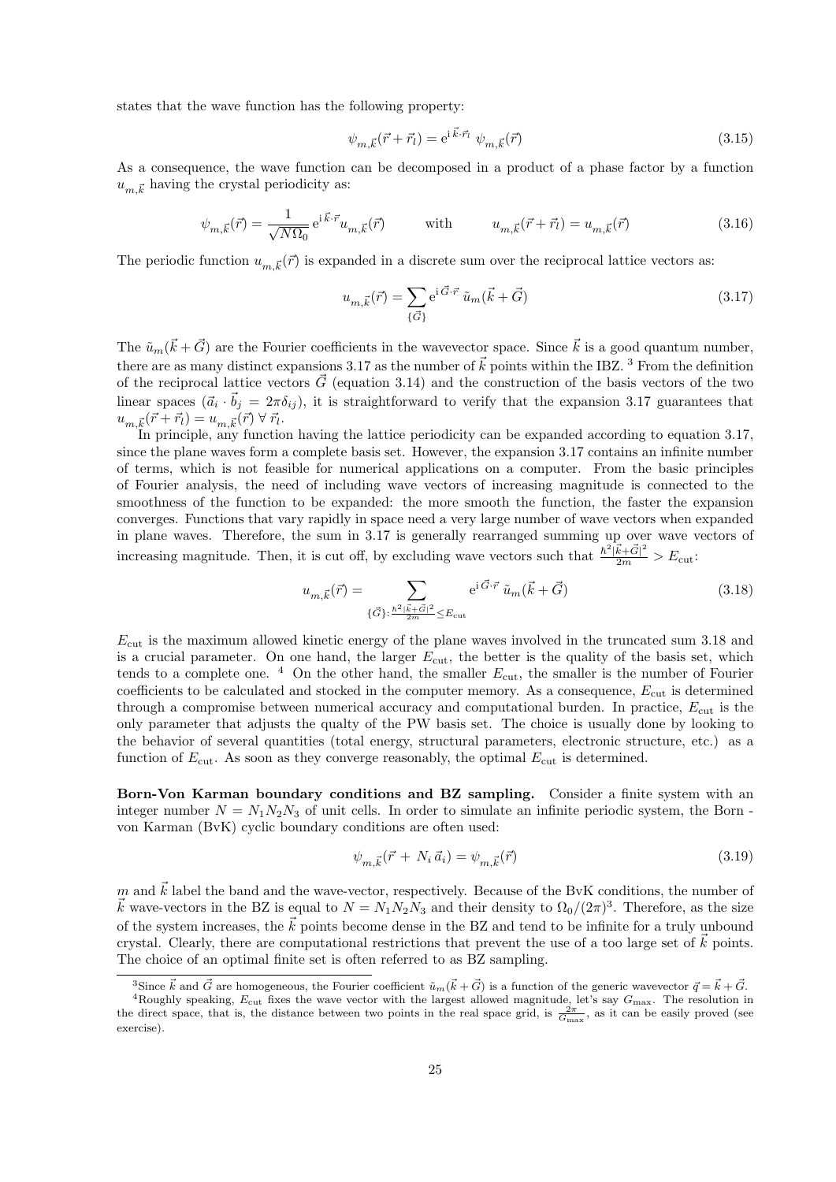states that the wave function has the following property:

$$\psi_{m,\vec{k}}(\vec{r}+\vec{r}_l) = \mathrm{e}^{\mathrm{i}\,\vec{k}\cdot\vec{r}_l}\;\psi_{m,\vec{k}}(\vec{r}) \tag{3.15}$$

As a consequence, the wave function can be decomposed in a product of a phase factor by a function $u_{m,\vec{k}}$ having the crystal periodicity as:

$$\psi_{m,\vec{k}}(\vec{r}) = \frac{1}{\sqrt{N\Omega_0}}\,\mathrm{e}^{\mathrm{i}\,\vec{k}\cdot\vec{r}}u_{m,\vec{k}}(\vec{r}) \qquad \text{with} \qquad u_{m,\vec{k}}(\vec{r}+\vec{r}_l) = u_{m,\vec{k}}(\vec{r}) \tag{3.16}$$

The periodic function $u_{m,\vec{k}}(\vec{r})$ is expanded in a discrete sum over the reciprocal lattice vectors as:

$$u_{m,\vec{k}}(\vec{r}) = \sum_{\{\vec{G}\}} \mathrm{e}^{\mathrm{i}\,\vec{G}\cdot\vec{r}}\;\tilde{u}_m(\vec{k}+\vec{G}) \tag{3.17}$$

The $\tilde{u}_m(\vec{k}+\vec{G})$ are the Fourier coefficients in the wavevector space. Since $\vec{k}$ is a good quantum number, there are as many distinct expansions 3.17 as the number of $\vec{k}$ points within the IBZ. [3] From the definition of the reciprocal lattice vectors $\vec{G}$ (equation 3.14) and the construction of the basis vectors of the two linear spaces ($\vec{a}_i \cdot \vec{b}_j = 2\pi\delta_{ij}$), it is straightforward to verify that the expansion 3.17 guarantees that $u_{m,\vec{k}}(\vec{r}+\vec{r}_l) = u_{m,\vec{k}}(\vec{r})\;\forall\;\vec{r}_l$.

In principle, any function having the lattice periodicity can be expanded according to equation 3.17, since the plane waves form a complete basis set. However, the expansion 3.17 contains an infinite number of terms, which is not feasible for numerical applications on a computer. From the basic principles of Fourier analysis, the need of including wave vectors of increasing magnitude is connected to the smoothness of the function to be expanded: the more smooth the function, the faster the expansion converges. Functions that vary rapidly in space need a very large number of wave vectors when expanded in plane waves. Therefore, the sum in 3.17 is generally rearranged summing up over wave vectors of increasing magnitude. Then, it is cut off, by excluding wave vectors such that $\frac{\hbar^2|\vec{k}+\vec{G}|^2}{2m} > E_{\rm cut}$:

$$u_{m,\vec{k}}(\vec{r}) = \sum_{\{\vec{G}\}:\frac{\hbar^2|\vec{k}+\vec{G}|^2}{2m}\leq E_{\rm cut}} \mathrm{e}^{\mathrm{i}\,\vec{G}\cdot\vec{r}}\;\tilde{u}_m(\vec{k}+\vec{G}) \tag{3.18}$$

$E_{\rm cut}$ is the maximum allowed kinetic energy of the plane waves involved in the truncated sum 3.18 and is a crucial parameter. On one hand, the larger $E_{\rm cut}$, the better is the quality of the basis set, which tends to a complete one. [4] On the other hand, the smaller $E_{\rm cut}$, the smaller is the number of Fourier coefficients to be calculated and stocked in the computer memory. As a consequence, $E_{\rm cut}$ is determined through a compromise between numerical accuracy and computational burden. In practice, $E_{\rm cut}$ is the only parameter that adjusts the qualty of the PW basis set. The choice is usually done by looking to the behavior of several quantities (total energy, structural parameters, electronic structure, etc.) as a function of $E_{\rm cut}$. As soon as they converge reasonably, the optimal $E_{\rm cut}$ is determined.

**Born-Von Karman boundary conditions and BZ sampling.** Consider a finite system with an integer number $N = N_1N_2N_3$ of unit cells. In order to simulate an infinite periodic system, the Born - von Karman (BvK) cyclic boundary conditions are often used:

$$\psi_{m,\vec{k}}(\vec{r}+\,N_i\,\vec{a}_i) = \psi_{m,\vec{k}}(\vec{r}) \tag{3.19}$$

$m$ and $\vec{k}$ label the band and the wave-vector, respectively. Because of the BvK conditions, the number of $\vec{k}$ wave-vectors in the BZ is equal to $N = N_1N_2N_3$ and their density to $\Omega_0/(2\pi)^3$. Therefore, as the size of the system increases, the $\vec{k}$ points become dense in the BZ and tend to be infinite for a truly unbound crystal. Clearly, there are computational restrictions that prevent the use of a too large set of $\vec{k}$ points. The choice of an optimal finite set is often referred to as BZ sampling.

[3] Since $\vec{k}$ and $\vec{G}$ are homogeneous, the Fourier coefficient $\tilde{u}_m(\vec{k}+\vec{G})$ is a function of the generic wavevector $\vec{q} = \vec{k}+\vec{G}$.

[4] Roughly speaking, $E_{\rm cut}$ fixes the wave vector with the largest allowed magnitude, let's say $G_{\rm max}$. The resolution in the direct space, that is, the distance between two points in the real space grid, is $\frac{2\pi}{G_{\rm max}}$, as it can be easily proved (see exercise).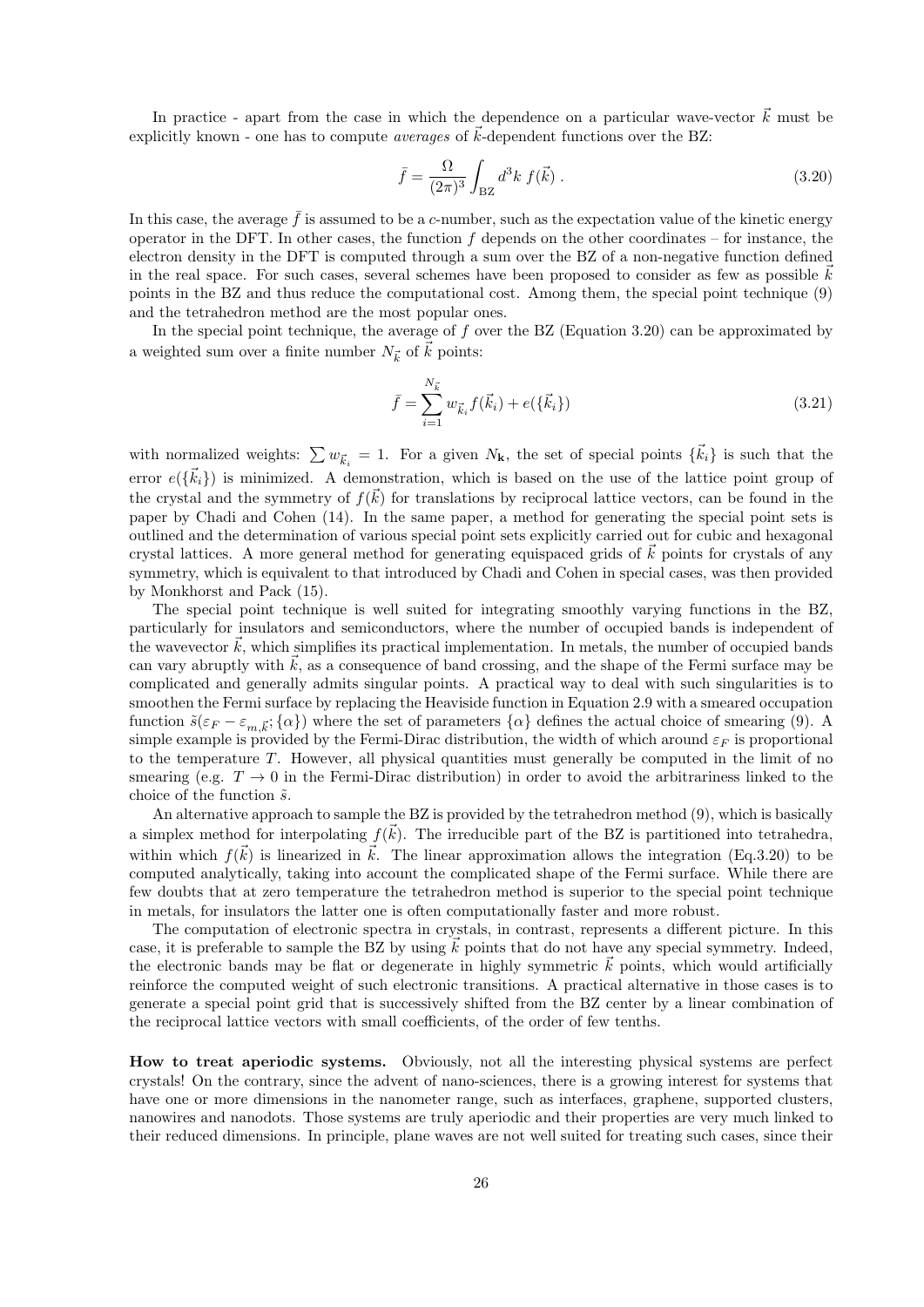In practice - apart from the case in which the dependence on a particular wave-vector $\vec{k}$ must be explicitly known - one has to compute *averages* of $\vec{k}$-dependent functions over the BZ:

$$\bar{f} = \frac{\Omega}{(2\pi)^3} \int_{\mathrm{BZ}} d^3k \; f(\vec{k}) \; . \tag{3.20}$$

In this case, the average $\bar{f}$ is assumed to be a $c$-number, such as the expectation value of the kinetic energy operator in the DFT. In other cases, the function $f$ depends on the other coordinates – for instance, the electron density in the DFT is computed through a sum over the BZ of a non-negative function defined in the real space. For such cases, several schemes have been proposed to consider as few as possible $\vec{k}$ points in the BZ and thus reduce the computational cost. Among them, the special point technique (9) and the tetrahedron method are the most popular ones.

In the special point technique, the average of $f$ over the BZ (Equation 3.20) can be approximated by a weighted sum over a finite number $N_{\vec{k}}$ of $\vec{k}$ points:

$$\bar{f} = \sum_{i=1}^{N_{\vec{k}}} w_{\vec{k}_i} f(\vec{k}_i) + e(\{\vec{k}_i\}) \tag{3.21}$$

with normalized weights: $\sum w_{\vec{k}_i} = 1$. For a given $N_{\mathbf{k}}$, the set of special points $\{\vec{k}_i\}$ is such that the error $e(\{\vec{k}_i\})$ is minimized. A demonstration, which is based on the use of the lattice point group of the crystal and the symmetry of $f(\vec{k})$ for translations by reciprocal lattice vectors, can be found in the paper by Chadi and Cohen (14). In the same paper, a method for generating the special point sets is outlined and the determination of various special point sets explicitly carried out for cubic and hexagonal crystal lattices. A more general method for generating equispaced grids of $\vec{k}$ points for crystals of any symmetry, which is equivalent to that introduced by Chadi and Cohen in special cases, was then provided by Monkhorst and Pack (15).

The special point technique is well suited for integrating smoothly varying functions in the BZ, particularly for insulators and semiconductors, where the number of occupied bands is independent of the wavevector $\vec{k}$, which simplifies its practical implementation. In metals, the number of occupied bands can vary abruptly with $\vec{k}$, as a consequence of band crossing, and the shape of the Fermi surface may be complicated and generally admits singular points. A practical way to deal with such singularities is to smoothen the Fermi surface by replacing the Heaviside function in Equation 2.9 with a smeared occupation function $\tilde{s}(\varepsilon_F - \varepsilon_{m,\vec{k}}; \{\alpha\})$ where the set of parameters $\{\alpha\}$ defines the actual choice of smearing (9). A simple example is provided by the Fermi-Dirac distribution, the width of which around $\varepsilon_F$ is proportional to the temperature $T$. However, all physical quantities must generally be computed in the limit of no smearing (e.g. $T \to 0$ in the Fermi-Dirac distribution) in order to avoid the arbitrariness linked to the choice of the function $\tilde{s}$.

An alternative approach to sample the BZ is provided by the tetrahedron method (9), which is basically a simplex method for interpolating $f(\vec{k})$. The irreducible part of the BZ is partitioned into tetrahedra, within which $f(\vec{k})$ is linearized in $\vec{k}$. The linear approximation allows the integration (Eq.3.20) to be computed analytically, taking into account the complicated shape of the Fermi surface. While there are few doubts that at zero temperature the tetrahedron method is superior to the special point technique in metals, for insulators the latter one is often computationally faster and more robust.

The computation of electronic spectra in crystals, in contrast, represents a different picture. In this case, it is preferable to sample the BZ by using $\vec{k}$ points that do not have any special symmetry. Indeed, the electronic bands may be flat or degenerate in highly symmetric $\vec{k}$ points, which would artificially reinforce the computed weight of such electronic transitions. A practical alternative in those cases is to generate a special point grid that is successively shifted from the BZ center by a linear combination of the reciprocal lattice vectors with small coefficients, of the order of few tenths.

**How to treat aperiodic systems.** Obviously, not all the interesting physical systems are perfect crystals! On the contrary, since the advent of nano-sciences, there is a growing interest for systems that have one or more dimensions in the nanometer range, such as interfaces, graphene, supported clusters, nanowires and nanodots. Those systems are truly aperiodic and their properties are very much linked to their reduced dimensions. In principle, plane waves are not well suited for treating such cases, since their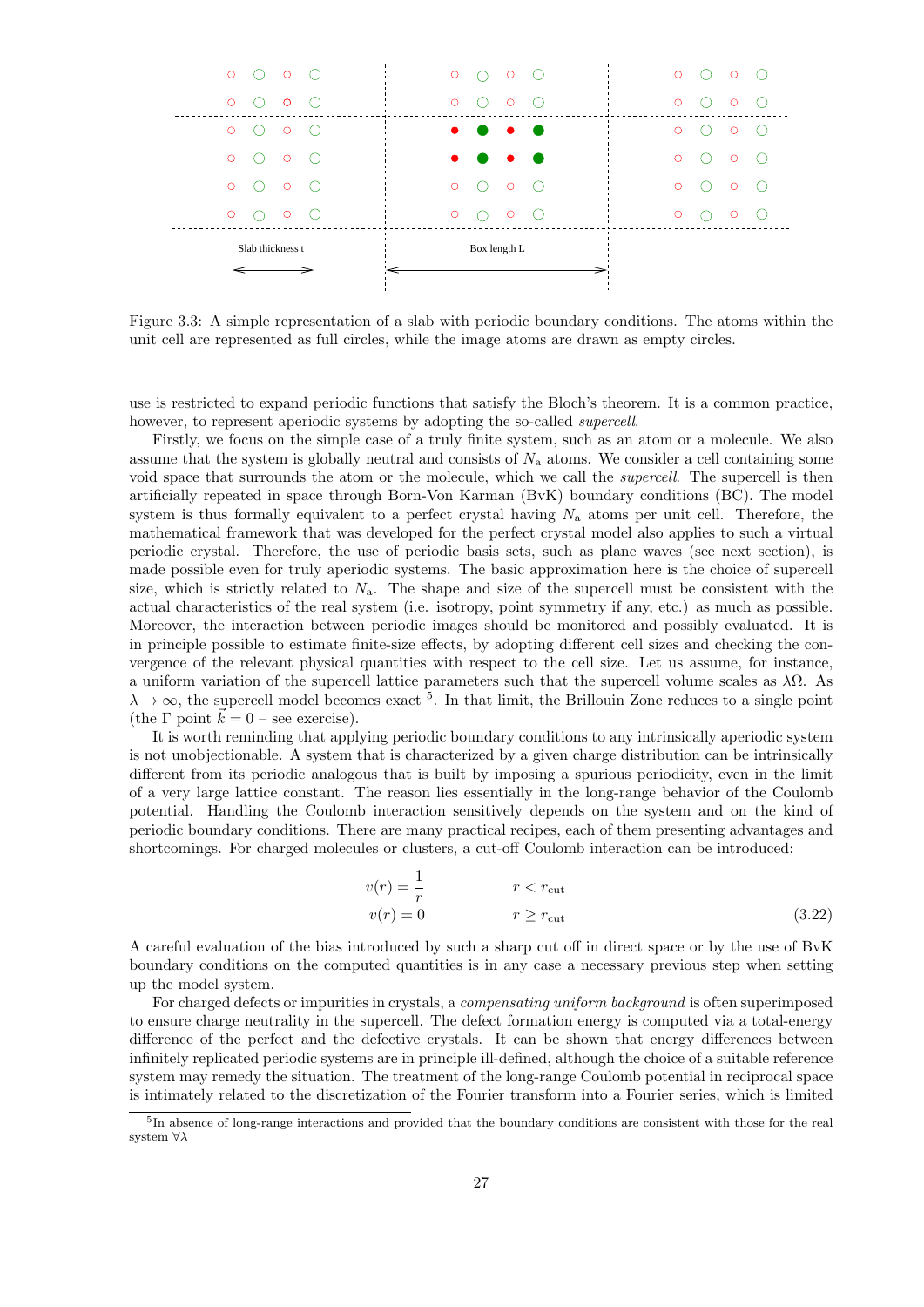Slab thickness t

Box length L

Figure 3.3: A simple representation of a slab with periodic boundary conditions. The atoms within the unit cell are represented as full circles, while the image atoms are drawn as empty circles.

use is restricted to expand periodic functions that satisfy the Bloch's theorem. It is a common practice, however, to represent aperiodic systems by adopting the so-called *supercell*.

Firstly, we focus on the simple case of a truly finite system, such as an atom or a molecule. We also assume that the system is globally neutral and consists of $N_\text{a}$ atoms. We consider a cell containing some void space that surrounds the atom or the molecule, which we call the *supercell*. The supercell is then artificially repeated in space through Born-Von Karman (BvK) boundary conditions (BC). The model system is thus formally equivalent to a perfect crystal having $N_\text{a}$ atoms per unit cell. Therefore, the mathematical framework that was developed for the perfect crystal model also applies to such a virtual periodic crystal. Therefore, the use of periodic basis sets, such as plane waves (see next section), is made possible even for truly aperiodic systems. The basic approximation here is the choice of supercell size, which is strictly related to $N_\text{a}$. The shape and size of the supercell must be consistent with the actual characteristics of the real system (i.e. isotropy, point symmetry if any, etc.) as much as possible. Moreover, the interaction between periodic images should be monitored and possibly evaluated. It is in principle possible to estimate finite-size effects, by adopting different cell sizes and checking the convergence of the relevant physical quantities with respect to the cell size. Let us assume, for instance, a uniform variation of the supercell lattice parameters such that the supercell volume scales as $\lambda\Omega$. As $\lambda \to \infty$, the supercell model becomes exact [5]. In that limit, the Brillouin Zone reduces to a single point (the $\Gamma$ point $\vec{k} = 0$ – see exercise).

It is worth reminding that applying periodic boundary conditions to any intrinsically aperiodic system is not unobjectionable. A system that is characterized by a given charge distribution can be intrinsically different from its periodic analogous that is built by imposing a spurious periodicity, even in the limit of a very large lattice constant. The reason lies essentially in the long-range behavior of the Coulomb potential. Handling the Coulomb interaction sensitively depends on the system and on the kind of periodic boundary conditions. There are many practical recipes, each of them presenting advantages and shortcomings. For charged molecules or clusters, a cut-off Coulomb interaction can be introduced:

$$
\begin{aligned}
v(r) &= \frac{1}{r} \qquad\qquad r < r_\text{cut} \\
v(r) &= 0 \qquad\qquad r \geq r_\text{cut}
\end{aligned}
\tag{3.22}
$$

A careful evaluation of the bias introduced by such a sharp cut off in direct space or by the use of BvK boundary conditions on the computed quantities is in any case a necessary previous step when setting up the model system.

For charged defects or impurities in crystals, a *compensating uniform background* is often superimposed to ensure charge neutrality in the supercell. The defect formation energy is computed via a total-energy difference of the perfect and the defective crystals. It can be shown that energy differences between infinitely replicated periodic systems are in principle ill-defined, although the choice of a suitable reference system may remedy the situation. The treatment of the long-range Coulomb potential in reciprocal space is intimately related to the discretization of the Fourier transform into a Fourier series, which is limited

[5] In absence of long-range interactions and provided that the boundary conditions are consistent with those for the real system $\forall\lambda$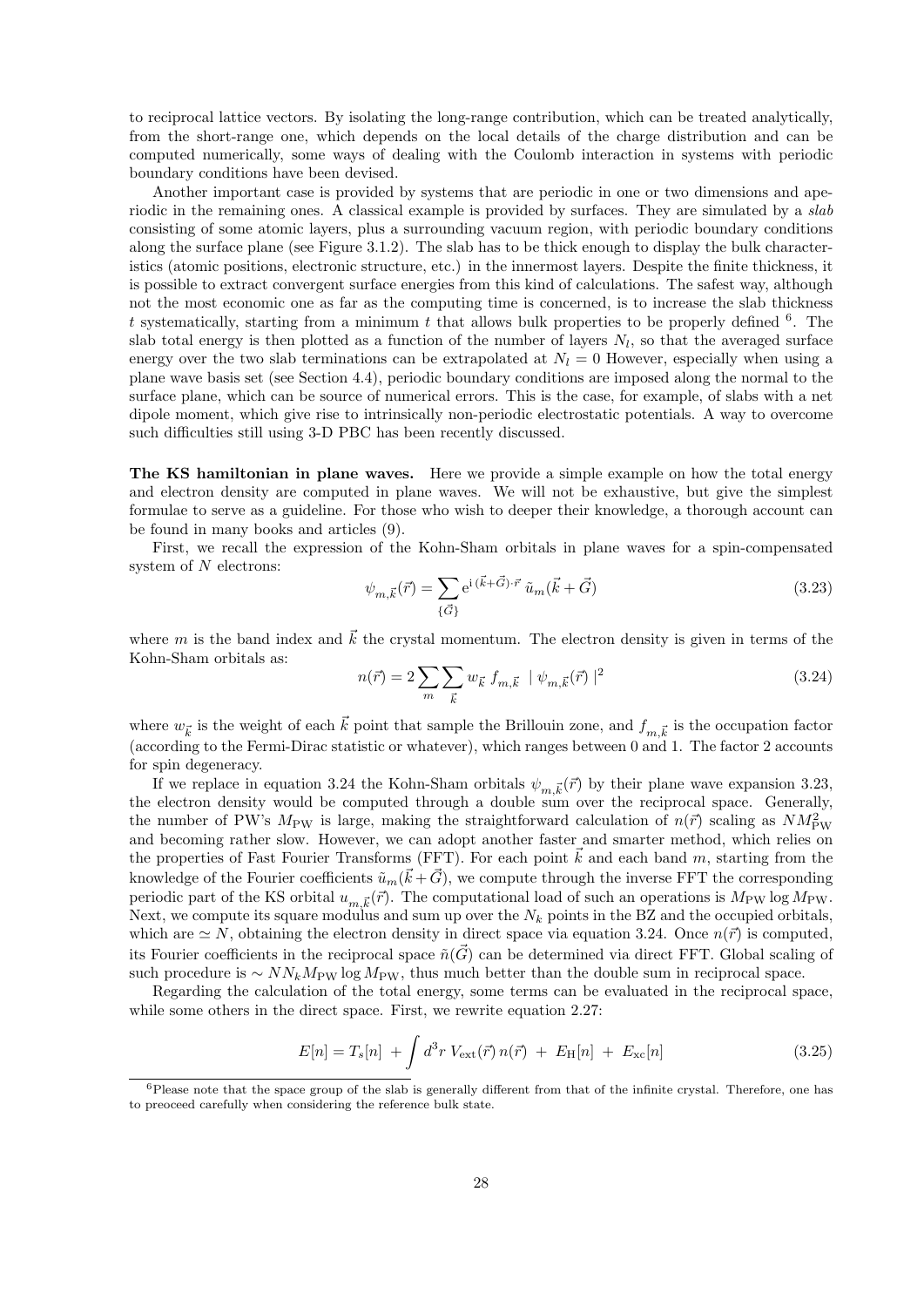to reciprocal lattice vectors. By isolating the long-range contribution, which can be treated analytically, from the short-range one, which depends on the local details of the charge distribution and can be computed numerically, some ways of dealing with the Coulomb interaction in systems with periodic boundary conditions have been devised.

Another important case is provided by systems that are periodic in one or two dimensions and aperiodic in the remaining ones. A classical example is provided by surfaces. They are simulated by a *slab* consisting of some atomic layers, plus a surrounding vacuum region, with periodic boundary conditions along the surface plane (see Figure 3.1.2). The slab has to be thick enough to display the bulk characteristics (atomic positions, electronic structure, etc.) in the innermost layers. Despite the finite thickness, it is possible to extract convergent surface energies from this kind of calculations. The safest way, although not the most economic one as far as the computing time is concerned, is to increase the slab thickness $t$ systematically, starting from a minimum $t$ that allows bulk properties to be properly defined [6]. The slab total energy is then plotted as a function of the number of layers $N_l$, so that the averaged surface energy over the two slab terminations can be extrapolated at $N_l = 0$ However, especially when using a plane wave basis set (see Section 4.4), periodic boundary conditions are imposed along the normal to the surface plane, which can be source of numerical errors. This is the case, for example, of slabs with a net dipole moment, which give rise to intrinsically non-periodic electrostatic potentials. A way to overcome such difficulties still using 3-D PBC has been recently discussed.

**The KS hamiltonian in plane waves.** Here we provide a simple example on how the total energy and electron density are computed in plane waves. We will not be exhaustive, but give the simplest formulae to serve as a guideline. For those who wish to deeper their knowledge, a thorough account can be found in many books and articles (9).

First, we recall the expression of the Kohn-Sham orbitals in plane waves for a spin-compensated system of $N$ electrons:

$$\psi_{m,\vec{k}}(\vec{r}) = \sum_{\{\vec{G}\}} e^{i(\vec{k}+\vec{G})\cdot\vec{r}} \, \tilde{u}_m(\vec{k}+\vec{G}) \tag{3.23}$$

where $m$ is the band index and $\vec{k}$ the crystal momentum. The electron density is given in terms of the Kohn-Sham orbitals as:

$$n(\vec{r}) = 2\sum_m \sum_{\vec{k}} w_{\vec{k}} \, f_{m,\vec{k}} \; | \, \psi_{m,\vec{k}}(\vec{r}) \, |^2 \tag{3.24}$$

where $w_{\vec{k}}$ is the weight of each $\vec{k}$ point that sample the Brillouin zone, and $f_{m,\vec{k}}$ is the occupation factor (according to the Fermi-Dirac statistic or whatever), which ranges between 0 and 1. The factor 2 accounts for spin degeneracy.

If we replace in equation 3.24 the Kohn-Sham orbitals $\psi_{m,\vec{k}}(\vec{r})$ by their plane wave expansion 3.23, the electron density would be computed through a double sum over the reciprocal space. Generally, the number of PW's $M_{\rm PW}$ is large, making the straightforward calculation of $n(\vec{r})$ scaling as $NM_{\rm PW}^2$ and becoming rather slow. However, we can adopt another faster and smarter method, which relies on the properties of Fast Fourier Transforms (FFT). For each point $\vec{k}$ and each band $m$, starting from the knowledge of the Fourier coefficients $\tilde{u}_m(\vec{k}+\vec{G})$, we compute through the inverse FFT the corresponding periodic part of the KS orbital $u_{m,\vec{k}}(\vec{r})$. The computational load of such an operations is $M_{\rm PW}\log M_{\rm PW}$. Next, we compute its square modulus and sum up over the $N_k$ points in the BZ and the occupied orbitals, which are $\simeq N$, obtaining the electron density in direct space via equation 3.24. Once $n(\vec{r})$ is computed, its Fourier coefficients in the reciprocal space $\tilde{n}(\vec{G})$ can be determined via direct FFT. Global scaling of such procedure is $\sim NN_kM_{\rm PW}\log M_{\rm PW}$, thus much better than the double sum in reciprocal space.

Regarding the calculation of the total energy, some terms can be evaluated in the reciprocal space, while some others in the direct space. First, we rewrite equation 2.27:

$$E[n] = T_s[n] \; + \int d^3r \; V_{\rm ext}(\vec{r})\, n(\vec{r}) \; + \; E_{\rm H}[n] \; + \; E_{\rm xc}[n] \tag{3.25}$$

[6] Please note that the space group of the slab is generally different from that of the infinite crystal. Therefore, one has to preoceed carefully when considering the reference bulk state.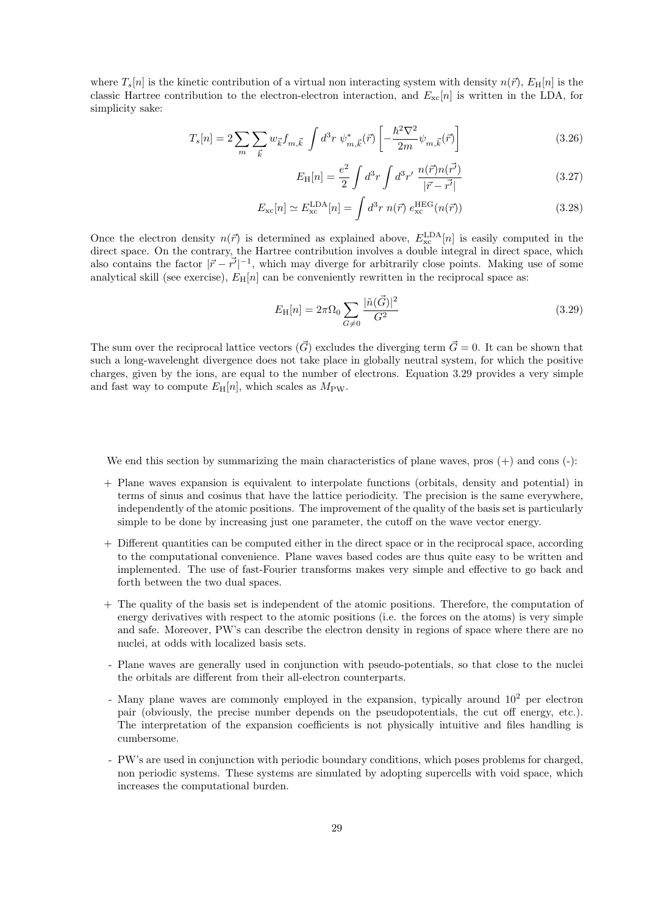where $T_s[n]$ is the kinetic contribution of a virtual non interacting system with density $n(\vec{r})$, $E_{\rm H}[n]$ is the classic Hartree contribution to the electron-electron interaction, and $E_{\rm xc}[n]$ is written in the LDA, for simplicity sake:

$$T_s[n] = 2\sum_m \sum_{\vec{k}} w_{\vec{k}} f_{m,\vec{k}} \int d^3r \; \psi^*_{m,\vec{k}}(\vec{r}) \left[ -\frac{\hbar^2 \nabla^2}{2m} \psi_{m,\vec{k}}(\vec{r}) \right] \tag{3.26}$$

$$E_{\rm H}[n] = \frac{e^2}{2} \int d^3r \int d^3r' \; \frac{n(\vec{r})n(\vec{r'})}{|\vec{r}-\vec{r'}|} \tag{3.27}$$

$$E_{\rm xc}[n] \simeq E_{\rm xc}^{\rm LDA}[n] = \int d^3r \; n(\vec{r}) \; e_{\rm xc}^{\rm HEG}(n(\vec{r})) \tag{3.28}$$

Once the electron density $n(\vec{r})$ is determined as explained above, $E_{\rm xc}^{\rm LDA}[n]$ is easily computed in the direct space. On the contrary, the Hartree contribution involves a double integral in direct space, which also contains the factor $|\vec{r}-\vec{r'}|^{-1}$, which may diverge for arbitrarily close points. Making use of some analytical skill (see exercise), $E_{\rm H}[n]$ can be conveniently rewritten in the reciprocal space as:

$$E_{\rm H}[n] = 2\pi\Omega_0 \sum_{G\neq 0} \frac{|\tilde{n}(\vec{G})|^2}{G^2} \tag{3.29}$$

The sum over the reciprocal lattice vectors ($\vec{G}$) excludes the diverging term $\vec{G}=0$. It can be shown that such a long-wavelenght divergence does not take place in globally neutral system, for which the positive charges, given by the ions, are equal to the number of electrons. Equation 3.29 provides a very simple and fast way to compute $E_{\rm H}[n]$, which scales as $M_{\rm PW}$.

We end this section by summarizing the main characteristics of plane waves, pros (+) and cons (-):

+ Plane waves expansion is equivalent to interpolate functions (orbitals, density and potential) in terms of sinus and cosinus that have the lattice periodicity. The precision is the same everywhere, independently of the atomic positions. The improvement of the quality of the basis set is particularly simple to be done by increasing just one parameter, the cutoff on the wave vector energy.

+ Different quantities can be computed either in the direct space or in the reciprocal space, according to the computational convenience. Plane waves based codes are thus quite easy to be written and implemented. The use of fast-Fourier transforms makes very simple and effective to go back and forth between the two dual spaces.

+ The quality of the basis set is independent of the atomic positions. Therefore, the computation of energy derivatives with respect to the atomic positions (i.e. the forces on the atoms) is very simple and safe. Moreover, PW's can describe the electron density in regions of space where there are no nuclei, at odds with localized basis sets.

- Plane waves are generally used in conjunction with pseudo-potentials, so that close to the nuclei the orbitals are different from their all-electron counterparts.

- Many plane waves are commonly employed in the expansion, typically around $10^2$ per electron pair (obviously, the precise number depends on the pseudopotentials, the cut off energy, etc.). The interpretation of the expansion coefficients is not physically intuitive and files handling is cumbersome.

- PW's are used in conjunction with periodic boundary conditions, which poses problems for charged, non periodic systems. These systems are simulated by adopting supercells with void space, which increases the computational burden.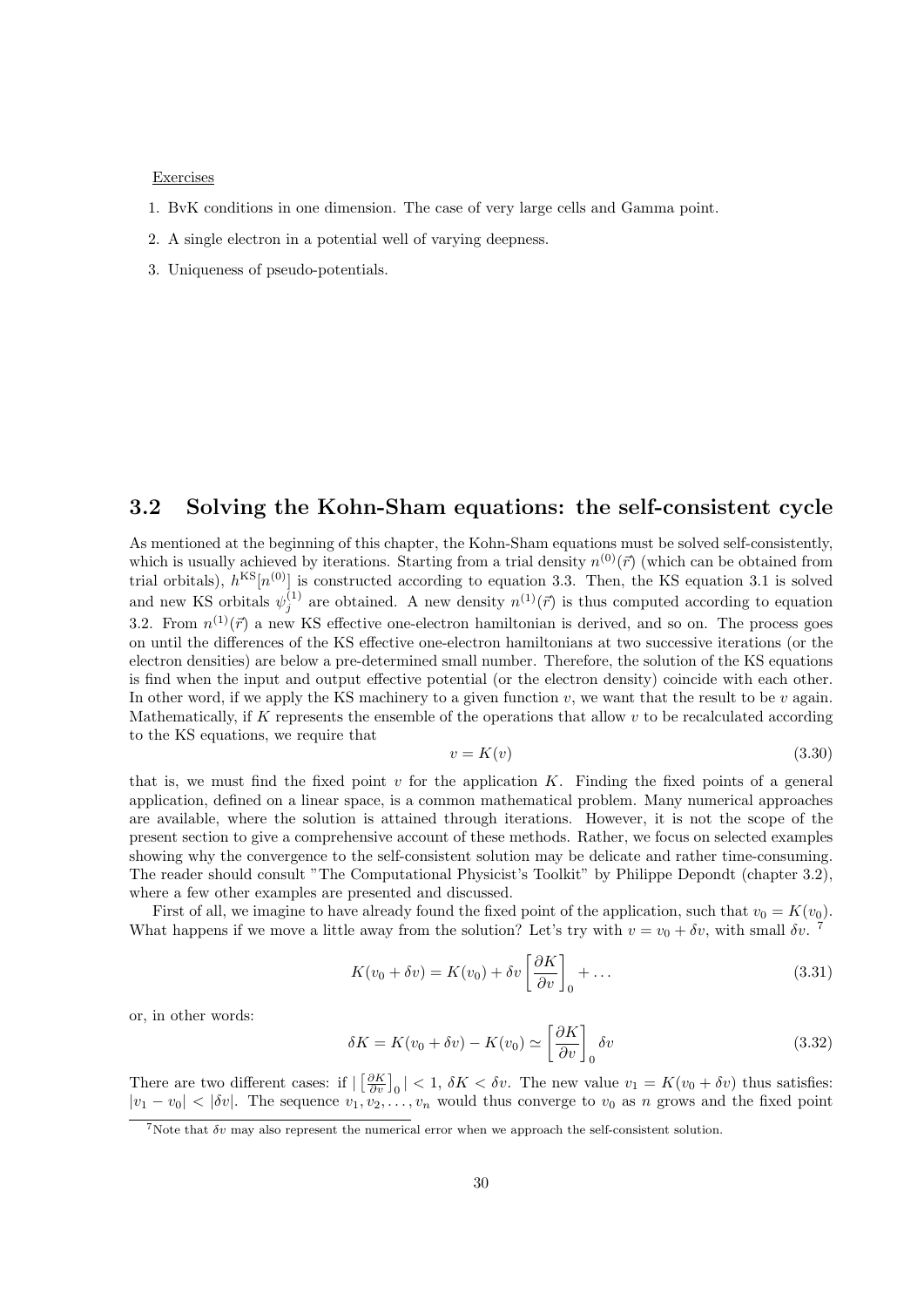Exercises

1. BvK conditions in one dimension. The case of very large cells and Gamma point.
2. A single electron in a potential well of varying deepness.
3. Uniqueness of pseudo-potentials.

## 3.2 Solving the Kohn-Sham equations: the self-consistent cycle

As mentioned at the beginning of this chapter, the Kohn-Sham equations must be solved self-consistently, which is usually achieved by iterations. Starting from a trial density $n^{(0)}(\vec{r})$ (which can be obtained from trial orbitals), $h^{\text{KS}}[n^{(0)}]$ is constructed according to equation 3.3. Then, the KS equation 3.1 is solved and new KS orbitals $\psi_j^{(1)}$ are obtained. A new density $n^{(1)}(\vec{r})$ is thus computed according to equation 3.2. From $n^{(1)}(\vec{r})$ a new KS effective one-electron hamiltonian is derived, and so on. The process goes on until the differences of the KS effective one-electron hamiltonians at two successive iterations (or the electron densities) are below a pre-determined small number. Therefore, the solution of the KS equations is find when the input and output effective potential (or the electron density) coincide with each other. In other word, if we apply the KS machinery to a given function $v$, we want that the result to be $v$ again. Mathematically, if $K$ represents the ensemble of the operations that allow $v$ to be recalculated according to the KS equations, we require that

$$v = K(v) \tag{3.30}$$

that is, we must find the fixed point $v$ for the application $K$. Finding the fixed points of a general application, defined on a linear space, is a common mathematical problem. Many numerical approaches are available, where the solution is attained through iterations. However, it is not the scope of the present section to give a comprehensive account of these methods. Rather, we focus on selected examples showing why the convergence to the self-consistent solution may be delicate and rather time-consuming. The reader should consult "The Computational Physicist's Toolkit" by Philippe Depondt (chapter 3.2), where a few other examples are presented and discussed.

First of all, we imagine to have already found the fixed point of the application, such that $v_0 = K(v_0)$. What happens if we move a little away from the solution? Let's try with $v = v_0 + \delta v$, with small $\delta v$. [7]

$$K(v_0 + \delta v) = K(v_0) + \delta v \left[\frac{\partial K}{\partial v}\right]_0 + \dots \tag{3.31}$$

or, in other words:

$$\delta K = K(v_0 + \delta v) - K(v_0) \simeq \left[\frac{\partial K}{\partial v}\right]_0 \delta v \tag{3.32}$$

There are two different cases: if $\left|\left[\frac{\partial K}{\partial v}\right]_0\right| < 1$, $\delta K < \delta v$. The new value $v_1 = K(v_0 + \delta v)$ thus satisfies: $|v_1 - v_0| < |\delta v|$. The sequence $v_1, v_2, \dots, v_n$ would thus converge to $v_0$ as $n$ grows and the fixed point

[7] Note that $\delta v$ may also represent the numerical error when we approach the self-consistent solution.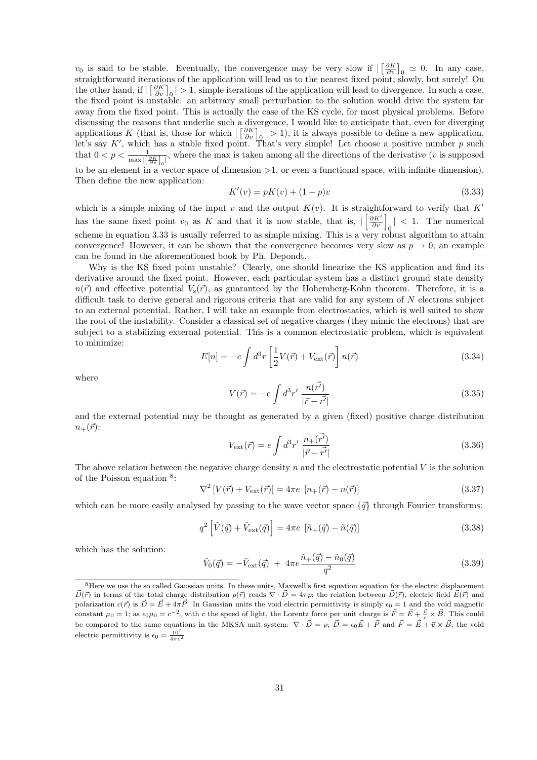$v_0$ is said to be stable. Eventually, the convergence may be very slow if $|\left[\frac{\partial K}{\partial v}\right]_0 \simeq 0$. In any case, straightforward iterations of the application will lead us to the nearest fixed point; slowly, but surely! On the other hand, if $|\left[\frac{\partial K}{\partial v}\right]_0| > 1$, simple iterations of the application will lead to divergence. In such a case, the fixed point is unstable: an arbitrary small perturbation to the solution would drive the system far away from the fixed point. This is actually the case of the KS cycle, for most physical problems. Before discussing the reasons that underlie such a divergence, I would like to anticipate that, even for diverging applications $K$ (that is, those for which $|\left[\frac{\partial K}{\partial v}\right]_0| > 1$), it is always possible to define a new application, let's say $K'$, which has a stable fixed point. That's very simple! Let choose a positive number $p$ such that $0 < p < \frac{1}{\max|\left[\frac{\partial K}{\partial v}\right]_0|}$, where the max is taken among all the directions of the derivative ($v$ is supposed to be an element in a vector space of dimension >1, or even a functional space, with infinite dimension). Then define the new application:

$$K'(v) = pK(v) + (1-p)v \tag{3.33}$$

which is a simple mixing of the input $v$ and the output $K(v)$. It is straightforward to verify that $K'$ has the same fixed point $v_0$ as $K$ and that it is now stable, that is, $|\left[\frac{\partial K'}{\partial v}\right]_0| < 1$. The numerical scheme in equation 3.33 is usually referred to as simple mixing. This is a very robust algorithm to attain convergence! However, it can be shown that the convergence becomes very slow as $p \to 0$; an example can be found in the aforementioned book by Ph. Depondt.

Why is the KS fixed point unstable? Clearly, one should linearize the KS application and find its derivative around the fixed point. However, each particular system has a distinct ground state density $n(\vec{r})$ and effective potential $V_s(\vec{r})$, as guaranteed by the Hohemberg-Kohn theorem. Therefore, it is a difficult task to derive general and rigorous criteria that are valid for any system of $N$ electrons subject to an external potential. Rather, I will take an example from electrostatics, which is well suited to show the root of the instability. Consider a classical set of negative charges (they mimic the electrons) that are subject to a stabilizing external potential. This is a common electrostatic problem, which is equivalent to minimize:

$$E[n] = -e\int d^3r \left[\frac{1}{2}V(\vec{r}) + V_{\text{ext}}(\vec{r})\right] n(\vec{r}) \tag{3.34}$$

where

$$V(\vec{r}) = -e\int d^3r' \, \frac{n(\vec{r'})}{|\vec{r} - \vec{r'}|} \tag{3.35}$$

and the external potential may be thought as generated by a given (fixed) positive charge distribution $n_+(\vec{r})$:

$$V_{\text{ext}}(\vec{r}) = e\int d^3r' \, \frac{n_+(\vec{r'})}{|\vec{r} - \vec{r'}|} \tag{3.36}$$

The above relation between the negative charge density $n$ and the electrostatic potential $V$ is the solution of the Poisson equation [8]:

$$\nabla^2 \left[V(\vec{r}) + V_{\text{ext}}(\vec{r})\right] = 4\pi e \, \left[n_+(\vec{r}) - n(\vec{r})\right] \tag{3.37}$$

which can be more easily analysed by passing to the wave vector space $\{\vec{q}\}$ through Fourier transforms:

$$q^2 \left[\tilde{V}(\vec{q}) + \tilde{V}_{\text{ext}}(\vec{q})\right] = 4\pi e \, \left[\tilde{n}_+(\vec{q}) - \tilde{n}(\vec{q})\right] \tag{3.38}$$

which has the solution:

$$\tilde{V}_0(\vec{q}) = -\tilde{V}_{\text{ext}}(\vec{q}) \; + \; 4\pi e \frac{\tilde{n}_+(\vec{q}) - \tilde{n}_0(\vec{q})}{q^2} \tag{3.39}$$

[8] Here we use the so called Gaussian units. In these units, Maxwell's first equation equation for the electric displacement $\vec{D}(\vec{r})$ in terms of the total charge distribution $\rho(\vec{r})$ reads $\nabla \cdot \vec{D} = 4\pi\rho$; the relation between $\vec{D}(\vec{r})$, electric field $\vec{E}(\vec{r})$ and polarization $c(\vec{r})$ is $\vec{D} = \vec{E} + 4\pi\vec{P}$. In Gaussian units the void electric permittivity is simply $\epsilon_0 = 1$ and the void magnetic constant $\mu_0 = 1$; as $\epsilon_0\mu_0 = c^{-2}$, with $c$ the speed of light, the Lorentz force per unit charge is $\vec{F} = \vec{E} + \frac{\vec{v}}{c} \times \vec{B}$. This could be compared to the same equations in the MKSA unit system: $\nabla \cdot \vec{D} = \rho$; $\vec{D} = \epsilon_0\vec{E} + \vec{P}$ and $\vec{F} = \vec{E} + \vec{v} \times \vec{B}$; the void electric permittivity is $\epsilon_0 = \frac{10^7}{4\pi c^2}$.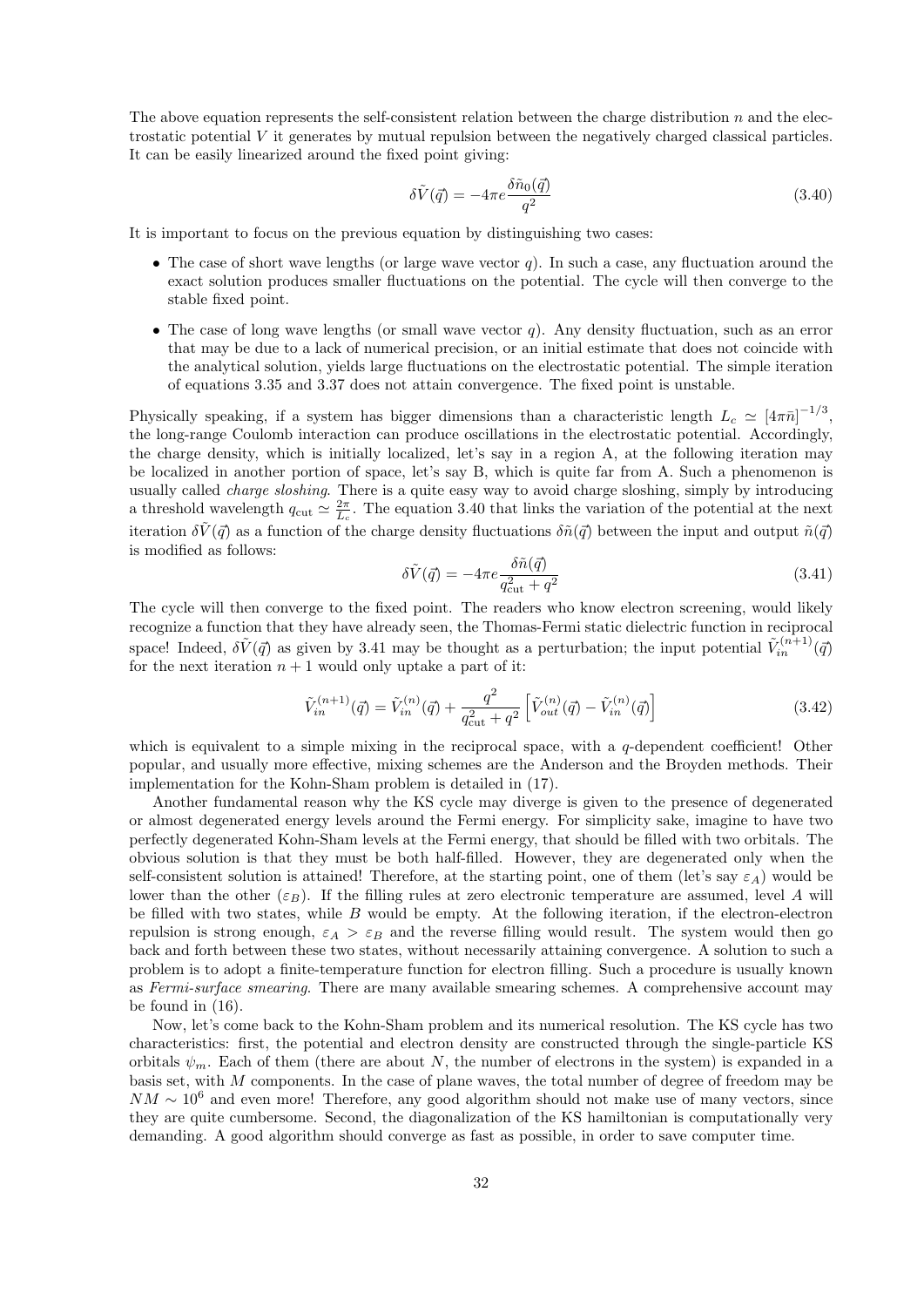The above equation represents the self-consistent relation between the charge distribution $n$ and the electrostatic potential $V$ it generates by mutual repulsion between the negatively charged classical particles. It can be easily linearized around the fixed point giving:

$$\delta\tilde{V}(\vec{q}) = -4\pi e \frac{\delta\tilde{n}_0(\vec{q})}{q^2} \tag{3.40}$$

It is important to focus on the previous equation by distinguishing two cases:

- The case of short wave lengths (or large wave vector $q$). In such a case, any fluctuation around the exact solution produces smaller fluctuations on the potential. The cycle will then converge to the stable fixed point.
- The case of long wave lengths (or small wave vector $q$). Any density fluctuation, such as an error that may be due to a lack of numerical precision, or an initial estimate that does not coincide with the analytical solution, yields large fluctuations on the electrostatic potential. The simple iteration of equations 3.35 and 3.37 does not attain convergence. The fixed point is unstable.

Physically speaking, if a system has bigger dimensions than a characteristic length $L_c \simeq [4\pi\bar{n}]^{-1/3}$, the long-range Coulomb interaction can produce oscillations in the electrostatic potential. Accordingly, the charge density, which is initially localized, let's say in a region A, at the following iteration may be localized in another portion of space, let's say B, which is quite far from A. Such a phenomenon is usually called *charge sloshing*. There is a quite easy way to avoid charge sloshing, simply by introducing a threshold wavelength $q_{\mathrm{cut}} \simeq \frac{2\pi}{L_c}$. The equation 3.40 that links the variation of the potential at the next iteration $\delta\tilde{V}(\vec{q})$ as a function of the charge density fluctuations $\delta\tilde{n}(\vec{q})$ between the input and output $\tilde{n}(\vec{q})$ is modified as follows:

$$\delta\tilde{V}(\vec{q}) = -4\pi e \frac{\delta\tilde{n}(\vec{q})}{q_{\mathrm{cut}}^2 + q^2} \tag{3.41}$$

The cycle will then converge to the fixed point. The readers who know electron screening, would likely recognize a function that they have already seen, the Thomas-Fermi static dielectric function in reciprocal space! Indeed, $\delta\tilde{V}(\vec{q})$ as given by 3.41 may be thought as a perturbation; the input potential $\tilde{V}_{in}^{(n+1)}(\vec{q})$ for the next iteration $n+1$ would only uptake a part of it:

$$\tilde{V}_{in}^{(n+1)}(\vec{q}) = \tilde{V}_{in}^{(n)}(\vec{q}) + \frac{q^2}{q_{\mathrm{cut}}^2 + q^2}\left[\tilde{V}_{out}^{(n)}(\vec{q}) - \tilde{V}_{in}^{(n)}(\vec{q})\right] \tag{3.42}$$

which is equivalent to a simple mixing in the reciprocal space, with a $q$-dependent coefficient! Other popular, and usually more effective, mixing schemes are the Anderson and the Broyden methods. Their implementation for the Kohn-Sham problem is detailed in (17).

Another fundamental reason why the KS cycle may diverge is given to the presence of degenerated or almost degenerated energy levels around the Fermi energy. For simplicity sake, imagine to have two perfectly degenerated Kohn-Sham levels at the Fermi energy, that should be filled with two orbitals. The obvious solution is that they must be both half-filled. However, they are degenerated only when the self-consistent solution is attained! Therefore, at the starting point, one of them (let's say $\varepsilon_A$) would be lower than the other ($\varepsilon_B$). If the filling rules at zero electronic temperature are assumed, level $A$ will be filled with two states, while $B$ would be empty. At the following iteration, if the electron-electron repulsion is strong enough, $\varepsilon_A > \varepsilon_B$ and the reverse filling would result. The system would then go back and forth between these two states, without necessarily attaining convergence. A solution to such a problem is to adopt a finite-temperature function for electron filling. Such a procedure is usually known as *Fermi-surface smearing*. There are many available smearing schemes. A comprehensive account may be found in (16).

Now, let's come back to the Kohn-Sham problem and its numerical resolution. The KS cycle has two characteristics: first, the potential and electron density are constructed through the single-particle KS orbitals $\psi_m$. Each of them (there are about $N$, the number of electrons in the system) is expanded in a basis set, with $M$ components. In the case of plane waves, the total number of degree of freedom may be $NM \sim 10^6$ and even more! Therefore, any good algorithm should not make use of many vectors, since they are quite cumbersome. Second, the diagonalization of the KS hamiltonian is computationally very demanding. A good algorithm should converge as fast as possible, in order to save computer time.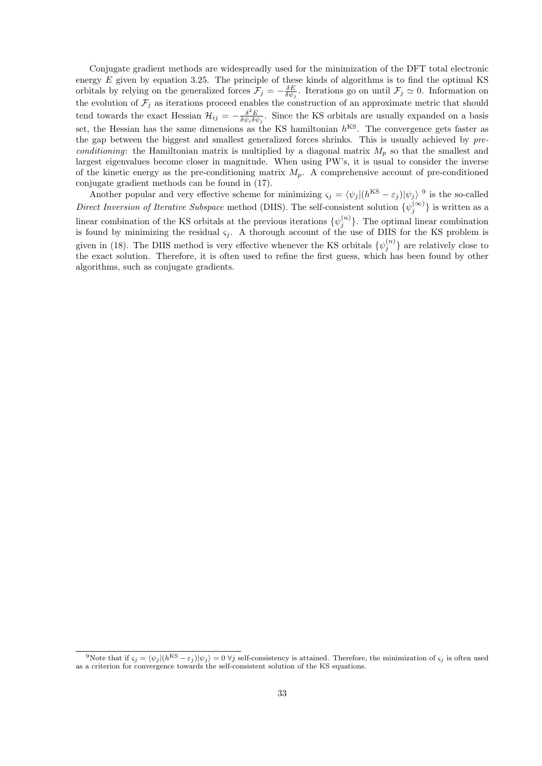Conjugate gradient methods are widespreadly used for the minimization of the DFT total electronic energy $E$ given by equation 3.25. The principle of these kinds of algorithms is to find the optimal KS orbitals by relying on the generalized forces $\mathcal{F}_j = -\frac{\delta E}{\delta \psi_j}$. Iterations go on until $\mathcal{F}_j \simeq 0$. Information on the evolution of $\mathcal{F}_j$ as iterations proceed enables the construction of an approximate metric that should tend towards the exact Hessian $\mathcal{H}_{ij} = -\frac{\delta^2 E}{\delta \psi_i \delta \psi_j}$. Since the KS orbitals are usually expanded on a basis set, the Hessian has the same dimensions as the KS hamiltonian $h^{\mathrm{KS}}$. The convergence gets faster as the gap between the biggest and smallest generalized forces shrinks. This is usually achieved by *pre-conditioning*: the Hamiltonian matrix is multiplied by a diagonal matrix $M_p$ so that the smallest and largest eigenvalues become closer in magnitude. When using PW's, it is usual to consider the inverse of the kinetic energy as the pre-conditioning matrix $M_p$. A comprehensive account of pre-conditioned conjugate gradient methods can be found in (17).

Another popular and very effective scheme for minimizing $\varsigma_j = \langle \psi_j | (h^{\mathrm{KS}} - \varepsilon_j) | \psi_j \rangle$ [9] is the so-called *Direct Inversion of Iterative Subspace* method (DIIS). The self-consistent solution $\{\psi_j^{(\infty)}\}$ is written as a linear combination of the KS orbitals at the previous iterations $\{\psi_j^{(n)}\}$. The optimal linear combination is found by minimizing the residual $\varsigma_j$. A thorough account of the use of DIIS for the KS problem is given in (18). The DIIS method is very effective whenever the KS orbitals $\{\psi_j^{(n)}\}$ are relatively close to the exact solution. Therefore, it is often used to refine the first guess, which has been found by other algorithms, such as conjugate gradients.

[9] Note that if $\varsigma_j = \langle \psi_j | (h^{\mathrm{KS}} - \varepsilon_j) | \psi_j \rangle = 0 \; \forall j$ self-consistency is attained. Therefore, the minimization of $\varsigma_j$ is often used as a criterion for convergence towards the self-consistent solution of the KS equations.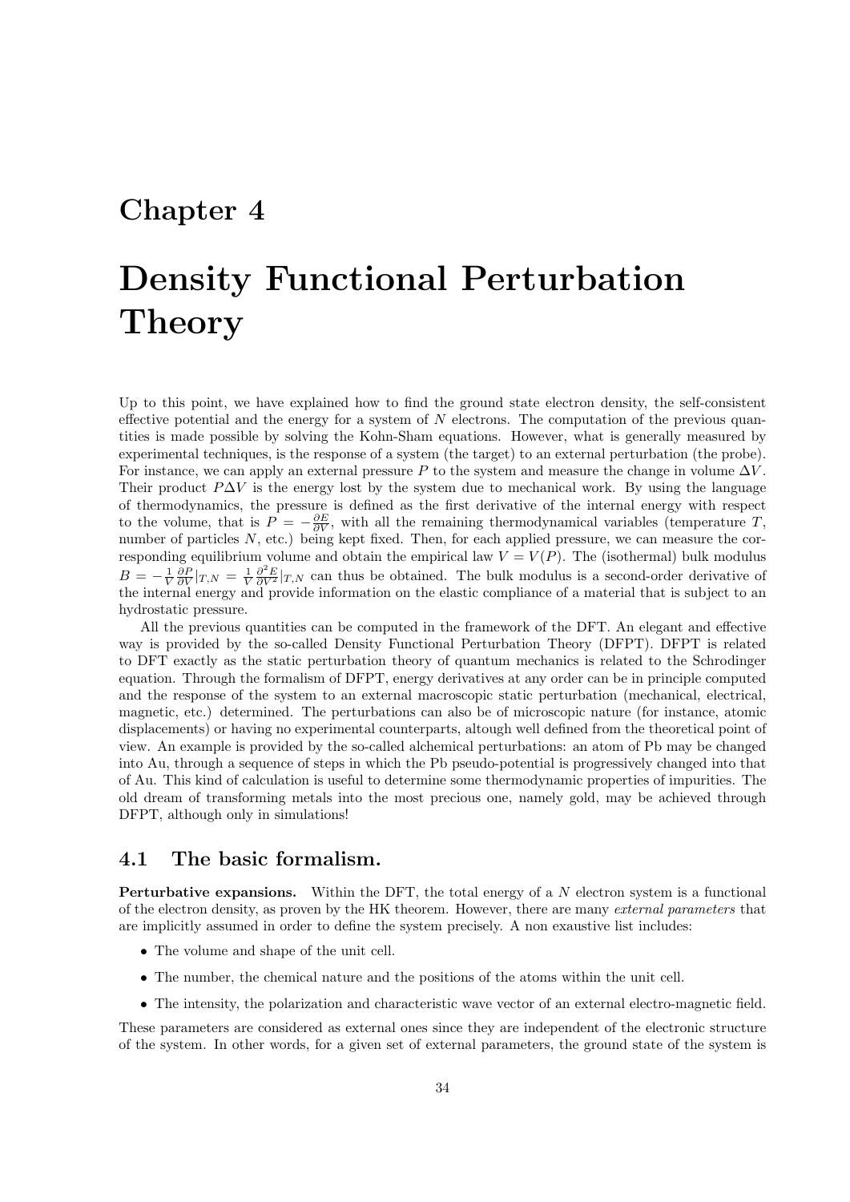# Chapter 4

# Density Functional Perturbation Theory

Up to this point, we have explained how to find the ground state electron density, the self-consistent effective potential and the energy for a system of $N$ electrons. The computation of the previous quantities is made possible by solving the Kohn-Sham equations. However, what is generally measured by experimental techniques, is the response of a system (the target) to an external perturbation (the probe). For instance, we can apply an external pressure $P$ to the system and measure the change in volume $\Delta V$. Their product $P\Delta V$ is the energy lost by the system due to mechanical work. By using the language of thermodynamics, the pressure is defined as the first derivative of the internal energy with respect to the volume, that is $P = -\frac{\partial E}{\partial V}$, with all the remaining thermodynamical variables (temperature $T$, number of particles $N$, etc.) being kept fixed. Then, for each applied pressure, we can measure the corresponding equilibrium volume and obtain the empirical law $V = V(P)$. The (isothermal) bulk modulus $B = -\frac{1}{V}\frac{\partial P}{\partial V}|_{T,N} = \frac{1}{V}\frac{\partial^2 E}{\partial V^2}|_{T,N}$ can thus be obtained. The bulk modulus is a second-order derivative of the internal energy and provide information on the elastic compliance of a material that is subject to an hydrostatic pressure.

All the previous quantities can be computed in the framework of the DFT. An elegant and effective way is provided by the so-called Density Functional Perturbation Theory (DFPT). DFPT is related to DFT exactly as the static perturbation theory of quantum mechanics is related to the Schrodinger equation. Through the formalism of DFPT, energy derivatives at any order can be in principle computed and the response of the system to an external macroscopic static perturbation (mechanical, electrical, magnetic, etc.) determined. The perturbations can also be of microscopic nature (for instance, atomic displacements) or having no experimental counterparts, altough well defined from the theoretical point of view. An example is provided by the so-called alchemical perturbations: an atom of Pb may be changed into Au, through a sequence of steps in which the Pb pseudo-potential is progressively changed into that of Au. This kind of calculation is useful to determine some thermodynamic properties of impurities. The old dream of transforming metals into the most precious one, namely gold, may be achieved through DFPT, although only in simulations!

## 4.1 The basic formalism.

**Perturbative expansions.** Within the DFT, the total energy of a $N$ electron system is a functional of the electron density, as proven by the HK theorem. However, there are many *external parameters* that are implicitly assumed in order to define the system precisely. A non exaustive list includes:

- The volume and shape of the unit cell.
- The number, the chemical nature and the positions of the atoms within the unit cell.
- The intensity, the polarization and characteristic wave vector of an external electro-magnetic field.

These parameters are considered as external ones since they are independent of the electronic structure of the system. In other words, for a given set of external parameters, the ground state of the system is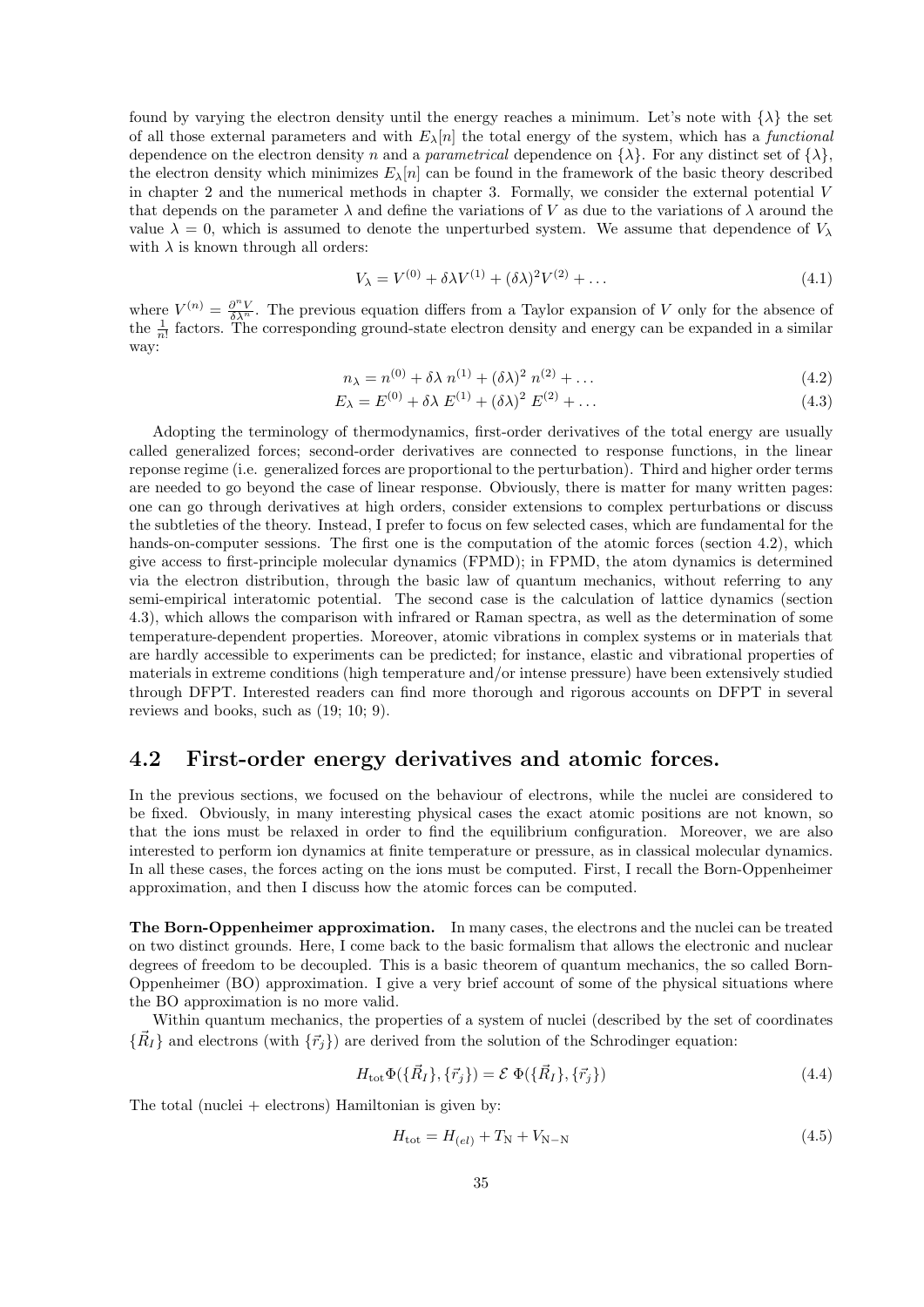found by varying the electron density until the energy reaches a minimum. Let's note with $\{\lambda\}$ the set of all those external parameters and with $E_\lambda[n]$ the total energy of the system, which has a *functional* dependence on the electron density $n$ and a *parametrical* dependence on $\{\lambda\}$. For any distinct set of $\{\lambda\}$, the electron density which minimizes $E_\lambda[n]$ can be found in the framework of the basic theory described in chapter 2 and the numerical methods in chapter 3. Formally, we consider the external potential $V$ that depends on the parameter $\lambda$ and define the variations of $V$ as due to the variations of $\lambda$ around the value $\lambda = 0$, which is assumed to denote the unperturbed system. We assume that dependence of $V_\lambda$ with $\lambda$ is known through all orders:

$$V_\lambda = V^{(0)} + \delta\lambda V^{(1)} + (\delta\lambda)^2 V^{(2)} + \ldots \tag{4.1}$$

where $V^{(n)} = \frac{\partial^n V}{\delta \lambda^n}$. The previous equation differs from a Taylor expansion of $V$ only for the absence of the $\frac{1}{n!}$ factors. The corresponding ground-state electron density and energy can be expanded in a similar way:

$$n_\lambda = n^{(0)} + \delta\lambda\; n^{(1)} + (\delta\lambda)^2\; n^{(2)} + \ldots \tag{4.2}$$

$$E_\lambda = E^{(0)} + \delta\lambda\; E^{(1)} + (\delta\lambda)^2\; E^{(2)} + \ldots \tag{4.3}$$

Adopting the terminology of thermodynamics, first-order derivatives of the total energy are usually called generalized forces; second-order derivatives are connected to response functions, in the linear reponse regime (i.e. generalized forces are proportional to the perturbation). Third and higher order terms are needed to go beyond the case of linear response. Obviously, there is matter for many written pages: one can go through derivatives at high orders, consider extensions to complex perturbations or discuss the subtleties of the theory. Instead, I prefer to focus on few selected cases, which are fundamental for the hands-on-computer sessions. The first one is the computation of the atomic forces (section 4.2), which give access to first-principle molecular dynamics (FPMD); in FPMD, the atom dynamics is determined via the electron distribution, through the basic law of quantum mechanics, without referring to any semi-empirical interatomic potential. The second case is the calculation of lattice dynamics (section 4.3), which allows the comparison with infrared or Raman spectra, as well as the determination of some temperature-dependent properties. Moreover, atomic vibrations in complex systems or in materials that are hardly accessible to experiments can be predicted; for instance, elastic and vibrational properties of materials in extreme conditions (high temperature and/or intense pressure) have been extensively studied through DFPT. Interested readers can find more thorough and rigorous accounts on DFPT in several reviews and books, such as (19; 10; 9).

## 4.2 First-order energy derivatives and atomic forces.

In the previous sections, we focused on the behaviour of electrons, while the nuclei are considered to be fixed. Obviously, in many interesting physical cases the exact atomic positions are not known, so that the ions must be relaxed in order to find the equilibrium configuration. Moreover, we are also interested to perform ion dynamics at finite temperature or pressure, as in classical molecular dynamics. In all these cases, the forces acting on the ions must be computed. First, I recall the Born-Oppenheimer approximation, and then I discuss how the atomic forces can be computed.

**The Born-Oppenheimer approximation.** In many cases, the electrons and the nuclei can be treated on two distinct grounds. Here, I come back to the basic formalism that allows the electronic and nuclear degrees of freedom to be decoupled. This is a basic theorem of quantum mechanics, the so called Born-Oppenheimer (BO) approximation. I give a very brief account of some of the physical situations where the BO approximation is no more valid.

Within quantum mechanics, the properties of a system of nuclei (described by the set of coordinates $\{\vec{R}_I\}$ and electrons (with $\{\vec{r}_j\}$) are derived from the solution of the Schrodinger equation:

$$H_{\rm tot}\Phi(\{\vec{R}_I\},\{\vec{r}_j\}) = \mathcal{E}\;\Phi(\{\vec{R}_I\},\{\vec{r}_j\}) \tag{4.4}$$

The total (nuclei + electrons) Hamiltonian is given by:

$$H_{\rm tot} = H_{(el)} + T_{\rm N} + V_{\rm N-N} \tag{4.5}$$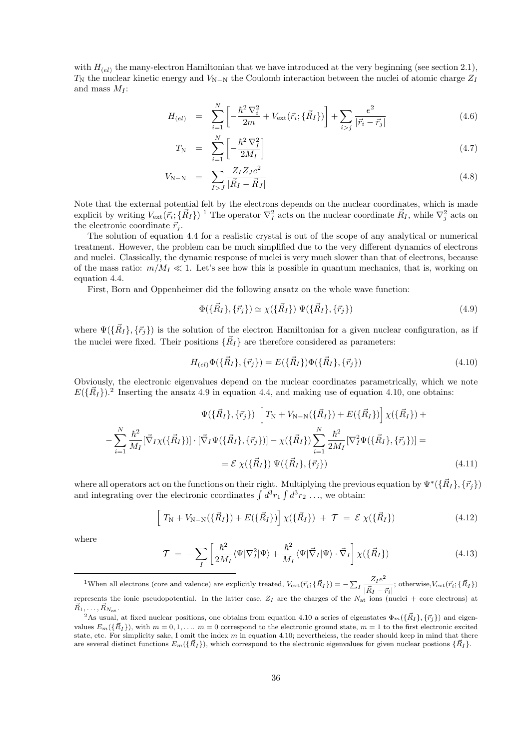with $H_{(el)}$ the many-electron Hamiltonian that we have introduced at the very beginning (see section 2.1), $T_{\rm N}$ the nuclear kinetic energy and $V_{\rm N-N}$ the Coulomb interaction between the nuclei of atomic charge $Z_I$ and mass $M_I$:

$$H_{(el)} = \sum_{i=1}^{N}\left[-\frac{\hbar^2\nabla_i^2}{2m} + V_{\rm ext}(\vec{r}_i;\{\vec{R}_I\})\right] + \sum_{i>j}\frac{e^2}{|\vec{r}_i-\vec{r}_j|} \tag{4.6}$$

$$T_{\rm N} = \sum_{i=1}^{N}\left[-\frac{\hbar^2\nabla_I^2}{2M_I}\right] \tag{4.7}$$

$$V_{\rm N-N} = \sum_{I>J}\frac{Z_IZ_Je^2}{|\vec{R}_I-\vec{R}_J|} \tag{4.8}$$

Note that the external potential felt by the electrons depends on the nuclear coordinates, which is made explicit by writing $V_{\rm ext}(\vec{r}_i;\{\vec{R}_I\})$ [1] The operator $\nabla_I^2$ acts on the nuclear coordinate $\vec{R}_I$, while $\nabla_j^2$ acts on the electronic coordinate $\vec{r}_j$.

The solution of equation 4.4 for a realistic crystal is out of the scope of any analytical or numerical treatment. However, the problem can be much simplified due to the very different dynamics of electrons and nuclei. Classically, the dynamic response of nuclei is very much slower than that of electrons, because of the mass ratio: $m/M_I \ll 1$. Let's see how this is possible in quantum mechanics, that is, working on equation 4.4.

First, Born and Oppenheimer did the following ansatz on the whole wave function:

$$\Phi(\{\vec{R}_I\},\{\vec{r}_j\}) \simeq \chi(\{\vec{R}_I\})\;\Psi(\{\vec{R}_I\},\{\vec{r}_j\}) \tag{4.9}$$

where $\Psi(\{\vec{R}_I\},\{\vec{r}_j\})$ is the solution of the electron Hamiltonian for a given nuclear configuration, as if the nuclei were fixed. Their positions $\{\vec{R}_I\}$ are therefore considered as parameters:

$$H_{(el)}\Phi(\{\vec{R}_I\},\{\vec{r}_j\}) = E(\{\vec{R}_I\})\Phi(\{\vec{R}_I\},\{\vec{r}_j\}) \tag{4.10}$$

Obviously, the electronic eigenvalues depend on the nuclear coordinates parametrically, which we note $E(\{\vec{R}_I\})$.[2] Inserting the ansatz 4.9 in equation 4.4, and making use of equation 4.10, one obtains:

$$\begin{aligned}
&\Psi(\{\vec{R}_I\},\{\vec{r}_j\})\;\Big[\,T_{\rm N}+V_{\rm N-N}(\{\vec{R}_I\})+E(\{\vec{R}_I\})\Big]\,\chi(\{\vec{R}_I\})\;+\\
&-\sum_{i=1}^{N}\frac{\hbar^2}{M_I}[\vec{\nabla}_I\chi(\{\vec{R}_I\})]\cdot[\vec{\nabla}_I\Psi(\{\vec{R}_I\},\{\vec{r}_j\})]-\chi(\{\vec{R}_I\})\sum_{i=1}^{N}\frac{\hbar^2}{2M_I}[\nabla_I^2\Psi(\{\vec{R}_I\},\{\vec{r}_j\})] =\\
&= \mathcal{E}\;\chi(\{\vec{R}_I\})\;\Psi(\{\vec{R}_I\},\{\vec{r}_j\})
\end{aligned} \tag{4.11}$$

where all operators act on the functions on their right. Multiplying the previous equation by $\Psi^*(\{\vec{R}_I\},\{\vec{r}_j\})$ and integrating over the electronic ccordinates $\int d^3r_1\int d^3r_2\,\ldots$, we obtain:

$$\Big[\,T_{\rm N}+V_{\rm N-N}(\{\vec{R}_I\})+E(\{\vec{R}_I\})\Big]\,\chi(\{\vec{R}_I\})\;+\;\mathcal{T}\;=\;\mathcal{E}\;\chi(\{\vec{R}_I\}) \tag{4.12}$$

where

$$\mathcal{T}\;=\;-\sum_I\left[\frac{\hbar^2}{2M_I}\langle\Psi|\nabla_I^2|\Psi\rangle+\frac{\hbar^2}{M_I}\langle\Psi|\vec{\nabla}_I|\Psi\rangle\cdot\vec{\nabla}_I\right]\chi(\{\vec{R}_I\}) \tag{4.13}$$

---

[1] When all electrons (core and valence) are explicitly treated, $V_{\rm ext}(\vec{r}_i;\{\vec{R}_I\}) = -\sum_I\dfrac{Z_Ie^2}{|\vec{R}_I-\vec{r}_i|}$; otherwise,$V_{\rm ext}(\vec{r}_i;\{\vec{R}_I\})$ represents the ionic pseudopotential. In the latter case, $Z_I$ are the charges of the $N_{\rm at}$ ions (nuclei + core electrons) at $\vec{R}_1,\ldots,\vec{R}_{N_{\rm at}}$.

[2] As usual, at fixed nuclear positions, one obtains from equation 4.10 a series of eigenstates $\Phi_m(\{\vec{R}_I\},\{\vec{r}_j\})$ and eigenvalues $E_m(\{\vec{R}_I\})$, with $m=0,1,\ldots$. $m=0$ correspond to the electronic ground state, $m=1$ to the first electronic excited state, etc. For simplicity sake, I omit the index $m$ in equation 4.10; nevertheless, the reader should keep in mind that there are several distinct functions $E_m(\{\vec{R}_I\})$, which correspond to the electronic eigenvalues for given nuclear postions $\{\vec{R}_I\}$.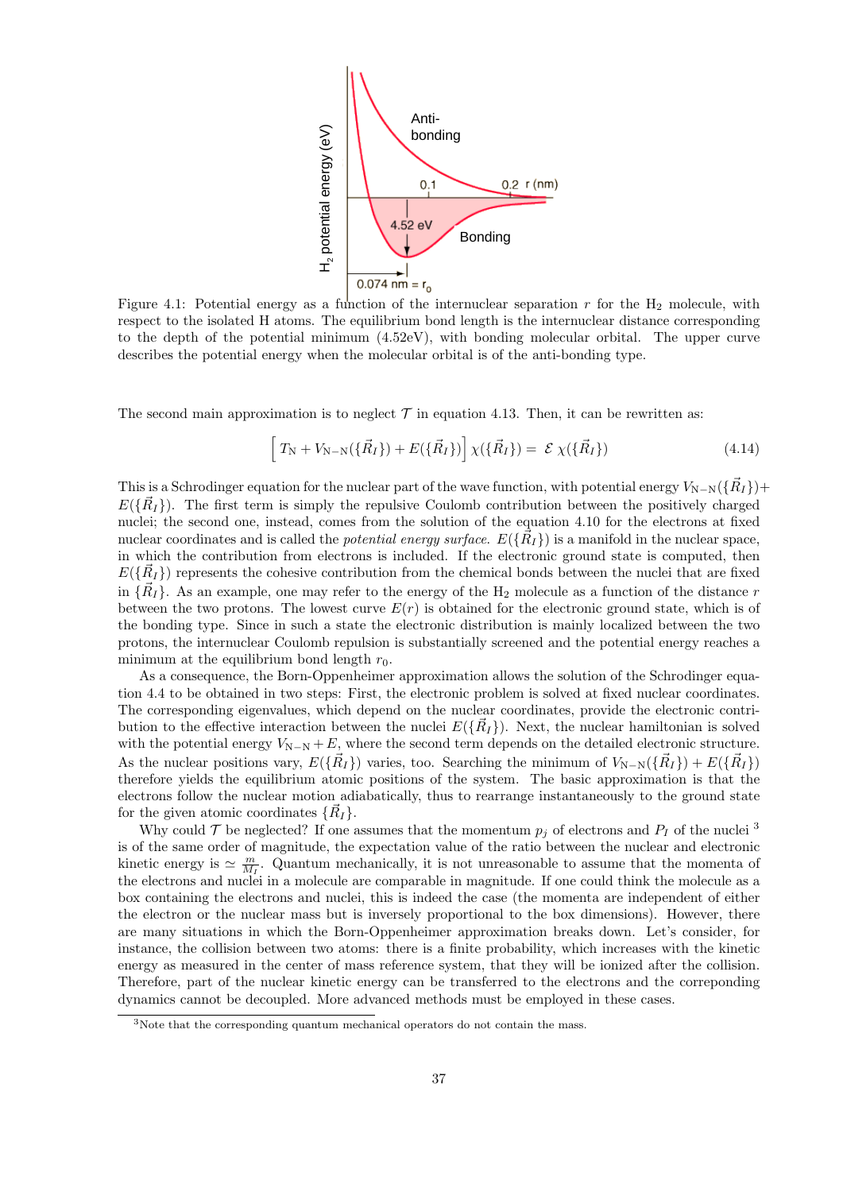Figure 4.1: Potential energy as a function of the internuclear separation $r$ for the $H_2$ molecule, with respect to the isolated H atoms. The equilibrium bond length is the internuclear distance corresponding to the depth of the potential minimum (4.52eV), with bonding molecular orbital. The upper curve describes the potential energy when the molecular orbital is of the anti-bonding type.

The second main approximation is to neglect $\mathcal{T}$ in equation 4.13. Then, it can be rewritten as:

$$\left[ T_{\rm N} + V_{\rm N-N}(\{\vec{R}_I\}) + E(\{\vec{R}_I\}) \right] \chi(\{\vec{R}_I\}) = \mathcal{E} \, \chi(\{\vec{R}_I\}) \tag{4.14}$$

This is a Schrodinger equation for the nuclear part of the wave function, with potential energy $V_{\rm N-N}(\{\vec{R}_I\}) + E(\{\vec{R}_I\})$. The first term is simply the repulsive Coulomb contribution between the positively charged nuclei; the second one, instead, comes from the solution of the equation 4.10 for the electrons at fixed nuclear coordinates and is called the *potential energy surface*. $E(\{\vec{R}_I\})$ is a manifold in the nuclear space, in which the contribution from electrons is included. If the electronic ground state is computed, then $E(\{\vec{R}_I\})$ represents the cohesive contribution from the chemical bonds between the nuclei that are fixed in $\{\vec{R}_I\}$. As an example, one may refer to the energy of the $H_2$ molecule as a function of the distance $r$ between the two protons. The lowest curve $E(r)$ is obtained for the electronic ground state, which is of the bonding type. Since in such a state the electronic distribution is mainly localized between the two protons, the internuclear Coulomb repulsion is substantially screened and the potential energy reaches a minimum at the equilibrium bond length $r_0$.

As a consequence, the Born-Oppenheimer approximation allows the solution of the Schrodinger equation 4.4 to be obtained in two steps: First, the electronic problem is solved at fixed nuclear coordinates. The corresponding eigenvalues, which depend on the nuclear coordinates, provide the electronic contribution to the effective interaction between the nuclei $E(\{\vec{R}_I\})$. Next, the nuclear hamiltonian is solved with the potential energy $V_{\rm N-N} + E$, where the second term depends on the detailed electronic structure. As the nuclear positions vary, $E(\{\vec{R}_I\})$ varies, too. Searching the minimum of $V_{\rm N-N}(\{\vec{R}_I\}) + E(\{\vec{R}_I\})$ therefore yields the equilibrium atomic positions of the system. The basic approximation is that the electrons follow the nuclear motion adiabatically, thus to rearrange instantaneously to the ground state for the given atomic coordinates $\{\vec{R}_I\}$.

Why could $\mathcal{T}$ be neglected? If one assumes that the momentum $p_j$ of electrons and $P_I$ of the nuclei [3] is of the same order of magnitude, the expectation value of the ratio between the nuclear and electronic kinetic energy is $\simeq \frac{m}{M_I}$. Quantum mechanically, it is not unreasonable to assume that the momenta of the electrons and nuclei in a molecule are comparable in magnitude. If one could think the molecule as a box containing the electrons and nuclei, this is indeed the case (the momenta are independent of either the electron or the nuclear mass but is inversely proportional to the box dimensions). However, there are many situations in which the Born-Oppenheimer approximation breaks down. Let's consider, for instance, the collision between two atoms: there is a finite probability, which increases with the kinetic energy as measured in the center of mass reference system, that they will be ionized after the collision. Therefore, part of the nuclear kinetic energy can be transferred to the electrons and the correponding dynamics cannot be decoupled. More advanced methods must be employed in these cases.

[3] Note that the corresponding quantum mechanical operators do not contain the mass.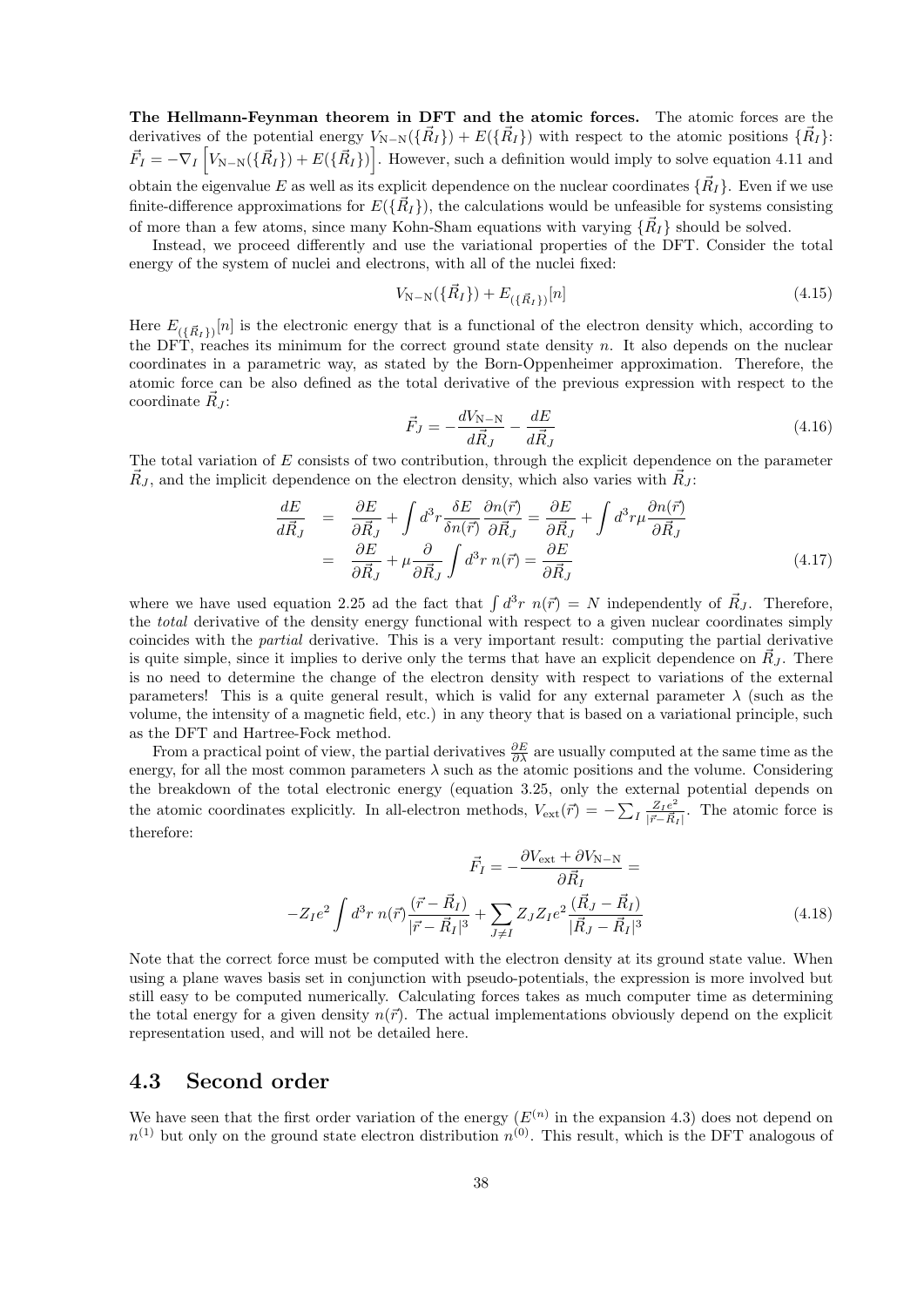**The Hellmann-Feynman theorem in DFT and the atomic forces.** The atomic forces are the derivatives of the potential energy $V_{\text{N-N}}(\{\vec{R}_I\}) + E(\{\vec{R}_I\})$ with respect to the atomic positions $\{\vec{R}_I\}$: $\vec{F}_I = -\nabla_I \left[ V_{\text{N-N}}(\{\vec{R}_I\}) + E(\{\vec{R}_I\}) \right]$. However, such a definition would imply to solve equation 4.11 and obtain the eigenvalue $E$ as well as its explicit dependence on the nuclear coordinates $\{\vec{R}_I\}$. Even if we use finite-difference approximations for $E(\{\vec{R}_I\})$, the calculations would be unfeasible for systems consisting of more than a few atoms, since many Kohn-Sham equations with varying $\{\vec{R}_I\}$ should be solved.

Instead, we proceed differently and use the variational properties of the DFT. Consider the total energy of the system of nuclei and electrons, with all of the nuclei fixed:

$$V_{\text{N-N}}(\{\vec{R}_I\}) + E_{(\{\vec{R}_I\})}[n] \tag{4.15}$$

Here $E_{(\{\vec{R}_I\})}[n]$ is the electronic energy that is a functional of the electron density which, according to the DFT, reaches its minimum for the correct ground state density $n$. It also depends on the nuclear coordinates in a parametric way, as stated by the Born-Oppenheimer approximation. Therefore, the atomic force can be also defined as the total derivative of the previous expression with respect to the coordinate $\vec{R}_J$:

$$\vec{F}_J = -\frac{dV_{\text{N-N}}}{d\vec{R}_J} - \frac{dE}{d\vec{R}_J} \tag{4.16}$$

The total variation of $E$ consists of two contribution, through the explicit dependence on the parameter $\vec{R}_J$, and the implicit dependence on the electron density, which also varies with $\vec{R}_J$:

$$\begin{aligned}
\frac{dE}{d\vec{R}_J} &= \frac{\partial E}{\partial \vec{R}_J} + \int d^3r \frac{\delta E}{\delta n(\vec{r})} \frac{\partial n(\vec{r})}{\partial \vec{R}_J} = \frac{\partial E}{\partial \vec{R}_J} + \int d^3r \mu \frac{\partial n(\vec{r})}{\partial \vec{R}_J} \\
&= \frac{\partial E}{\partial \vec{R}_J} + \mu \frac{\partial}{\partial \vec{R}_J} \int d^3r \; n(\vec{r}) = \frac{\partial E}{\partial \vec{R}_J}
\end{aligned} \tag{4.17}$$

where we have used equation 2.25 ad the fact that $\int d^3r \; n(\vec{r}) = N$ independently of $\vec{R}_J$. Therefore, the *total* derivative of the density energy functional with respect to a given nuclear coordinates simply coincides with the *partial* derivative. This is a very important result: computing the partial derivative is quite simple, since it implies to derive only the terms that have an explicit dependence on $\vec{R}_J$. There is no need to determine the change of the electron density with respect to variations of the external parameters! This is a quite general result, which is valid for any external parameter $\lambda$ (such as the volume, the intensity of a magnetic field, etc.) in any theory that is based on a variational principle, such as the DFT and Hartree-Fock method.

From a practical point of view, the partial derivatives $\frac{\partial E}{\partial \lambda}$ are usually computed at the same time as the energy, for all the most common parameters $\lambda$ such as the atomic positions and the volume. Considering the breakdown of the total electronic energy (equation 3.25, only the external potential depends on the atomic coordinates explicitly. In all-electron methods, $V_{\text{ext}}(\vec{r}) = -\sum_I \frac{Z_I e^2}{|\vec{r} - \vec{R}_I|}$. The atomic force is therefore:

$$\vec{F}_I = -\frac{\partial V_{\text{ext}} + \partial V_{\text{N-N}}}{\partial \vec{R}_I} =$$

$$-Z_I e^2 \int d^3r \; n(\vec{r}) \frac{(\vec{r} - \vec{R}_I)}{|\vec{r} - \vec{R}_I|^3} + \sum_{J \neq I} Z_J Z_I e^2 \frac{(\vec{R}_J - \vec{R}_I)}{|\vec{R}_J - \vec{R}_I|^3} \tag{4.18}$$

Note that the correct force must be computed with the electron density at its ground state value. When using a plane waves basis set in conjunction with pseudo-potentials, the expression is more involved but still easy to be computed numerically. Calculating forces takes as much computer time as determining the total energy for a given density $n(\vec{r})$. The actual implementations obviously depend on the explicit representation used, and will not be detailed here.

## 4.3 Second order

We have seen that the first order variation of the energy ($E^{(n)}$ in the expansion 4.3) does not depend on $n^{(1)}$ but only on the ground state electron distribution $n^{(0)}$. This result, which is the DFT analogous of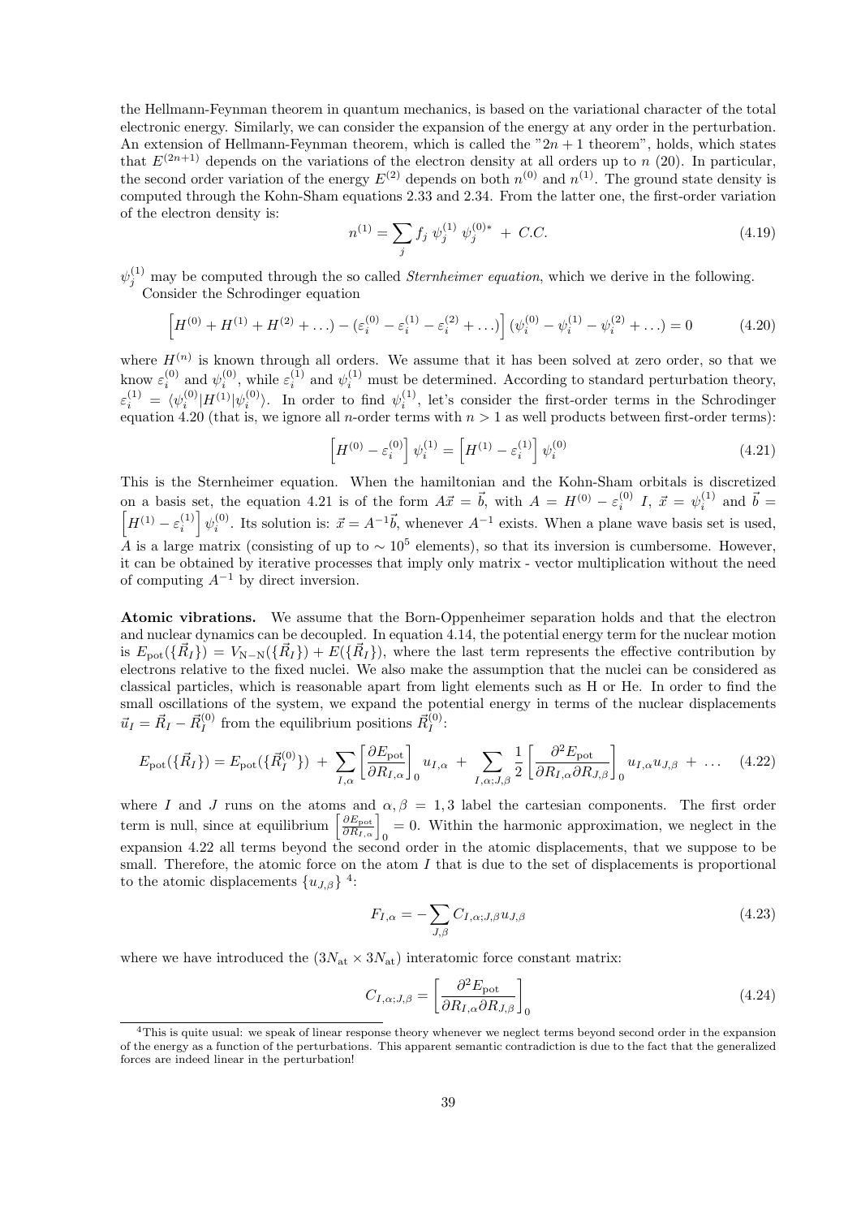the Hellmann-Feynman theorem in quantum mechanics, is based on the variational character of the total electronic energy. Similarly, we can consider the expansion of the energy at any order in the perturbation. An extension of Hellmann-Feynman theorem, which is called the "$2n+1$ theorem", holds, which states that $E^{(2n+1)}$ depends on the variations of the electron density at all orders up to $n$ (20). In particular, the second order variation of the energy $E^{(2)}$ depends on both $n^{(0)}$ and $n^{(1)}$. The ground state density is computed through the Kohn-Sham equations 2.33 and 2.34. From the latter one, the first-order variation of the electron density is:

$$n^{(1)} = \sum_j f_j \ \psi_j^{(1)} \ \psi_j^{(0)*} \ + \ C.C. \tag{4.19}$$

$\psi_j^{(1)}$ may be computed through the so called *Sternheimer equation*, which we derive in the following.

Consider the Schrodinger equation

$$\left[H^{(0)} + H^{(1)} + H^{(2)} + \ldots\right) - (\varepsilon_i^{(0)} - \varepsilon_i^{(1)} - \varepsilon_i^{(2)} + \ldots\right] (\psi_i^{(0)} - \psi_i^{(1)} - \psi_i^{(2)} + \ldots) = 0 \tag{4.20}$$

where $H^{(n)}$ is known through all orders. We assume that it has been solved at zero order, so that we know $\varepsilon_i^{(0)}$ and $\psi_i^{(0)}$, while $\varepsilon_i^{(1)}$ and $\psi_i^{(1)}$ must be determined. According to standard perturbation theory, $\varepsilon_i^{(1)} = \langle\psi_i^{(0)}|H^{(1)}|\psi_i^{(0)}\rangle$. In order to find $\psi_i^{(1)}$, let's consider the first-order terms in the Schrodinger equation 4.20 (that is, we ignore all $n$-order terms with $n > 1$ as well products between first-order terms):

$$\left[H^{(0)} - \varepsilon_i^{(0)}\right] \psi_i^{(1)} = \left[H^{(1)} - \varepsilon_i^{(1)}\right] \psi_i^{(0)} \tag{4.21}$$

This is the Sternheimer equation. When the hamiltonian and the Kohn-Sham orbitals is discretized on a basis set, the equation 4.21 is of the form $A\vec{x} = \vec{b}$, with $A = H^{(0)} - \varepsilon_i^{(0)} \ I$, $\vec{x} = \psi_i^{(1)}$ and $\vec{b} = \left[H^{(1)} - \varepsilon_i^{(1)}\right] \psi_i^{(0)}$. Its solution is: $\vec{x} = A^{-1}\vec{b}$, whenever $A^{-1}$ exists. When a plane wave basis set is used, $A$ is a large matrix (consisting of up to $\sim 10^5$ elements), so that its inversion is cumbersome. However, it can be obtained by iterative processes that imply only matrix - vector multiplication without the need of computing $A^{-1}$ by direct inversion.

**Atomic vibrations.** We assume that the Born-Oppenheimer separation holds and that the electron and nuclear dynamics can be decoupled. In equation 4.14, the potential energy term for the nuclear motion is $E_{\rm pot}(\{\vec{R}_I\}) = V_{\rm N-N}(\{\vec{R}_I\}) + E(\{\vec{R}_I\})$, where the last term represents the effective contribution by electrons relative to the fixed nuclei. We also make the assumption that the nuclei can be considered as classical particles, which is reasonable apart from light elements such as H or He. In order to find the small oscillations of the system, we expand the potential energy in terms of the nuclear displacements $\vec{u}_I = \vec{R}_I - \vec{R}_I^{(0)}$ from the equilibrium positions $\vec{R}_I^{(0)}$:

$$E_{\rm pot}(\{\vec{R}_I\}) = E_{\rm pot}(\{\vec{R}_I^{(0)}\}) \ + \ \sum_{I,\alpha} \left[\frac{\partial E_{\rm pot}}{\partial R_{I,\alpha}}\right]_0 u_{I,\alpha} \ + \ \sum_{I,\alpha;J,\beta} \frac{1}{2} \left[\frac{\partial^2 E_{\rm pot}}{\partial R_{I,\alpha} \partial R_{J,\beta}}\right]_0 u_{I,\alpha} u_{J,\beta} \ + \ \ldots \tag{4.22}$$

where $I$ and $J$ runs on the atoms and $\alpha, \beta = 1,3$ label the cartesian components. The first order term is null, since at equilibrium $\left[\frac{\partial E_{\rm pot}}{\partial R_{I,\alpha}}\right]_0 = 0$. Within the harmonic approximation, we neglect in the expansion 4.22 all terms beyond the second order in the atomic displacements, that we suppose to be small. Therefore, the atomic force on the atom $I$ that is due to the set of displacements is proportional to the atomic displacements $\{u_{J,\beta}\}$ [4]:

$$F_{I,\alpha} = -\sum_{J,\beta} C_{I,\alpha;J,\beta} u_{J,\beta} \tag{4.23}$$

where we have introduced the $(3N_{\rm at} \times 3N_{\rm at})$ interatomic force constant matrix:

$$C_{I,\alpha;J,\beta} = \left[\frac{\partial^2 E_{\rm pot}}{\partial R_{I,\alpha} \partial R_{J,\beta}}\right]_0 \tag{4.24}$$

[4] This is quite usual: we speak of linear response theory whenever we neglect terms beyond second order in the expansion of the energy as a function of the perturbations. This apparent semantic contradiction is due to the fact that the generalized forces are indeed linear in the perturbation!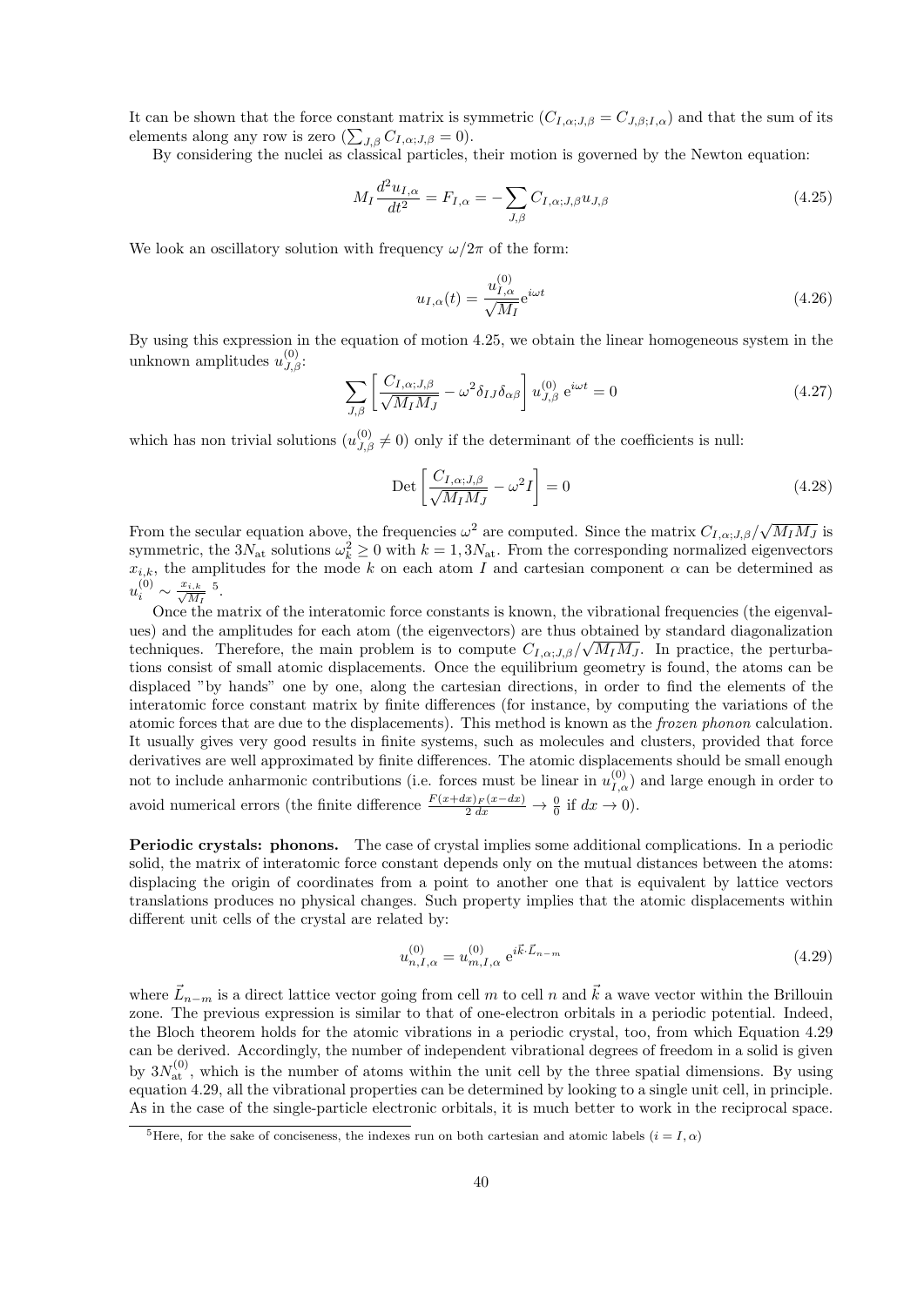It can be shown that the force constant matrix is symmetric ($C_{I,\alpha;J,\beta} = C_{J,\beta;I,\alpha}$) and that the sum of its elements along any row is zero ($\sum_{J,\beta} C_{I,\alpha;J,\beta} = 0$).

By considering the nuclei as classical particles, their motion is governed by the Newton equation:

$$M_I \frac{d^2 u_{I,\alpha}}{dt^2} = F_{I,\alpha} = -\sum_{J,\beta} C_{I,\alpha;J,\beta} u_{J,\beta} \tag{4.25}$$

We look an oscillatory solution with frequency $\omega/2\pi$ of the form:

$$u_{I,\alpha}(t) = \frac{u^{(0)}_{I,\alpha}}{\sqrt{M_I}} e^{i\omega t} \tag{4.26}$$

By using this expression in the equation of motion 4.25, we obtain the linear homogeneous system in the unknown amplitudes $u^{(0)}_{J,\beta}$:

$$\sum_{J,\beta} \left[ \frac{C_{I,\alpha;J,\beta}}{\sqrt{M_I M_J}} - \omega^2 \delta_{IJ}\delta_{\alpha\beta} \right] u^{(0)}_{J,\beta}\, e^{i\omega t} = 0 \tag{4.27}$$

which has non trivial solutions ($u^{(0)}_{J,\beta} \neq 0$) only if the determinant of the coefficients is null:

$$\text{Det}\left[ \frac{C_{I,\alpha;J,\beta}}{\sqrt{M_I M_J}} - \omega^2 I \right] = 0 \tag{4.28}$$

From the secular equation above, the frequencies $\omega^2$ are computed. Since the matrix $C_{I,\alpha;J,\beta}/\sqrt{M_I M_J}$ is symmetric, the $3N_{\text{at}}$ solutions $\omega_k^2 \geq 0$ with $k = 1, 3N_{\text{at}}$. From the corresponding normalized eigenvectors $x_{i,k}$, the amplitudes for the mode $k$ on each atom $I$ and cartesian component $\alpha$ can be determined as $u_i^{(0)} \sim \frac{x_{i,k}}{\sqrt{M_I}}$ [5].

Once the matrix of the interatomic force constants is known, the vibrational frequencies (the eigenvalues) and the amplitudes for each atom (the eigenvectors) are thus obtained by standard diagonalization techniques. Therefore, the main problem is to compute $C_{I,\alpha;J,\beta}/\sqrt{M_I M_J}$. In practice, the perturbations consist of small atomic displacements. Once the equilibrium geometry is found, the atoms can be displaced "by hands" one by one, along the cartesian directions, in order to find the elements of the interatomic force constant matrix by finite differences (for instance, by computing the variations of the atomic forces that are due to the displacements). This method is known as the *frozen phonon* calculation. It usually gives very good results in finite systems, such as molecules and clusters, provided that force derivatives are well approximated by finite differences. The atomic displacements should be small enough not to include anharmonic contributions (i.e. forces must be linear in $u^{(0)}_{I,\alpha}$) and large enough in order to avoid numerical errors (the finite difference $\frac{F(x+dx)_F(x-dx)}{2\,dx} \to \frac{0}{0}$ if $dx \to 0$).

**Periodic crystals: phonons.** The case of crystal implies some additional complications. In a periodic solid, the matrix of interatomic force constant depends only on the mutual distances between the atoms: displacing the origin of coordinates from a point to another one that is equivalent by lattice vectors translations produces no physical changes. Such property implies that the atomic displacements within different unit cells of the crystal are related by:

$$u^{(0)}_{n,I,\alpha} = u^{(0)}_{m,I,\alpha}\, e^{i\vec{k}\cdot\vec{L}_{n-m}} \tag{4.29}$$

where $\vec{L}_{n-m}$ is a direct lattice vector going from cell $m$ to cell $n$ and $\vec{k}$ a wave vector within the Brillouin zone. The previous expression is similar to that of one-electron orbitals in a periodic potential. Indeed, the Bloch theorem holds for the atomic vibrations in a periodic crystal, too, from which Equation 4.29 can be derived. Accordingly, the number of independent vibrational degrees of freedom in a solid is given by $3N^{(0)}_{\text{at}}$, which is the number of atoms within the unit cell by the three spatial dimensions. By using equation 4.29, all the vibrational properties can be determined by looking to a single unit cell, in principle. As in the case of the single-particle electronic orbitals, it is much better to work in the reciprocal space.

[5] Here, for the sake of conciseness, the indexes run on both cartesian and atomic labels ($i = I, \alpha$)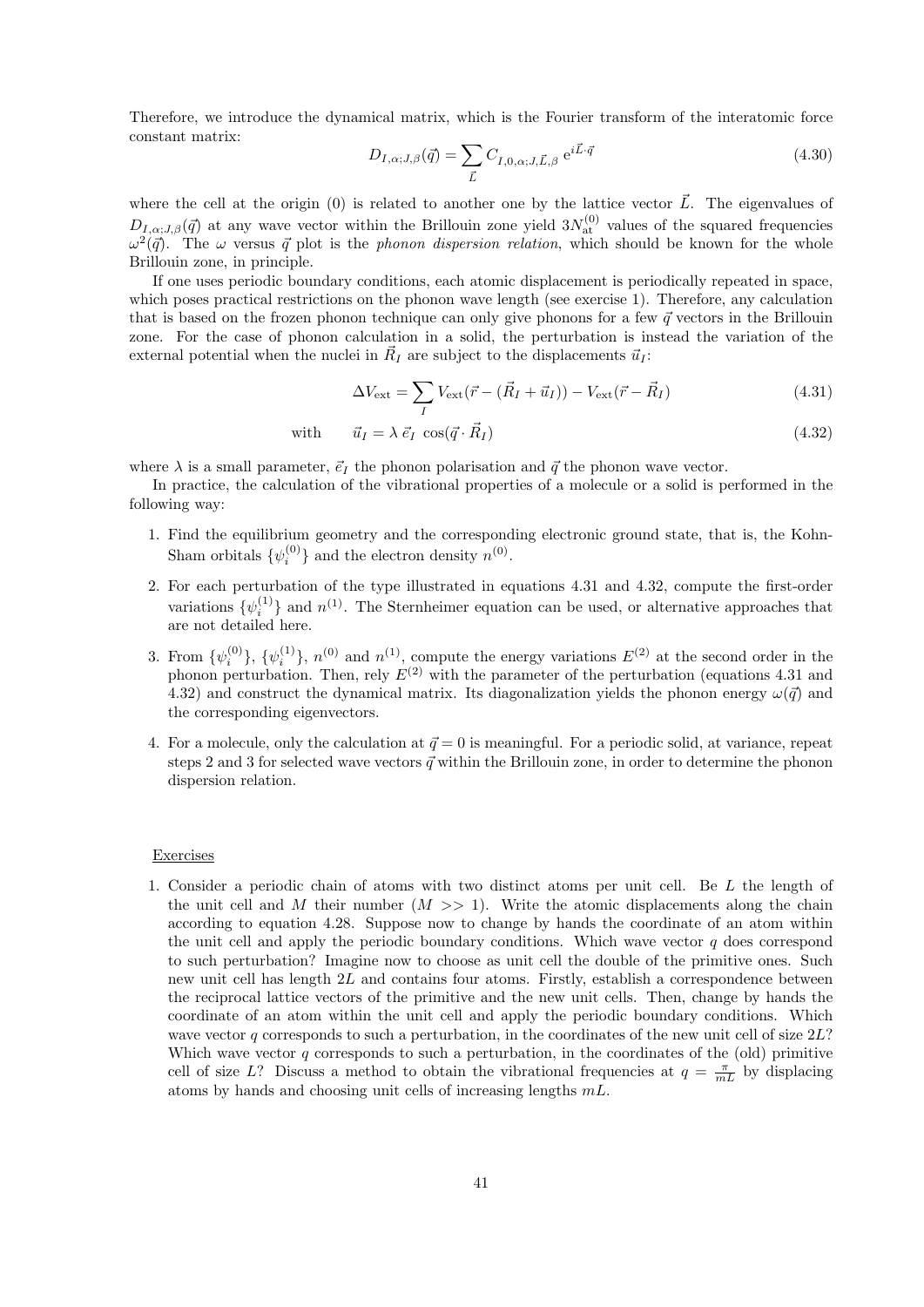Therefore, we introduce the dynamical matrix, which is the Fourier transform of the interatomic force constant matrix:

$$D_{I,\alpha;J,\beta}(\vec{q}) = \sum_{\vec{L}} C_{I,0,\alpha;J,\vec{L},\beta} \; e^{i\vec{L}\cdot\vec{q}} \tag{4.30}$$

where the cell at the origin (0) is related to another one by the lattice vector $\vec{L}$. The eigenvalues of $D_{I,\alpha;J,\beta}(\vec{q})$ at any wave vector within the Brillouin zone yield $3N_{\text{at}}^{(0)}$ values of the squared frequencies $\omega^2(\vec{q})$. The $\omega$ versus $\vec{q}$ plot is the *phonon dispersion relation*, which should be known for the whole Brillouin zone, in principle.

If one uses periodic boundary conditions, each atomic displacement is periodically repeated in space, which poses practical restrictions on the phonon wave length (see exercise 1). Therefore, any calculation that is based on the frozen phonon technique can only give phonons for a few $\vec{q}$ vectors in the Brillouin zone. For the case of phonon calculation in a solid, the perturbation is instead the variation of the external potential when the nuclei in $\vec{R}_I$ are subject to the displacements $\vec{u}_I$:

$$\Delta V_{\text{ext}} = \sum_I V_{\text{ext}}(\vec{r} - (\vec{R}_I + \vec{u}_I)) - V_{\text{ext}}(\vec{r} - \vec{R}_I) \tag{4.31}$$

$$\text{with} \qquad \vec{u}_I = \lambda \, \vec{e}_I \, \cos(\vec{q} \cdot \vec{R}_I) \tag{4.32}$$

where $\lambda$ is a small parameter, $\vec{e}_I$ the phonon polarisation and $\vec{q}$ the phonon wave vector.

In practice, the calculation of the vibrational properties of a molecule or a solid is performed in the following way:

1. Find the equilibrium geometry and the corresponding electronic ground state, that is, the Kohn-Sham orbitals $\{\psi_i^{(0)}\}$ and the electron density $n^{(0)}$.
2. For each perturbation of the type illustrated in equations 4.31 and 4.32, compute the first-order variations $\{\psi_i^{(1)}\}$ and $n^{(1)}$. The Sternheimer equation can be used, or alternative approaches that are not detailed here.
3. From $\{\psi_i^{(0)}\}$, $\{\psi_i^{(1)}\}$, $n^{(0)}$ and $n^{(1)}$, compute the energy variations $E^{(2)}$ at the second order in the phonon perturbation. Then, rely $E^{(2)}$ with the parameter of the perturbation (equations 4.31 and 4.32) and construct the dynamical matrix. Its diagonalization yields the phonon energy $\omega(\vec{q})$ and the corresponding eigenvectors.
4. For a molecule, only the calculation at $\vec{q} = 0$ is meaningful. For a periodic solid, at variance, repeat steps 2 and 3 for selected wave vectors $\vec{q}$ within the Brillouin zone, in order to determine the phonon dispersion relation.

Exercises

1. Consider a periodic chain of atoms with two distinct atoms per unit cell. Be $L$ the length of the unit cell and $M$ their number ($M >> 1$). Write the atomic displacements along the chain according to equation 4.28. Suppose now to change by hands the coordinate of an atom within the unit cell and apply the periodic boundary conditions. Which wave vector $q$ does correspond to such perturbation? Imagine now to choose as unit cell the double of the primitive ones. Such new unit cell has length $2L$ and contains four atoms. Firstly, establish a correspondence between the reciprocal lattice vectors of the primitive and the new unit cells. Then, change by hands the coordinate of an atom within the unit cell and apply the periodic boundary conditions. Which wave vector $q$ corresponds to such a perturbation, in the coordinates of the new unit cell of size $2L$? Which wave vector $q$ corresponds to such a perturbation, in the coordinates of the (old) primitive cell of size $L$? Discuss a method to obtain the vibrational frequencies at $q = \frac{\pi}{mL}$ by displacing atoms by hands and choosing unit cells of increasing lengths $mL$.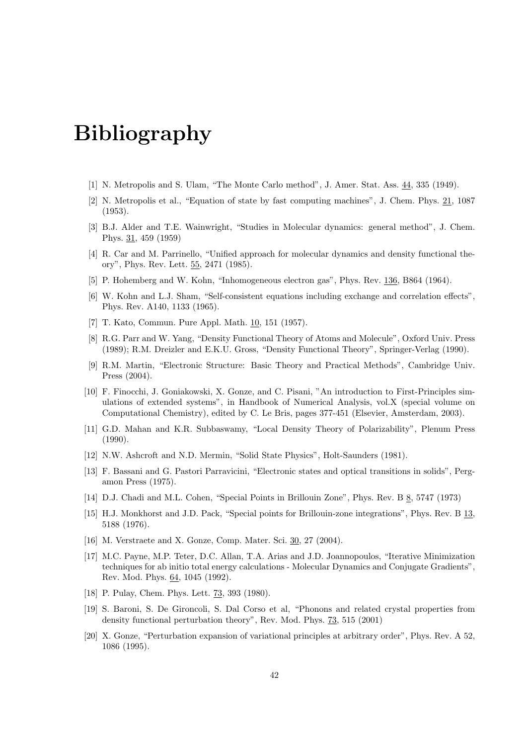# Bibliography

[1] N. Metropolis and S. Ulam, "The Monte Carlo method", J. Amer. Stat. Ass. 44, 335 (1949).

[2] N. Metropolis et al., "Equation of state by fast computing machines", J. Chem. Phys. 21, 1087 (1953).

[3] B.J. Alder and T.E. Wainwright, "Studies in Molecular dynamics: general method", J. Chem. Phys. 31, 459 (1959)

[4] R. Car and M. Parrinello, "Unified approach for molecular dynamics and density functional theory", Phys. Rev. Lett. 55, 2471 (1985).

[5] P. Hohemberg and W. Kohn, "Inhomogeneous electron gas", Phys. Rev. 136, B864 (1964).

[6] W. Kohn and L.J. Sham, "Self-consistent equations including exchange and correlation effects", Phys. Rev. A140, 1133 (1965).

[7] T. Kato, Commun. Pure Appl. Math. 10, 151 (1957).

[8] R.G. Parr and W. Yang, "Density Functional Theory of Atoms and Molecule", Oxford Univ. Press (1989); R.M. Dreizler and E.K.U. Gross, "Density Functional Theory", Springer-Verlag (1990).

[9] R.M. Martin, "Electronic Structure: Basic Theory and Practical Methods", Cambridge Univ. Press (2004).

[10] F. Finocchi, J. Goniakowski, X. Gonze, and C. Pisani, "An introduction to First-Principles simulations of extended systems", in Handbook of Numerical Analysis, vol.X (special volume on Computational Chemistry), edited by C. Le Bris, pages 377-451 (Elsevier, Amsterdam, 2003).

[11] G.D. Mahan and K.R. Subbaswamy, "Local Density Theory of Polarizability", Plenum Press (1990).

[12] N.W. Ashcroft and N.D. Mermin, "Solid State Physics", Holt-Saunders (1981).

[13] F. Bassani and G. Pastori Parravicini, "Electronic states and optical transitions in solids", Pergamon Press (1975).

[14] D.J. Chadi and M.L. Cohen, "Special Points in Brillouin Zone", Phys. Rev. B 8, 5747 (1973)

[15] H.J. Monkhorst and J.D. Pack, "Special points for Brillouin-zone integrations", Phys. Rev. B 13, 5188 (1976).

[16] M. Verstraete and X. Gonze, Comp. Mater. Sci. 30, 27 (2004).

[17] M.C. Payne, M.P. Teter, D.C. Allan, T.A. Arias and J.D. Joannopoulos, "Iterative Minimization techniques for ab initio total energy calculations - Molecular Dynamics and Conjugate Gradients", Rev. Mod. Phys. 64, 1045 (1992).

[18] P. Pulay, Chem. Phys. Lett. 73, 393 (1980).

[19] S. Baroni, S. De Gironcoli, S. Dal Corso et al, "Phonons and related crystal properties from density functional perturbation theory", Rev. Mod. Phys. 73, 515 (2001)

[20] X. Gonze, "Perturbation expansion of variational principles at arbitrary order", Phys. Rev. A 52, 1086 (1995).